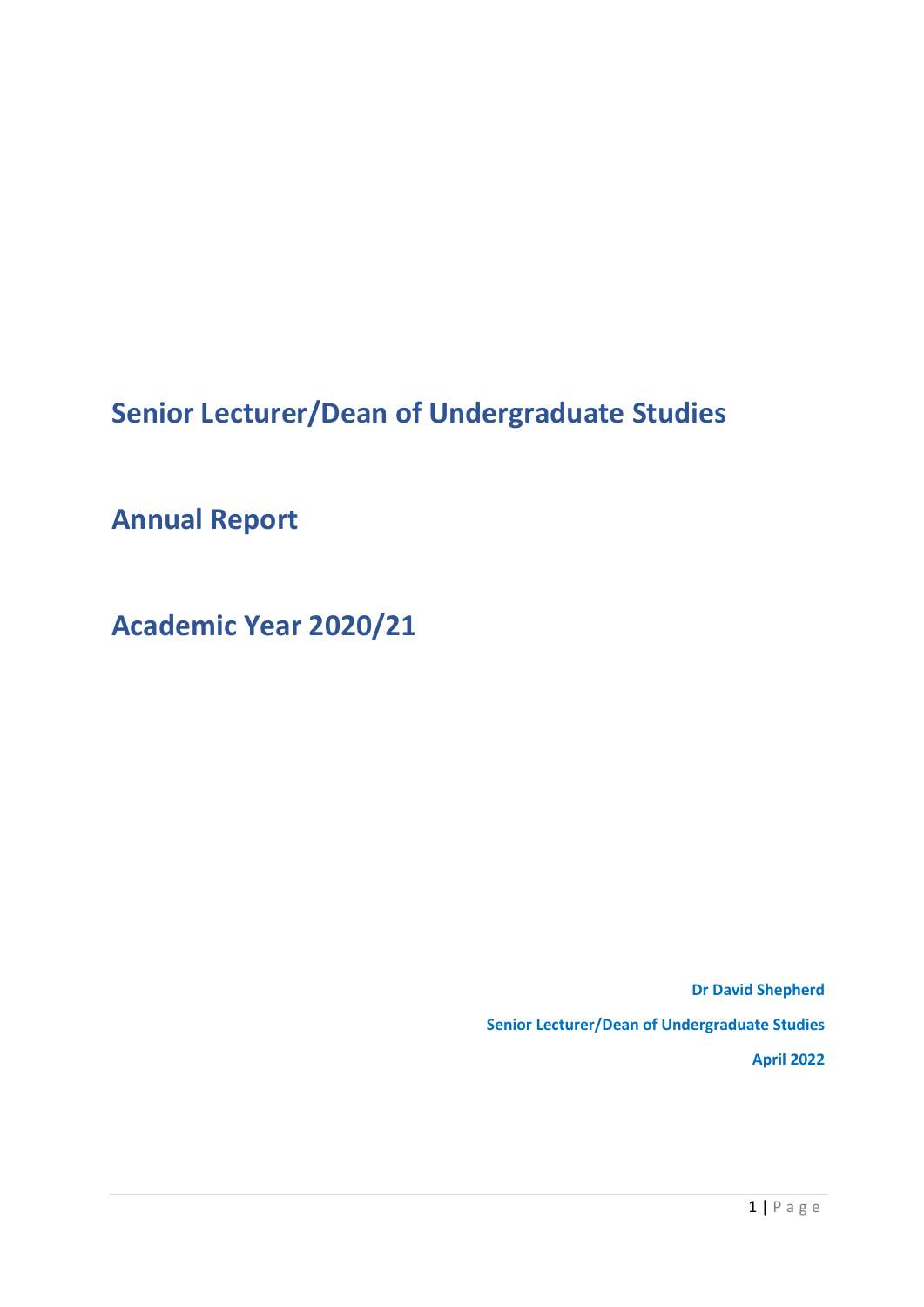# Senior Lecturer/Dean of Undergraduate Studies

# Annual Report

# Academic Year 2020/21

**Dr David Shepherd**

**Senior Lecturer/Dean of Undergraduate Studies**

**April 2022**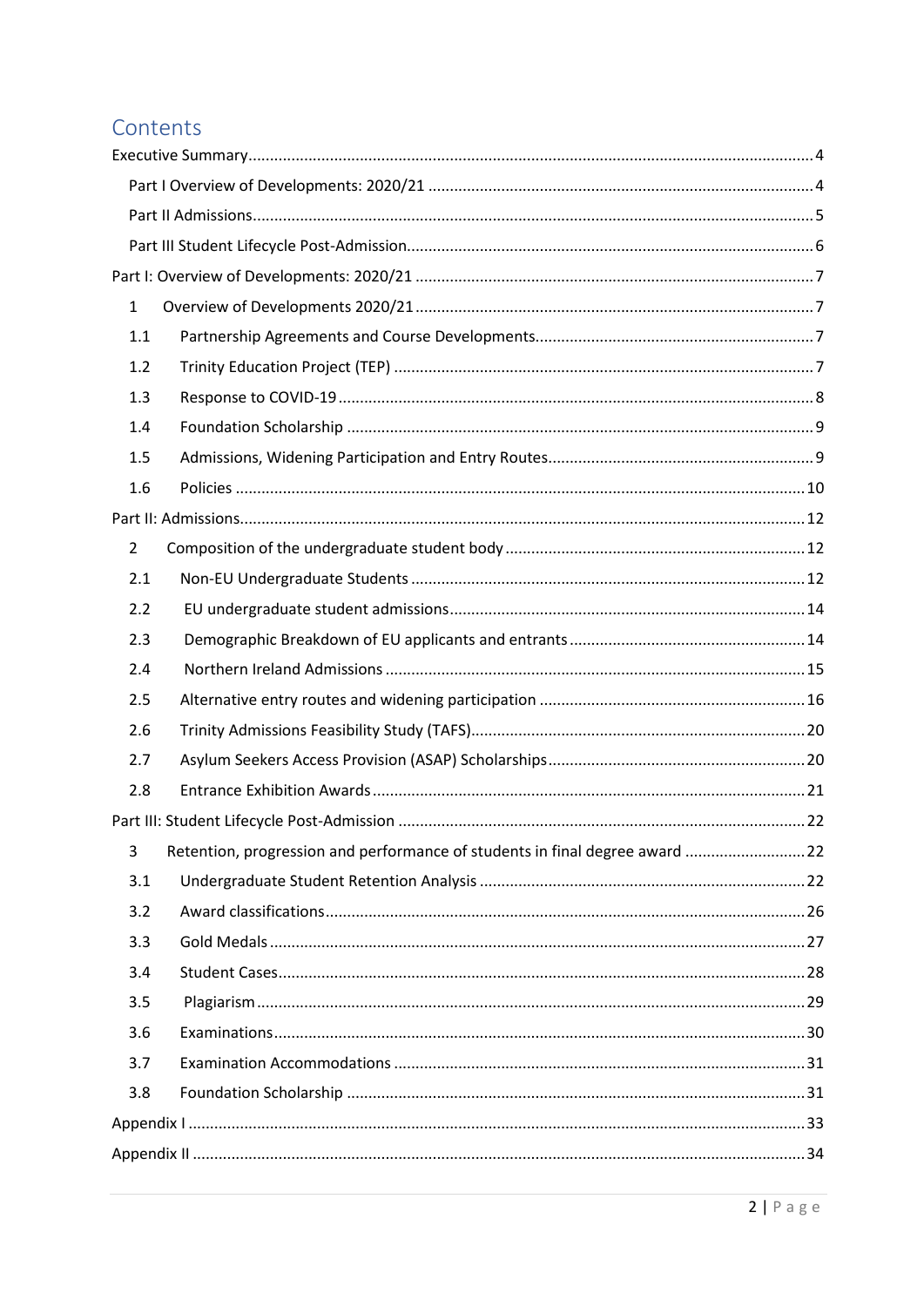# Contents

Executive Summary....................................................................................................................4

Part I Overview of Developments: 2020/21 .........................................................................4

Part II Admissions..................................................................................................................5

Part III Student Lifecycle Post-Admission..............................................................................6

Part I: Overview of Developments: 2020/21 ............................................................................7

1 Overview of Developments 2020/21 ............................................................................7

1.1 Partnership Agreements and Course Developments.................................................7

1.2 Trinity Education Project (TEP) .................................................................................7

1.3 Response to COVID-19..............................................................................................8

1.4 Foundation Scholarship ............................................................................................9

1.5 Admissions, Widening Participation and Entry Routes..............................................9

1.6 Policies ....................................................................................................................10

Part II: Admissions..................................................................................................................12

2 Composition of the undergraduate student body.....................................................12

2.1 Non-EU Undergraduate Students ...........................................................................12

2.2 EU undergraduate student admissions..................................................................14

2.3 Demographic Breakdown of EU applicants and entrants.......................................14

2.4 Northern Ireland Admissions .................................................................................15

2.5 Alternative entry routes and widening participation .............................................16

2.6 Trinity Admissions Feasibility Study (TAFS).............................................................20

2.7 Asylum Seekers Access Provision (ASAP) Scholarships...........................................20

2.8 Entrance Exhibition Awards....................................................................................21

Part III: Student Lifecycle Post-Admission ..............................................................................22

3 Retention, progression and performance of students in final degree award ............................22

3.1 Undergraduate Student Retention Analysis ............................................................22

3.2 Award classifications...............................................................................................26

3.3 Gold Medals ...........................................................................................................27

3.4 Student Cases..........................................................................................................28

3.5 Plagiarism ..............................................................................................................29

3.6 Examinations...........................................................................................................30

3.7 Examination Accommodations ...............................................................................31

3.8 Foundation Scholarship ..........................................................................................31

Appendix I ..............................................................................................................................33

Appendix II .............................................................................................................................34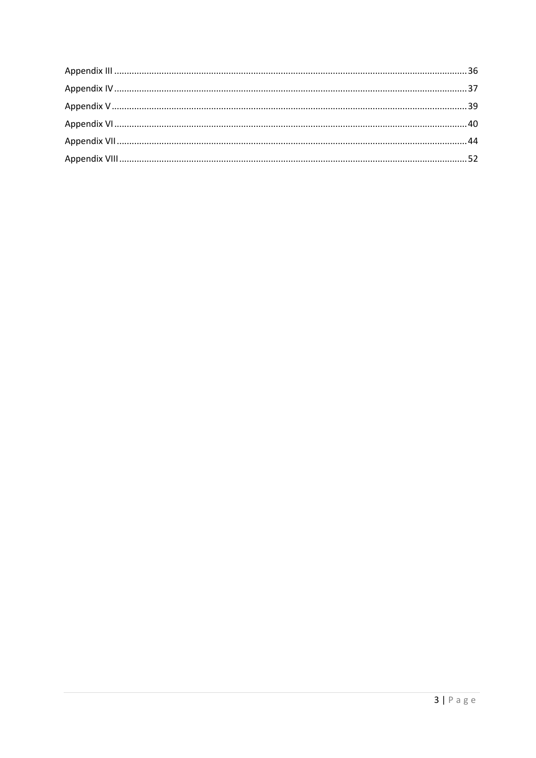Appendix III ............................................................................................................................................. 36
Appendix IV ............................................................................................................................................. 37
Appendix V .............................................................................................................................................. 39
Appendix VI ............................................................................................................................................. 40
Appendix VII ............................................................................................................................................ 44
Appendix VIII ........................................................................................................................................... 52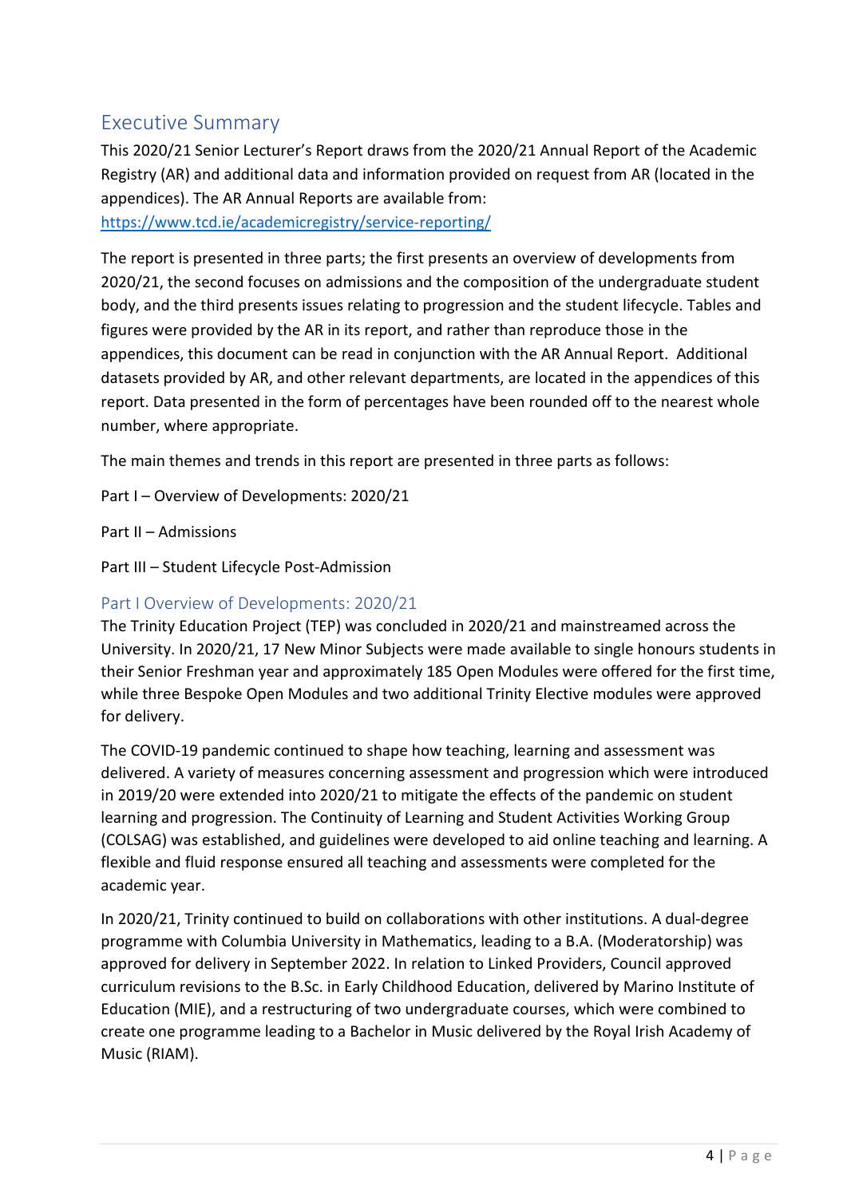## Executive Summary

This 2020/21 Senior Lecturer's Report draws from the 2020/21 Annual Report of the Academic Registry (AR) and additional data and information provided on request from AR (located in the appendices). The AR Annual Reports are available from:
https://www.tcd.ie/academicregistry/service-reporting/

The report is presented in three parts; the first presents an overview of developments from 2020/21, the second focuses on admissions and the composition of the undergraduate student body, and the third presents issues relating to progression and the student lifecycle. Tables and figures were provided by the AR in its report, and rather than reproduce those in the appendices, this document can be read in conjunction with the AR Annual Report. Additional datasets provided by AR, and other relevant departments, are located in the appendices of this report. Data presented in the form of percentages have been rounded off to the nearest whole number, where appropriate.

The main themes and trends in this report are presented in three parts as follows:

Part I – Overview of Developments: 2020/21

Part II – Admissions

Part III – Student Lifecycle Post-Admission

### Part I Overview of Developments: 2020/21

The Trinity Education Project (TEP) was concluded in 2020/21 and mainstreamed across the University. In 2020/21, 17 New Minor Subjects were made available to single honours students in their Senior Freshman year and approximately 185 Open Modules were offered for the first time, while three Bespoke Open Modules and two additional Trinity Elective modules were approved for delivery.

The COVID-19 pandemic continued to shape how teaching, learning and assessment was delivered. A variety of measures concerning assessment and progression which were introduced in 2019/20 were extended into 2020/21 to mitigate the effects of the pandemic on student learning and progression. The Continuity of Learning and Student Activities Working Group (COLSAG) was established, and guidelines were developed to aid online teaching and learning. A flexible and fluid response ensured all teaching and assessments were completed for the academic year.

In 2020/21, Trinity continued to build on collaborations with other institutions. A dual-degree programme with Columbia University in Mathematics, leading to a B.A. (Moderatorship) was approved for delivery in September 2022. In relation to Linked Providers, Council approved curriculum revisions to the B.Sc. in Early Childhood Education, delivered by Marino Institute of Education (MIE), and a restructuring of two undergraduate courses, which were combined to create one programme leading to a Bachelor in Music delivered by the Royal Irish Academy of Music (RIAM).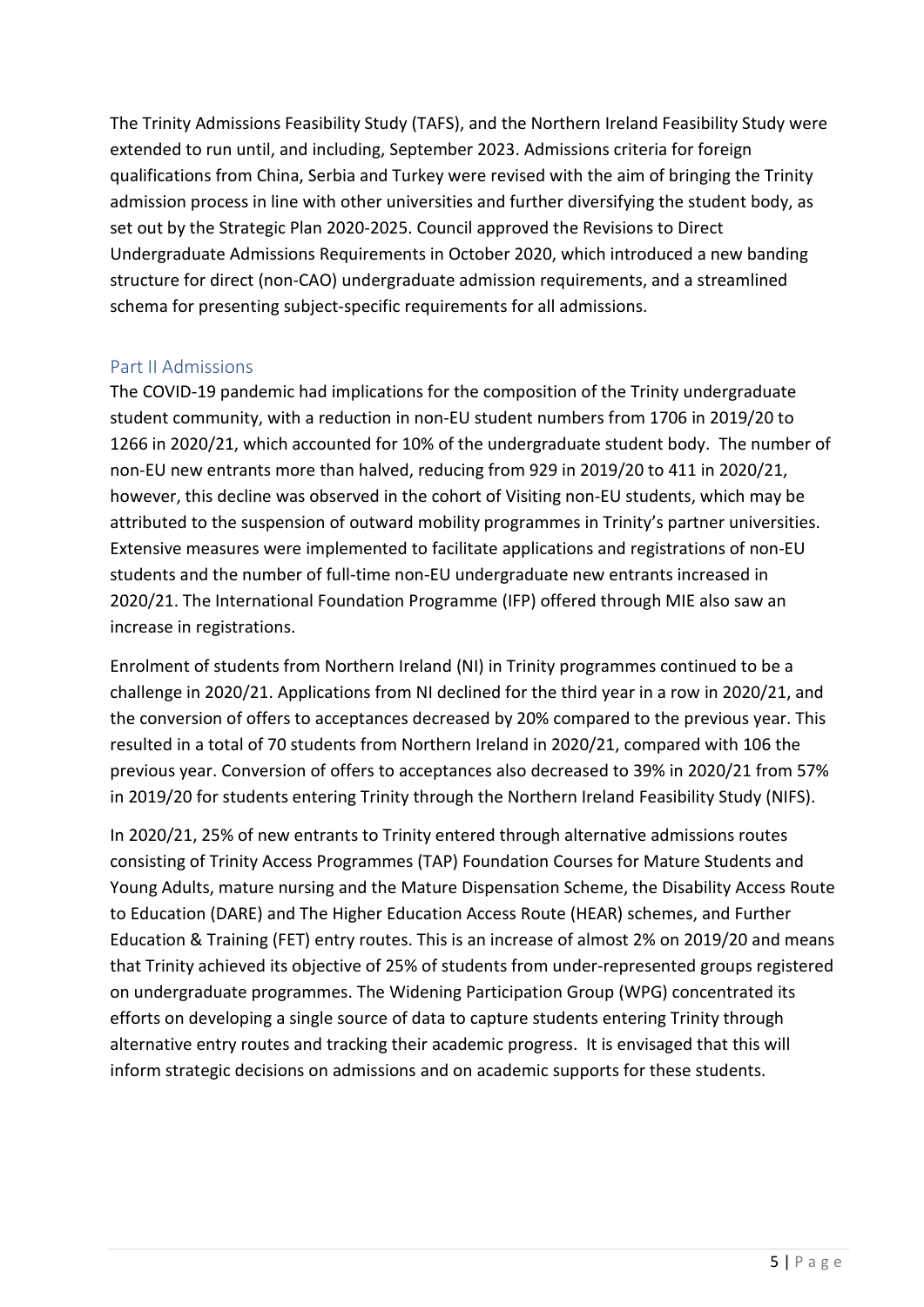The Trinity Admissions Feasibility Study (TAFS), and the Northern Ireland Feasibility Study were extended to run until, and including, September 2023. Admissions criteria for foreign qualifications from China, Serbia and Turkey were revised with the aim of bringing the Trinity admission process in line with other universities and further diversifying the student body, as set out by the Strategic Plan 2020-2025. Council approved the Revisions to Direct Undergraduate Admissions Requirements in October 2020, which introduced a new banding structure for direct (non-CAO) undergraduate admission requirements, and a streamlined schema for presenting subject-specific requirements for all admissions.

## Part II Admissions

The COVID-19 pandemic had implications for the composition of the Trinity undergraduate student community, with a reduction in non-EU student numbers from 1706 in 2019/20 to 1266 in 2020/21, which accounted for 10% of the undergraduate student body. The number of non-EU new entrants more than halved, reducing from 929 in 2019/20 to 411 in 2020/21, however, this decline was observed in the cohort of Visiting non-EU students, which may be attributed to the suspension of outward mobility programmes in Trinity's partner universities. Extensive measures were implemented to facilitate applications and registrations of non-EU students and the number of full-time non-EU undergraduate new entrants increased in 2020/21. The International Foundation Programme (IFP) offered through MIE also saw an increase in registrations.

Enrolment of students from Northern Ireland (NI) in Trinity programmes continued to be a challenge in 2020/21. Applications from NI declined for the third year in a row in 2020/21, and the conversion of offers to acceptances decreased by 20% compared to the previous year. This resulted in a total of 70 students from Northern Ireland in 2020/21, compared with 106 the previous year. Conversion of offers to acceptances also decreased to 39% in 2020/21 from 57% in 2019/20 for students entering Trinity through the Northern Ireland Feasibility Study (NIFS).

In 2020/21, 25% of new entrants to Trinity entered through alternative admissions routes consisting of Trinity Access Programmes (TAP) Foundation Courses for Mature Students and Young Adults, mature nursing and the Mature Dispensation Scheme, the Disability Access Route to Education (DARE) and The Higher Education Access Route (HEAR) schemes, and Further Education & Training (FET) entry routes. This is an increase of almost 2% on 2019/20 and means that Trinity achieved its objective of 25% of students from under-represented groups registered on undergraduate programmes. The Widening Participation Group (WPG) concentrated its efforts on developing a single source of data to capture students entering Trinity through alternative entry routes and tracking their academic progress. It is envisaged that this will inform strategic decisions on admissions and on academic supports for these students.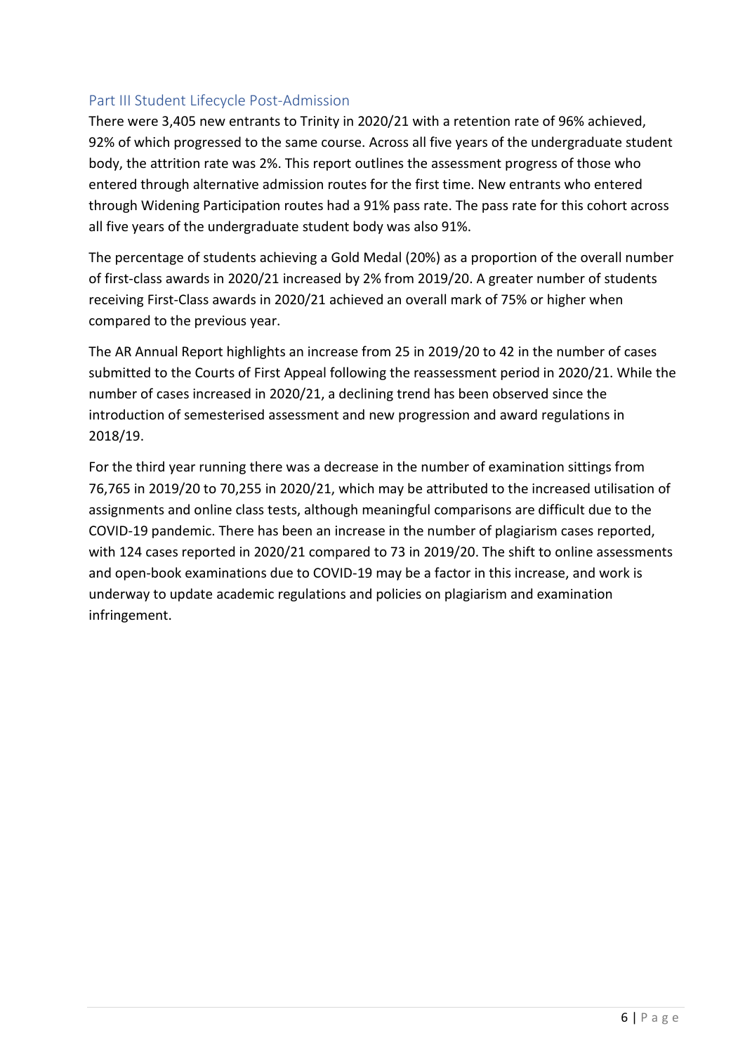## Part III Student Lifecycle Post-Admission

There were 3,405 new entrants to Trinity in 2020/21 with a retention rate of 96% achieved, 92% of which progressed to the same course. Across all five years of the undergraduate student body, the attrition rate was 2%. This report outlines the assessment progress of those who entered through alternative admission routes for the first time. New entrants who entered through Widening Participation routes had a 91% pass rate. The pass rate for this cohort across all five years of the undergraduate student body was also 91%.

The percentage of students achieving a Gold Medal (20%) as a proportion of the overall number of first-class awards in 2020/21 increased by 2% from 2019/20. A greater number of students receiving First-Class awards in 2020/21 achieved an overall mark of 75% or higher when compared to the previous year.

The AR Annual Report highlights an increase from 25 in 2019/20 to 42 in the number of cases submitted to the Courts of First Appeal following the reassessment period in 2020/21. While the number of cases increased in 2020/21, a declining trend has been observed since the introduction of semesterised assessment and new progression and award regulations in 2018/19.

For the third year running there was a decrease in the number of examination sittings from 76,765 in 2019/20 to 70,255 in 2020/21, which may be attributed to the increased utilisation of assignments and online class tests, although meaningful comparisons are difficult due to the COVID-19 pandemic. There has been an increase in the number of plagiarism cases reported, with 124 cases reported in 2020/21 compared to 73 in 2019/20. The shift to online assessments and open-book examinations due to COVID-19 may be a factor in this increase, and work is underway to update academic regulations and policies on plagiarism and examination infringement.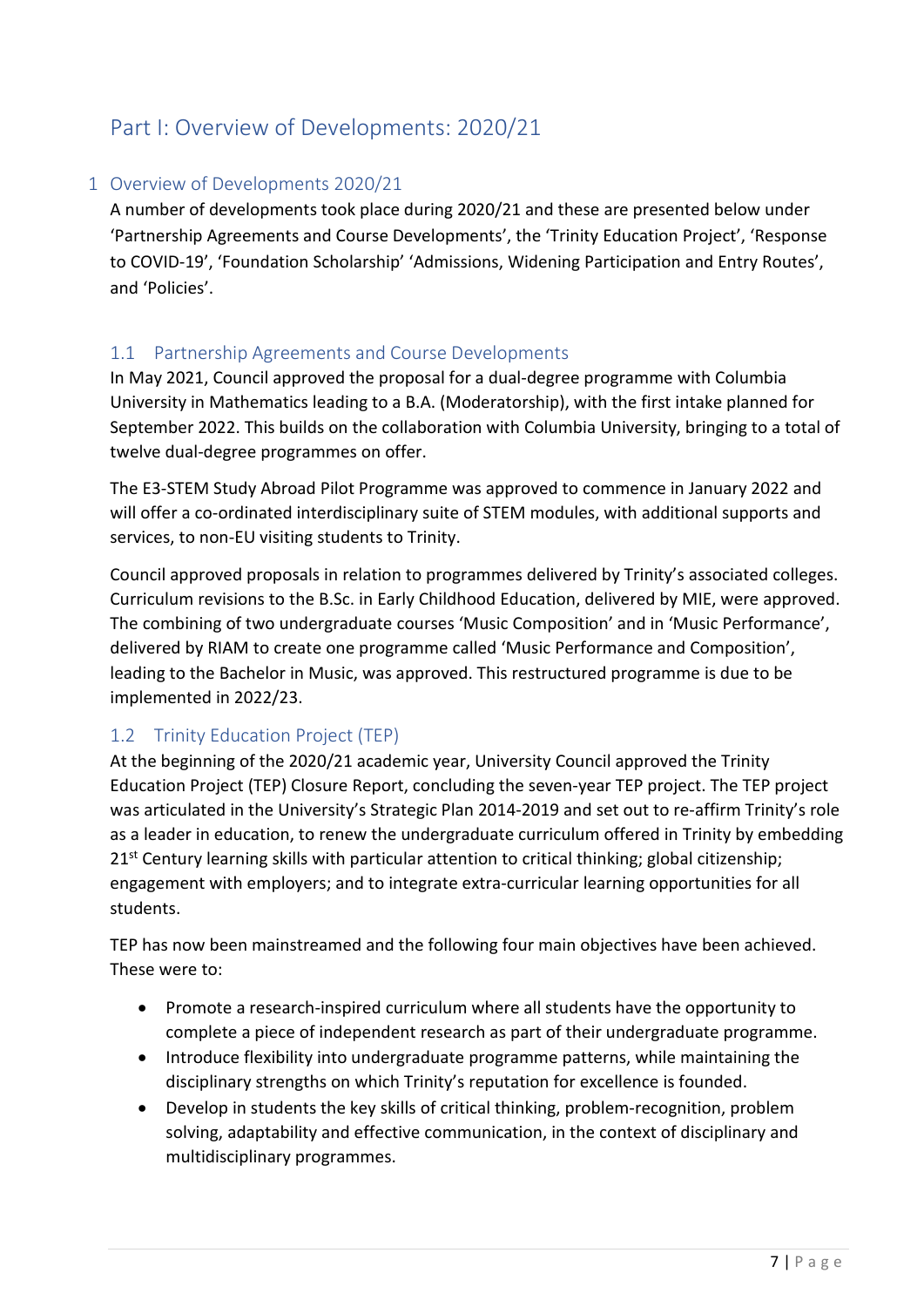# Part I: Overview of Developments: 2020/21

## 1 Overview of Developments 2020/21

A number of developments took place during 2020/21 and these are presented below under 'Partnership Agreements and Course Developments', the 'Trinity Education Project', 'Response to COVID-19', 'Foundation Scholarship' 'Admissions, Widening Participation and Entry Routes', and 'Policies'.

### 1.1 Partnership Agreements and Course Developments

In May 2021, Council approved the proposal for a dual-degree programme with Columbia University in Mathematics leading to a B.A. (Moderatorship), with the first intake planned for September 2022. This builds on the collaboration with Columbia University, bringing to a total of twelve dual-degree programmes on offer.

The E3-STEM Study Abroad Pilot Programme was approved to commence in January 2022 and will offer a co-ordinated interdisciplinary suite of STEM modules, with additional supports and services, to non-EU visiting students to Trinity.

Council approved proposals in relation to programmes delivered by Trinity's associated colleges. Curriculum revisions to the B.Sc. in Early Childhood Education, delivered by MIE, were approved. The combining of two undergraduate courses 'Music Composition' and in 'Music Performance', delivered by RIAM to create one programme called 'Music Performance and Composition', leading to the Bachelor in Music, was approved. This restructured programme is due to be implemented in 2022/23.

### 1.2 Trinity Education Project (TEP)

At the beginning of the 2020/21 academic year, University Council approved the Trinity Education Project (TEP) Closure Report, concluding the seven-year TEP project. The TEP project was articulated in the University's Strategic Plan 2014-2019 and set out to re-affirm Trinity's role as a leader in education, to renew the undergraduate curriculum offered in Trinity by embedding 21st Century learning skills with particular attention to critical thinking; global citizenship; engagement with employers; and to integrate extra-curricular learning opportunities for all students.

TEP has now been mainstreamed and the following four main objectives have been achieved. These were to:

- Promote a research-inspired curriculum where all students have the opportunity to complete a piece of independent research as part of their undergraduate programme.
- Introduce flexibility into undergraduate programme patterns, while maintaining the disciplinary strengths on which Trinity's reputation for excellence is founded.
- Develop in students the key skills of critical thinking, problem-recognition, problem solving, adaptability and effective communication, in the context of disciplinary and multidisciplinary programmes.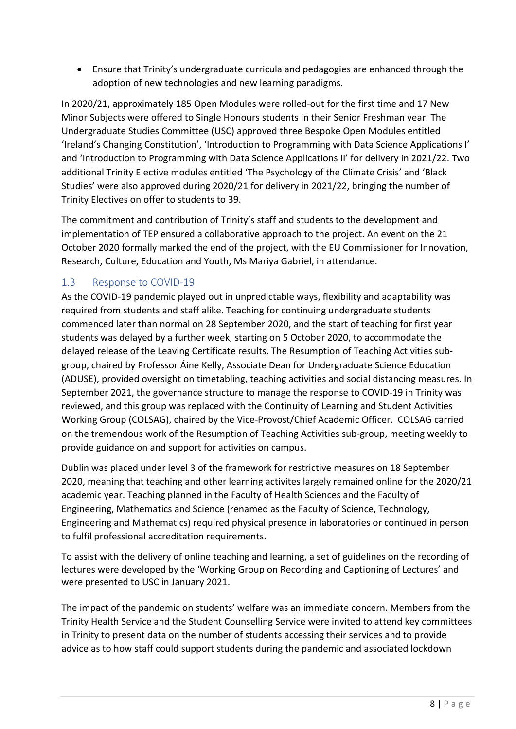- Ensure that Trinity's undergraduate curricula and pedagogies are enhanced through the adoption of new technologies and new learning paradigms.

In 2020/21, approximately 185 Open Modules were rolled-out for the first time and 17 New Minor Subjects were offered to Single Honours students in their Senior Freshman year. The Undergraduate Studies Committee (USC) approved three Bespoke Open Modules entitled 'Ireland's Changing Constitution', 'Introduction to Programming with Data Science Applications I' and 'Introduction to Programming with Data Science Applications II' for delivery in 2021/22. Two additional Trinity Elective modules entitled 'The Psychology of the Climate Crisis' and 'Black Studies' were also approved during 2020/21 for delivery in 2021/22, bringing the number of Trinity Electives on offer to students to 39.

The commitment and contribution of Trinity's staff and students to the development and implementation of TEP ensured a collaborative approach to the project. An event on the 21 October 2020 formally marked the end of the project, with the EU Commissioner for Innovation, Research, Culture, Education and Youth, Ms Mariya Gabriel, in attendance.

## 1.3 Response to COVID-19

As the COVID-19 pandemic played out in unpredictable ways, flexibility and adaptability was required from students and staff alike. Teaching for continuing undergraduate students commenced later than normal on 28 September 2020, and the start of teaching for first year students was delayed by a further week, starting on 5 October 2020, to accommodate the delayed release of the Leaving Certificate results. The Resumption of Teaching Activities sub-group, chaired by Professor Áine Kelly, Associate Dean for Undergraduate Science Education (ADUSE), provided oversight on timetabling, teaching activities and social distancing measures. In September 2021, the governance structure to manage the response to COVID-19 in Trinity was reviewed, and this group was replaced with the Continuity of Learning and Student Activities Working Group (COLSAG), chaired by the Vice-Provost/Chief Academic Officer. COLSAG carried on the tremendous work of the Resumption of Teaching Activities sub-group, meeting weekly to provide guidance on and support for activities on campus.

Dublin was placed under level 3 of the framework for restrictive measures on 18 September 2020, meaning that teaching and other learning activites largely remained online for the 2020/21 academic year. Teaching planned in the Faculty of Health Sciences and the Faculty of Engineering, Mathematics and Science (renamed as the Faculty of Science, Technology, Engineering and Mathematics) required physical presence in laboratories or continued in person to fulfil professional accreditation requirements.

To assist with the delivery of online teaching and learning, a set of guidelines on the recording of lectures were developed by the 'Working Group on Recording and Captioning of Lectures' and were presented to USC in January 2021.

The impact of the pandemic on students' welfare was an immediate concern. Members from the Trinity Health Service and the Student Counselling Service were invited to attend key committees in Trinity to present data on the number of students accessing their services and to provide advice as to how staff could support students during the pandemic and associated lockdown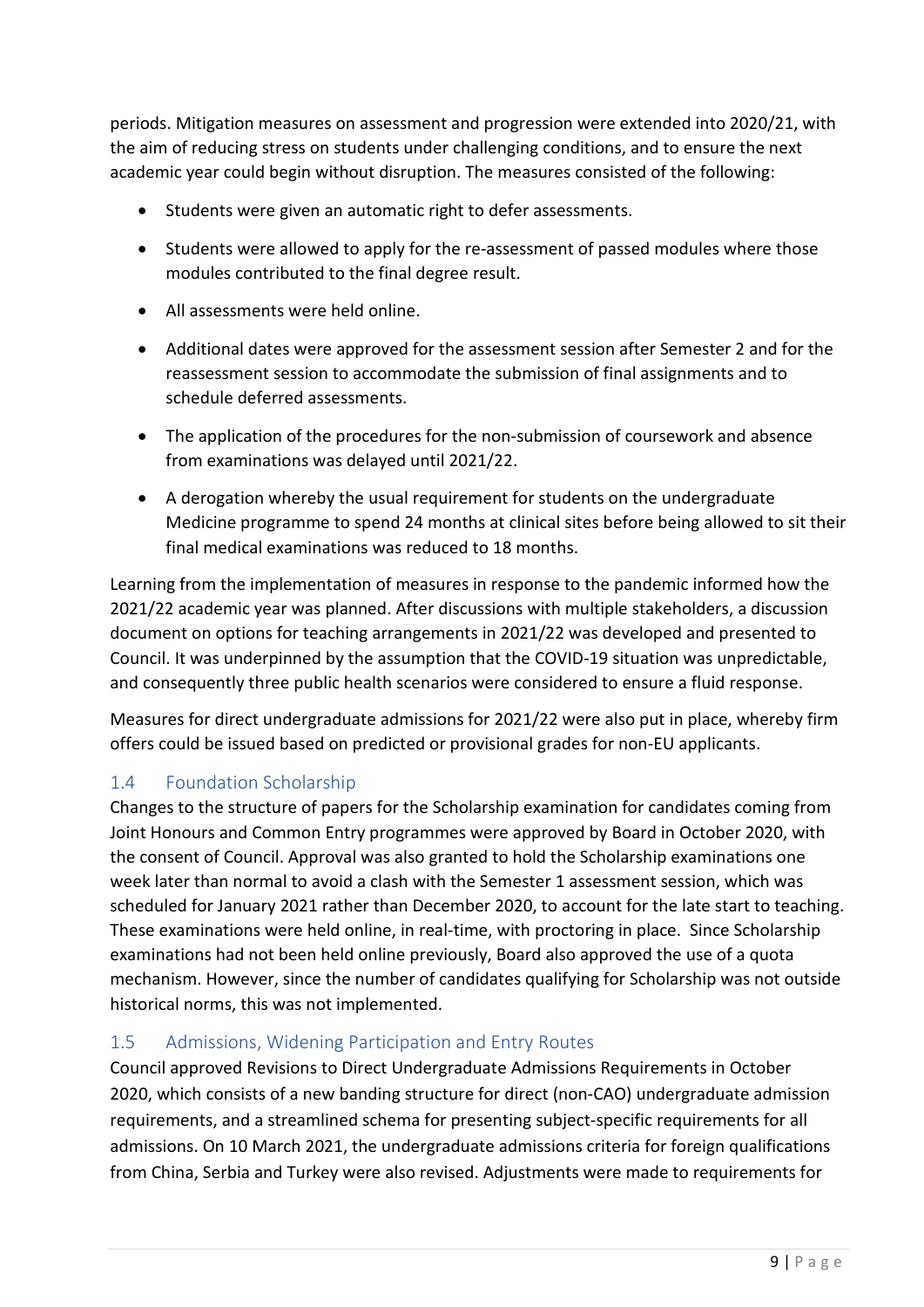periods. Mitigation measures on assessment and progression were extended into 2020/21, with the aim of reducing stress on students under challenging conditions, and to ensure the next academic year could begin without disruption. The measures consisted of the following:

- Students were given an automatic right to defer assessments.
- Students were allowed to apply for the re-assessment of passed modules where those modules contributed to the final degree result.
- All assessments were held online.
- Additional dates were approved for the assessment session after Semester 2 and for the reassessment session to accommodate the submission of final assignments and to schedule deferred assessments.
- The application of the procedures for the non-submission of coursework and absence from examinations was delayed until 2021/22.
- A derogation whereby the usual requirement for students on the undergraduate Medicine programme to spend 24 months at clinical sites before being allowed to sit their final medical examinations was reduced to 18 months.

Learning from the implementation of measures in response to the pandemic informed how the 2021/22 academic year was planned. After discussions with multiple stakeholders, a discussion document on options for teaching arrangements in 2021/22 was developed and presented to Council. It was underpinned by the assumption that the COVID-19 situation was unpredictable, and consequently three public health scenarios were considered to ensure a fluid response.

Measures for direct undergraduate admissions for 2021/22 were also put in place, whereby firm offers could be issued based on predicted or provisional grades for non-EU applicants.

## 1.4 Foundation Scholarship

Changes to the structure of papers for the Scholarship examination for candidates coming from Joint Honours and Common Entry programmes were approved by Board in October 2020, with the consent of Council. Approval was also granted to hold the Scholarship examinations one week later than normal to avoid a clash with the Semester 1 assessment session, which was scheduled for January 2021 rather than December 2020, to account for the late start to teaching. These examinations were held online, in real-time, with proctoring in place. Since Scholarship examinations had not been held online previously, Board also approved the use of a quota mechanism. However, since the number of candidates qualifying for Scholarship was not outside historical norms, this was not implemented.

## 1.5 Admissions, Widening Participation and Entry Routes

Council approved Revisions to Direct Undergraduate Admissions Requirements in October 2020, which consists of a new banding structure for direct (non-CAO) undergraduate admission requirements, and a streamlined schema for presenting subject-specific requirements for all admissions. On 10 March 2021, the undergraduate admissions criteria for foreign qualifications from China, Serbia and Turkey were also revised. Adjustments were made to requirements for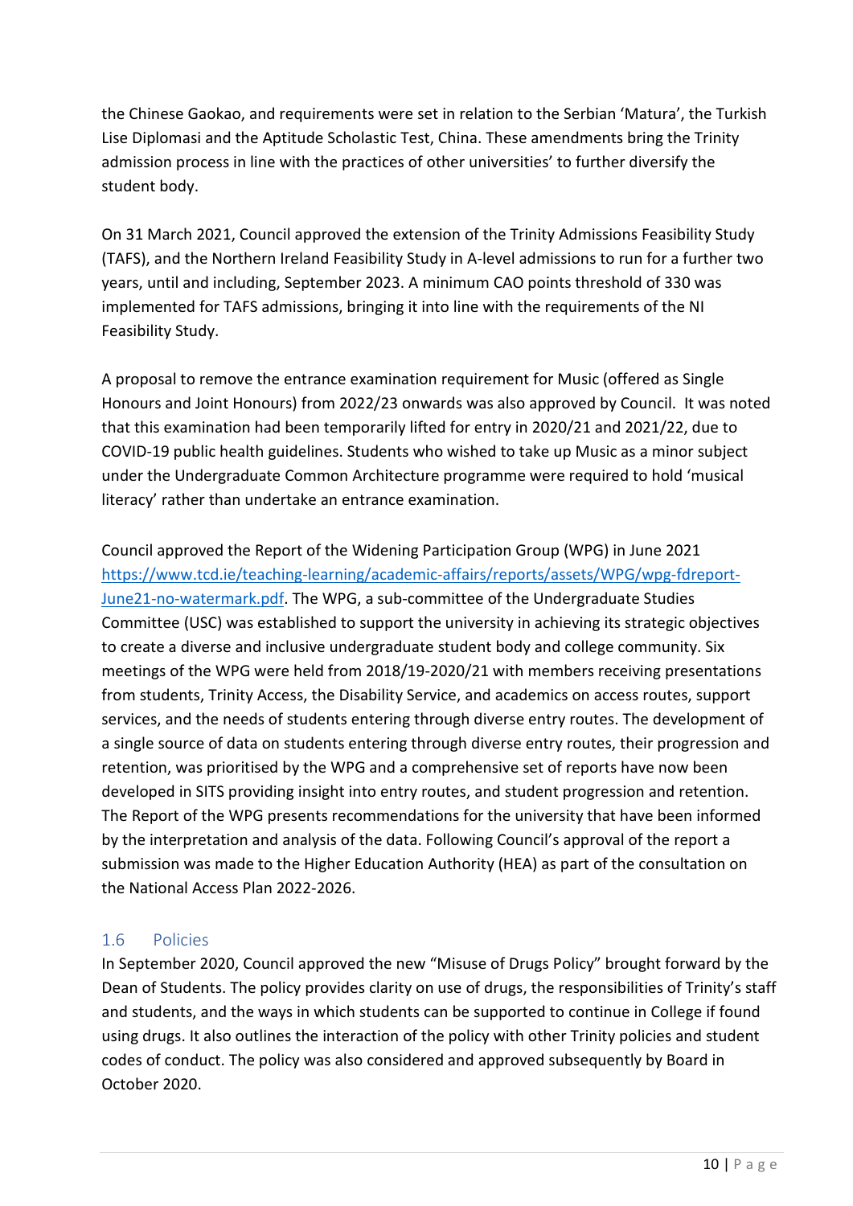the Chinese Gaokao, and requirements were set in relation to the Serbian 'Matura', the Turkish Lise Diplomasi and the Aptitude Scholastic Test, China. These amendments bring the Trinity admission process in line with the practices of other universities' to further diversify the student body.

On 31 March 2021, Council approved the extension of the Trinity Admissions Feasibility Study (TAFS), and the Northern Ireland Feasibility Study in A-level admissions to run for a further two years, until and including, September 2023. A minimum CAO points threshold of 330 was implemented for TAFS admissions, bringing it into line with the requirements of the NI Feasibility Study.

A proposal to remove the entrance examination requirement for Music (offered as Single Honours and Joint Honours) from 2022/23 onwards was also approved by Council. It was noted that this examination had been temporarily lifted for entry in 2020/21 and 2021/22, due to COVID-19 public health guidelines. Students who wished to take up Music as a minor subject under the Undergraduate Common Architecture programme were required to hold 'musical literacy' rather than undertake an entrance examination.

Council approved the Report of the Widening Participation Group (WPG) in June 2021 https://www.tcd.ie/teaching-learning/academic-affairs/reports/assets/WPG/wpg-fdreport-June21-no-watermark.pdf. The WPG, a sub-committee of the Undergraduate Studies Committee (USC) was established to support the university in achieving its strategic objectives to create a diverse and inclusive undergraduate student body and college community. Six meetings of the WPG were held from 2018/19-2020/21 with members receiving presentations from students, Trinity Access, the Disability Service, and academics on access routes, support services, and the needs of students entering through diverse entry routes. The development of a single source of data on students entering through diverse entry routes, their progression and retention, was prioritised by the WPG and a comprehensive set of reports have now been developed in SITS providing insight into entry routes, and student progression and retention. The Report of the WPG presents recommendations for the university that have been informed by the interpretation and analysis of the data. Following Council's approval of the report a submission was made to the Higher Education Authority (HEA) as part of the consultation on the National Access Plan 2022-2026.

## 1.6 Policies

In September 2020, Council approved the new "Misuse of Drugs Policy" brought forward by the Dean of Students. The policy provides clarity on use of drugs, the responsibilities of Trinity's staff and students, and the ways in which students can be supported to continue in College if found using drugs. It also outlines the interaction of the policy with other Trinity policies and student codes of conduct. The policy was also considered and approved subsequently by Board in October 2020.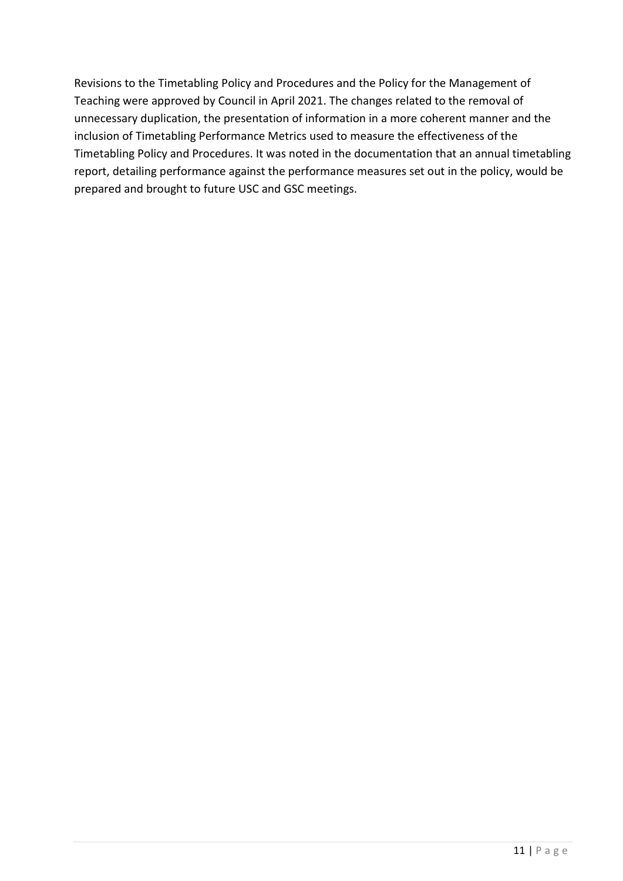Revisions to the Timetabling Policy and Procedures and the Policy for the Management of Teaching were approved by Council in April 2021. The changes related to the removal of unnecessary duplication, the presentation of information in a more coherent manner and the inclusion of Timetabling Performance Metrics used to measure the effectiveness of the Timetabling Policy and Procedures. It was noted in the documentation that an annual timetabling report, detailing performance against the performance measures set out in the policy, would be prepared and brought to future USC and GSC meetings.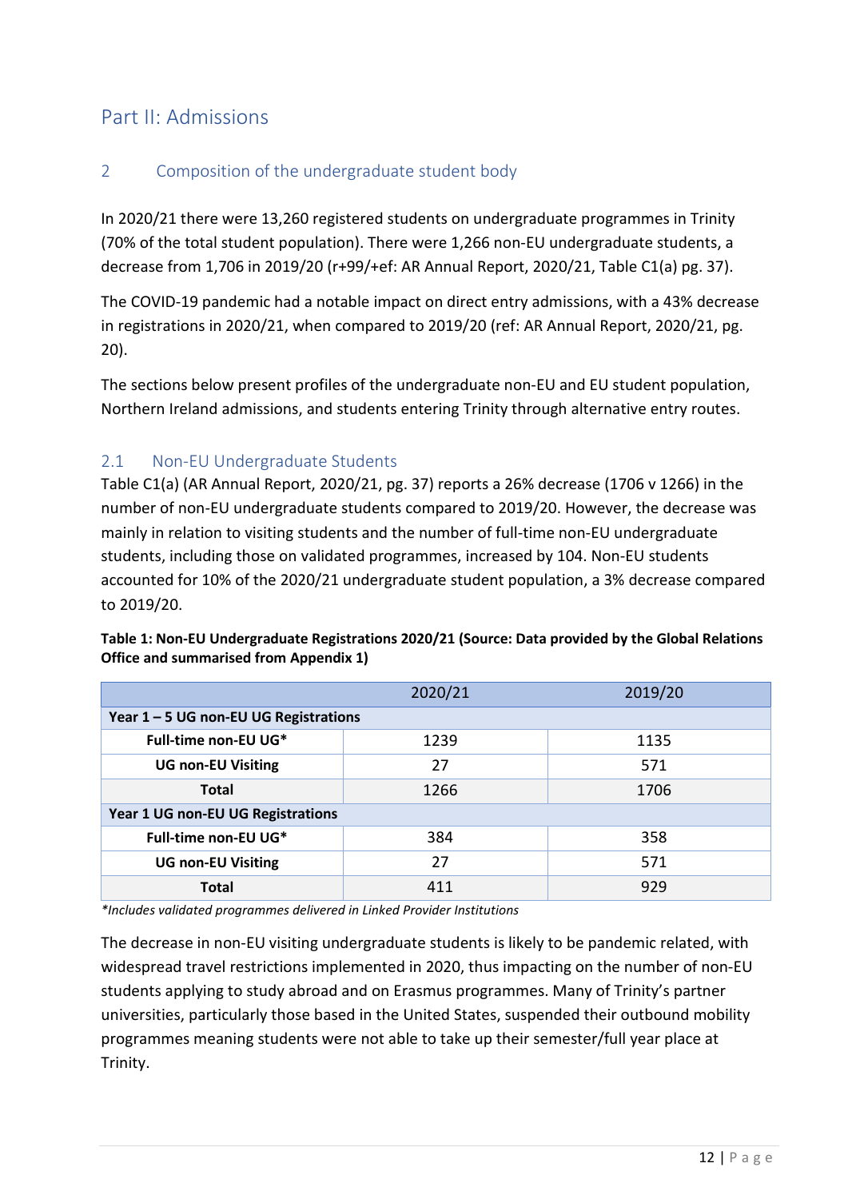# Part II: Admissions

## 2 Composition of the undergraduate student body

In 2020/21 there were 13,260 registered students on undergraduate programmes in Trinity (70% of the total student population). There were 1,266 non-EU undergraduate students, a decrease from 1,706 in 2019/20 (r+99/+ef: AR Annual Report, 2020/21, Table C1(a) pg. 37).

The COVID-19 pandemic had a notable impact on direct entry admissions, with a 43% decrease in registrations in 2020/21, when compared to 2019/20 (ref: AR Annual Report, 2020/21, pg. 20).

The sections below present profiles of the undergraduate non-EU and EU student population, Northern Ireland admissions, and students entering Trinity through alternative entry routes.

### 2.1 Non-EU Undergraduate Students

Table C1(a) (AR Annual Report, 2020/21, pg. 37) reports a 26% decrease (1706 v 1266) in the number of non-EU undergraduate students compared to 2019/20. However, the decrease was mainly in relation to visiting students and the number of full-time non-EU undergraduate students, including those on validated programmes, increased by 104. Non-EU students accounted for 10% of the 2020/21 undergraduate student population, a 3% decrease compared to 2019/20.

**Table 1: Non-EU Undergraduate Registrations 2020/21 (Source: Data provided by the Global Relations Office and summarised from Appendix 1)**

| | 2020/21 | 2019/20 |
|---|---|---|
| **Year 1 – 5 UG non-EU UG Registrations** | | |
| **Full-time non-EU UG*** | 1239 | 1135 |
| **UG non-EU Visiting** | 27 | 571 |
| **Total** | 1266 | 1706 |
| **Year 1 UG non-EU UG Registrations** | | |
| **Full-time non-EU UG*** | 384 | 358 |
| **UG non-EU Visiting** | 27 | 571 |
| **Total** | 411 | 929 |

*\*Includes validated programmes delivered in Linked Provider Institutions*

The decrease in non-EU visiting undergraduate students is likely to be pandemic related, with widespread travel restrictions implemented in 2020, thus impacting on the number of non-EU students applying to study abroad and on Erasmus programmes. Many of Trinity's partner universities, particularly those based in the United States, suspended their outbound mobility programmes meaning students were not able to take up their semester/full year place at Trinity.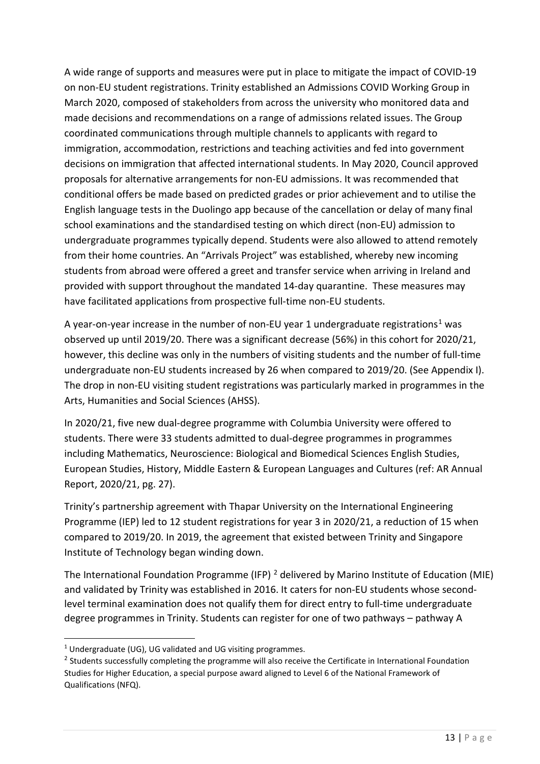A wide range of supports and measures were put in place to mitigate the impact of COVID-19 on non-EU student registrations. Trinity established an Admissions COVID Working Group in March 2020, composed of stakeholders from across the university who monitored data and made decisions and recommendations on a range of admissions related issues. The Group coordinated communications through multiple channels to applicants with regard to immigration, accommodation, restrictions and teaching activities and fed into government decisions on immigration that affected international students. In May 2020, Council approved proposals for alternative arrangements for non-EU admissions. It was recommended that conditional offers be made based on predicted grades or prior achievement and to utilise the English language tests in the Duolingo app because of the cancellation or delay of many final school examinations and the standardised testing on which direct (non-EU) admission to undergraduate programmes typically depend. Students were also allowed to attend remotely from their home countries. An "Arrivals Project" was established, whereby new incoming students from abroad were offered a greet and transfer service when arriving in Ireland and provided with support throughout the mandated 14-day quarantine. These measures may have facilitated applications from prospective full-time non-EU students.

A year-on-year increase in the number of non-EU year 1 undergraduate registrations[1] was observed up until 2019/20. There was a significant decrease (56%) in this cohort for 2020/21, however, this decline was only in the numbers of visiting students and the number of full-time undergraduate non-EU students increased by 26 when compared to 2019/20. (See Appendix I). The drop in non-EU visiting student registrations was particularly marked in programmes in the Arts, Humanities and Social Sciences (AHSS).

In 2020/21, five new dual-degree programme with Columbia University were offered to students. There were 33 students admitted to dual-degree programmes in programmes including Mathematics, Neuroscience: Biological and Biomedical Sciences English Studies, European Studies, History, Middle Eastern & European Languages and Cultures (ref: AR Annual Report, 2020/21, pg. 27).

Trinity's partnership agreement with Thapar University on the International Engineering Programme (IEP) led to 12 student registrations for year 3 in 2020/21, a reduction of 15 when compared to 2019/20. In 2019, the agreement that existed between Trinity and Singapore Institute of Technology began winding down.

The International Foundation Programme (IFP) [2] delivered by Marino Institute of Education (MIE) and validated by Trinity was established in 2016. It caters for non-EU students whose second-level terminal examination does not qualify them for direct entry to full-time undergraduate degree programmes in Trinity. Students can register for one of two pathways – pathway A

[1] Undergraduate (UG), UG validated and UG visiting programmes.

[2] Students successfully completing the programme will also receive the Certificate in International Foundation Studies for Higher Education, a special purpose award aligned to Level 6 of the National Framework of Qualifications (NFQ).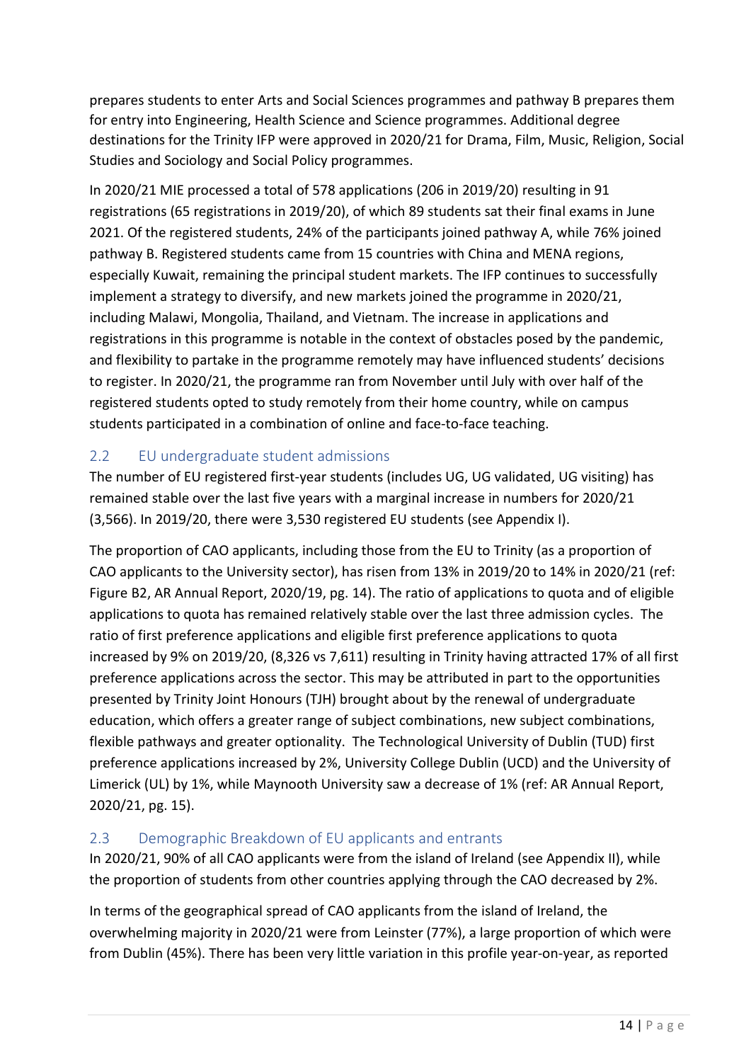prepares students to enter Arts and Social Sciences programmes and pathway B prepares them for entry into Engineering, Health Science and Science programmes. Additional degree destinations for the Trinity IFP were approved in 2020/21 for Drama, Film, Music, Religion, Social Studies and Sociology and Social Policy programmes.

In 2020/21 MIE processed a total of 578 applications (206 in 2019/20) resulting in 91 registrations (65 registrations in 2019/20), of which 89 students sat their final exams in June 2021. Of the registered students, 24% of the participants joined pathway A, while 76% joined pathway B. Registered students came from 15 countries with China and MENA regions, especially Kuwait, remaining the principal student markets. The IFP continues to successfully implement a strategy to diversify, and new markets joined the programme in 2020/21, including Malawi, Mongolia, Thailand, and Vietnam. The increase in applications and registrations in this programme is notable in the context of obstacles posed by the pandemic, and flexibility to partake in the programme remotely may have influenced students' decisions to register. In 2020/21, the programme ran from November until July with over half of the registered students opted to study remotely from their home country, while on campus students participated in a combination of online and face-to-face teaching.

## 2.2 EU undergraduate student admissions

The number of EU registered first-year students (includes UG, UG validated, UG visiting) has remained stable over the last five years with a marginal increase in numbers for 2020/21 (3,566). In 2019/20, there were 3,530 registered EU students (see Appendix I).

The proportion of CAO applicants, including those from the EU to Trinity (as a proportion of CAO applicants to the University sector), has risen from 13% in 2019/20 to 14% in 2020/21 (ref: Figure B2, AR Annual Report, 2020/19, pg. 14). The ratio of applications to quota and of eligible applications to quota has remained relatively stable over the last three admission cycles. The ratio of first preference applications and eligible first preference applications to quota increased by 9% on 2019/20, (8,326 vs 7,611) resulting in Trinity having attracted 17% of all first preference applications across the sector. This may be attributed in part to the opportunities presented by Trinity Joint Honours (TJH) brought about by the renewal of undergraduate education, which offers a greater range of subject combinations, new subject combinations, flexible pathways and greater optionality. The Technological University of Dublin (TUD) first preference applications increased by 2%, University College Dublin (UCD) and the University of Limerick (UL) by 1%, while Maynooth University saw a decrease of 1% (ref: AR Annual Report, 2020/21, pg. 15).

## 2.3 Demographic Breakdown of EU applicants and entrants

In 2020/21, 90% of all CAO applicants were from the island of Ireland (see Appendix II), while the proportion of students from other countries applying through the CAO decreased by 2%.

In terms of the geographical spread of CAO applicants from the island of Ireland, the overwhelming majority in 2020/21 were from Leinster (77%), a large proportion of which were from Dublin (45%). There has been very little variation in this profile year-on-year, as reported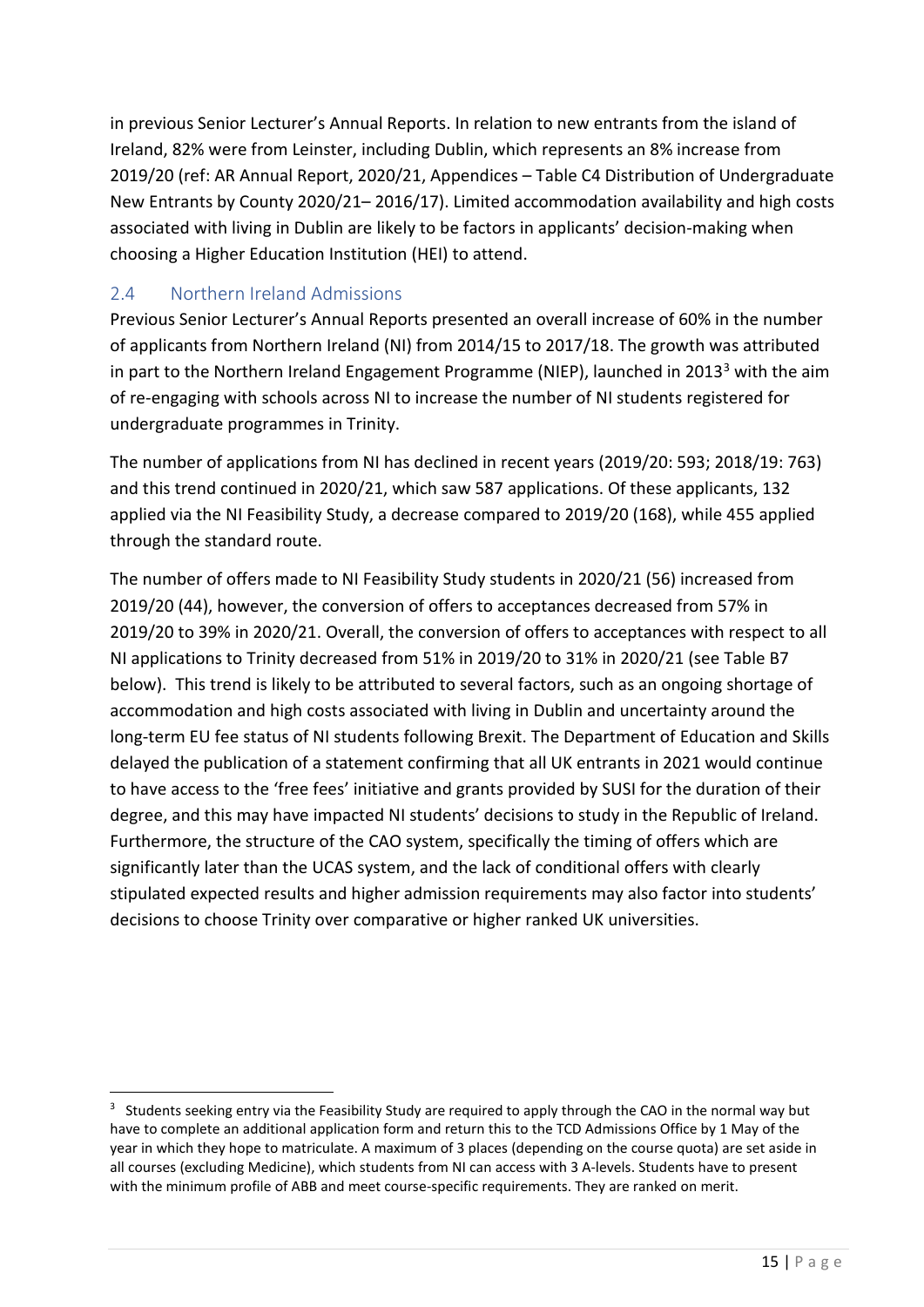in previous Senior Lecturer's Annual Reports. In relation to new entrants from the island of Ireland, 82% were from Leinster, including Dublin, which represents an 8% increase from 2019/20 (ref: AR Annual Report, 2020/21, Appendices – Table C4 Distribution of Undergraduate New Entrants by County 2020/21– 2016/17). Limited accommodation availability and high costs associated with living in Dublin are likely to be factors in applicants' decision-making when choosing a Higher Education Institution (HEI) to attend.

## 2.4 Northern Ireland Admissions

Previous Senior Lecturer's Annual Reports presented an overall increase of 60% in the number of applicants from Northern Ireland (NI) from 2014/15 to 2017/18. The growth was attributed in part to the Northern Ireland Engagement Programme (NIEP), launched in 2013[3] with the aim of re-engaging with schools across NI to increase the number of NI students registered for undergraduate programmes in Trinity.

The number of applications from NI has declined in recent years (2019/20: 593; 2018/19: 763) and this trend continued in 2020/21, which saw 587 applications. Of these applicants, 132 applied via the NI Feasibility Study, a decrease compared to 2019/20 (168), while 455 applied through the standard route.

The number of offers made to NI Feasibility Study students in 2020/21 (56) increased from 2019/20 (44), however, the conversion of offers to acceptances decreased from 57% in 2019/20 to 39% in 2020/21. Overall, the conversion of offers to acceptances with respect to all NI applications to Trinity decreased from 51% in 2019/20 to 31% in 2020/21 (see Table B7 below). This trend is likely to be attributed to several factors, such as an ongoing shortage of accommodation and high costs associated with living in Dublin and uncertainty around the long-term EU fee status of NI students following Brexit. The Department of Education and Skills delayed the publication of a statement confirming that all UK entrants in 2021 would continue to have access to the 'free fees' initiative and grants provided by SUSI for the duration of their degree, and this may have impacted NI students' decisions to study in the Republic of Ireland. Furthermore, the structure of the CAO system, specifically the timing of offers which are significantly later than the UCAS system, and the lack of conditional offers with clearly stipulated expected results and higher admission requirements may also factor into students' decisions to choose Trinity over comparative or higher ranked UK universities.

[3] Students seeking entry via the Feasibility Study are required to apply through the CAO in the normal way but have to complete an additional application form and return this to the TCD Admissions Office by 1 May of the year in which they hope to matriculate. A maximum of 3 places (depending on the course quota) are set aside in all courses (excluding Medicine), which students from NI can access with 3 A-levels. Students have to present with the minimum profile of ABB and meet course-specific requirements. They are ranked on merit.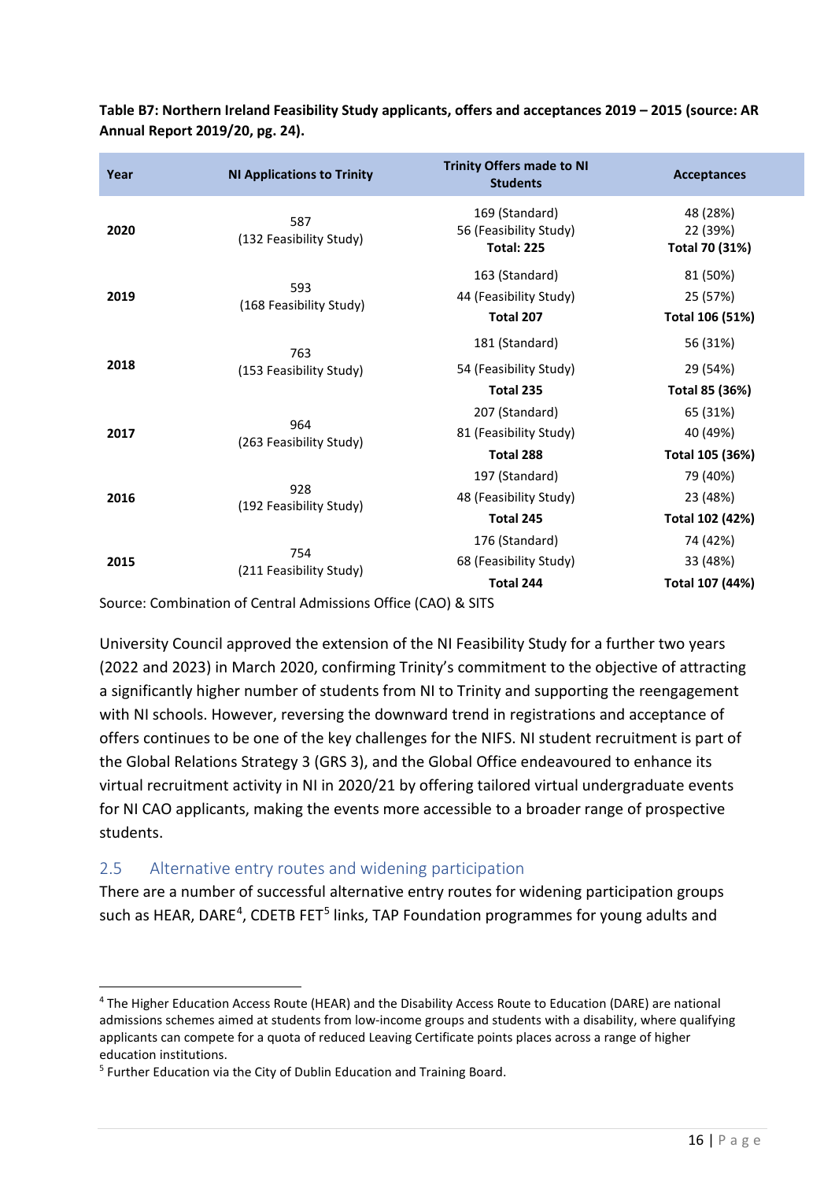**Table B7: Northern Ireland Feasibility Study applicants, offers and acceptances 2019 – 2015 (source: AR Annual Report 2019/20, pg. 24).**

| Year | NI Applications to Trinity | Trinity Offers made to NI Students | Acceptances |
|---|---|---|---|
| **2020** | 587 (132 Feasibility Study) | 169 (Standard) 56 (Feasibility Study) **Total: 225** | 48 (28%) 22 (39%) **Total 70 (31%)** |
| **2019** | 593 (168 Feasibility Study) | 163 (Standard) 44 (Feasibility Study) **Total 207** | 81 (50%) 25 (57%) **Total 106 (51%)** |
| **2018** | 763 (153 Feasibility Study) | 181 (Standard) 54 (Feasibility Study) **Total 235** | 56 (31%) 29 (54%) **Total 85 (36%)** |
| **2017** | 964 (263 Feasibility Study) | 207 (Standard) 81 (Feasibility Study) **Total 288** | 65 (31%) 40 (49%) **Total 105 (36%)** |
| **2016** | 928 (192 Feasibility Study) | 197 (Standard) 48 (Feasibility Study) **Total 245** | 79 (40%) 23 (48%) **Total 102 (42%)** |
| **2015** | 754 (211 Feasibility Study) | 176 (Standard) 68 (Feasibility Study) **Total 244** | 74 (42%) 33 (48%) **Total 107 (44%)** |

Source: Combination of Central Admissions Office (CAO) & SITS

University Council approved the extension of the NI Feasibility Study for a further two years (2022 and 2023) in March 2020, confirming Trinity's commitment to the objective of attracting a significantly higher number of students from NI to Trinity and supporting the reengagement with NI schools. However, reversing the downward trend in registrations and acceptance of offers continues to be one of the key challenges for the NIFS. NI student recruitment is part of the Global Relations Strategy 3 (GRS 3), and the Global Office endeavoured to enhance its virtual recruitment activity in NI in 2020/21 by offering tailored virtual undergraduate events for NI CAO applicants, making the events more accessible to a broader range of prospective students.

## 2.5 Alternative entry routes and widening participation

There are a number of successful alternative entry routes for widening participation groups such as HEAR, DARE[4], CDETB FET[5] links, TAP Foundation programmes for young adults and

---

[4] The Higher Education Access Route (HEAR) and the Disability Access Route to Education (DARE) are national admissions schemes aimed at students from low-income groups and students with a disability, where qualifying applicants can compete for a quota of reduced Leaving Certificate points places across a range of higher education institutions.

[5] Further Education via the City of Dublin Education and Training Board.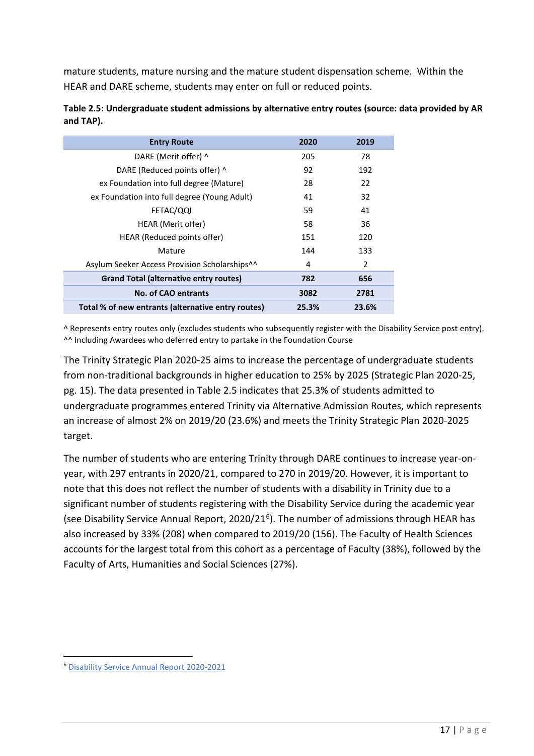mature students, mature nursing and the mature student dispensation scheme. Within the HEAR and DARE scheme, students may enter on full or reduced points.

**Table 2.5: Undergraduate student admissions by alternative entry routes (source: data provided by AR and TAP).**

| Entry Route | 2020 | 2019 |
|---|---|---|
| DARE (Merit offer) ^ | 205 | 78 |
| DARE (Reduced points offer) ^ | 92 | 192 |
| ex Foundation into full degree (Mature) | 28 | 22 |
| ex Foundation into full degree (Young Adult) | 41 | 32 |
| FETAC/QQI | 59 | 41 |
| HEAR (Merit offer) | 58 | 36 |
| HEAR (Reduced points offer) | 151 | 120 |
| Mature | 144 | 133 |
| Asylum Seeker Access Provision Scholarships^^ | 4 | 2 |
| **Grand Total (alternative entry routes)** | **782** | **656** |
| **No. of CAO entrants** | **3082** | **2781** |
| **Total % of new entrants (alternative entry routes)** | **25.3%** | **23.6%** |

^ Represents entry routes only (excludes students who subsequently register with the Disability Service post entry).
^^ Including Awardees who deferred entry to partake in the Foundation Course

The Trinity Strategic Plan 2020-25 aims to increase the percentage of undergraduate students from non-traditional backgrounds in higher education to 25% by 2025 (Strategic Plan 2020-25, pg. 15). The data presented in Table 2.5 indicates that 25.3% of students admitted to undergraduate programmes entered Trinity via Alternative Admission Routes, which represents an increase of almost 2% on 2019/20 (23.6%) and meets the Trinity Strategic Plan 2020-2025 target.

The number of students who are entering Trinity through DARE continues to increase year-on-year, with 297 entrants in 2020/21, compared to 270 in 2019/20. However, it is important to note that this does not reflect the number of students with a disability in Trinity due to a significant number of students registering with the Disability Service during the academic year (see Disability Service Annual Report, 2020/21[6]). The number of admissions through HEAR has also increased by 33% (208) when compared to 2019/20 (156). The Faculty of Health Sciences accounts for the largest total from this cohort as a percentage of Faculty (38%), followed by the Faculty of Arts, Humanities and Social Sciences (27%).

---

[6] Disability Service Annual Report 2020-2021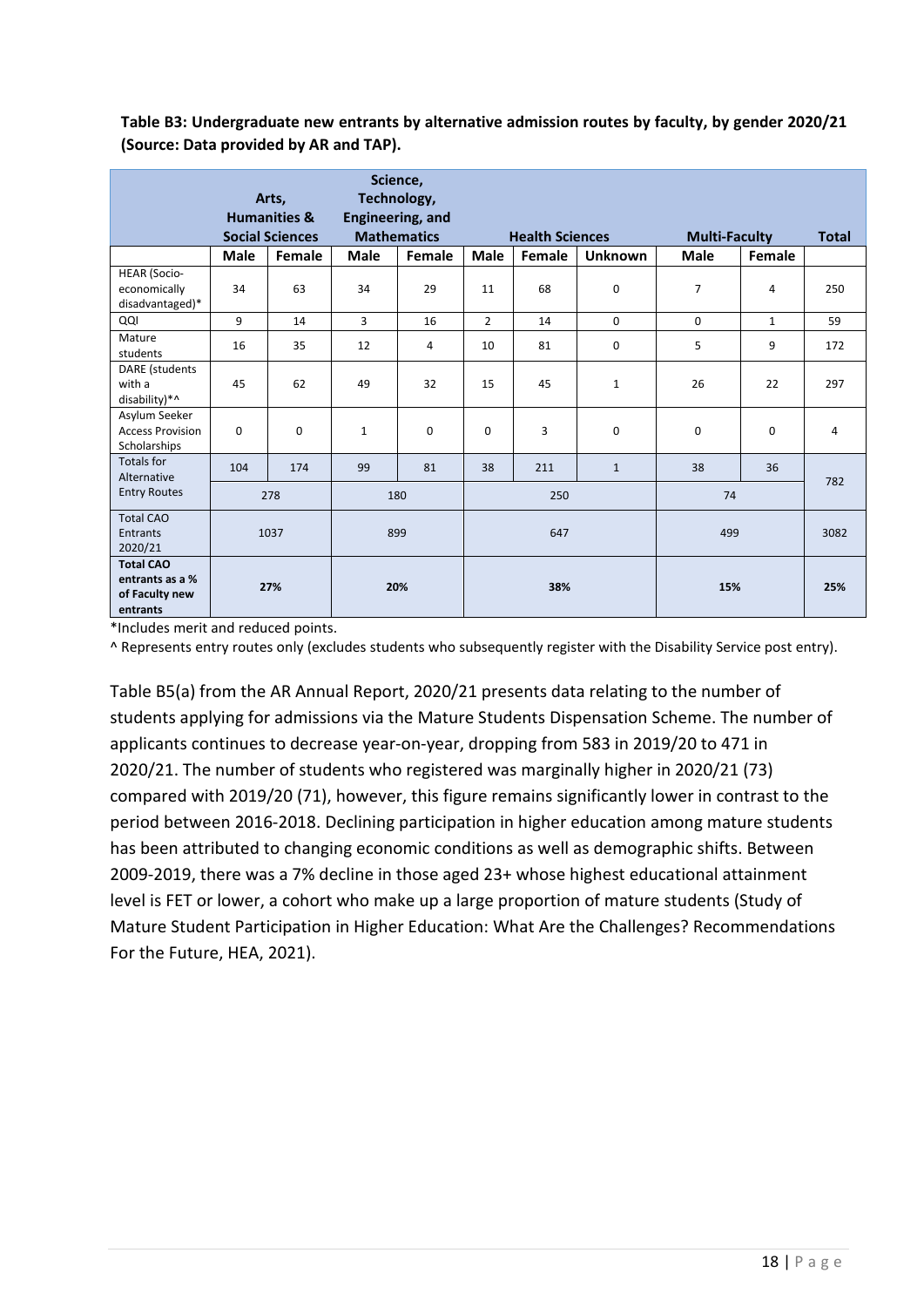**Table B3: Undergraduate new entrants by alternative admission routes by faculty, by gender 2020/21 (Source: Data provided by AR and TAP).**

| | Arts, Humanities & Social Sciences | | Science, Technology, Engineering, and Mathematics | | Health Sciences | | | Multi-Faculty | | Total |
|---|---|---|---|---|---|---|---|---|---|---|
| | Male | Female | Male | Female | Male | Female | Unknown | Male | Female | |
| HEAR (Socio-economically disadvantaged)* | 34 | 63 | 34 | 29 | 11 | 68 | 0 | 7 | 4 | 250 |
| QQI | 9 | 14 | 3 | 16 | 2 | 14 | 0 | 0 | 1 | 59 |
| Mature students | 16 | 35 | 12 | 4 | 10 | 81 | 0 | 5 | 9 | 172 |
| DARE (students with a disability)*^ | 45 | 62 | 49 | 32 | 15 | 45 | 1 | 26 | 22 | 297 |
| Asylum Seeker Access Provision Scholarships | 0 | 0 | 1 | 0 | 0 | 3 | 0 | 0 | 0 | 4 |
| Totals for Alternative Entry Routes | 104 | 174 | 99 | 81 | 38 | 211 | 1 | 38 | 36 | 782 |
| | 278 | | 180 | | 250 | | | 74 | | |
| Total CAO Entrants 2020/21 | 1037 | | 899 | | 647 | | | 499 | | 3082 |
| **Total CAO entrants as a % of Faculty new entrants** | **27%** | | **20%** | | **38%** | | | **15%** | | **25%** |

*Includes merit and reduced points.

^ Represents entry routes only (excludes students who subsequently register with the Disability Service post entry).

Table B5(a) from the AR Annual Report, 2020/21 presents data relating to the number of students applying for admissions via the Mature Students Dispensation Scheme. The number of applicants continues to decrease year-on-year, dropping from 583 in 2019/20 to 471 in 2020/21. The number of students who registered was marginally higher in 2020/21 (73) compared with 2019/20 (71), however, this figure remains significantly lower in contrast to the period between 2016-2018. Declining participation in higher education among mature students has been attributed to changing economic conditions as well as demographic shifts. Between 2009-2019, there was a 7% decline in those aged 23+ whose highest educational attainment level is FET or lower, a cohort who make up a large proportion of mature students (Study of Mature Student Participation in Higher Education: What Are the Challenges? Recommendations For the Future, HEA, 2021).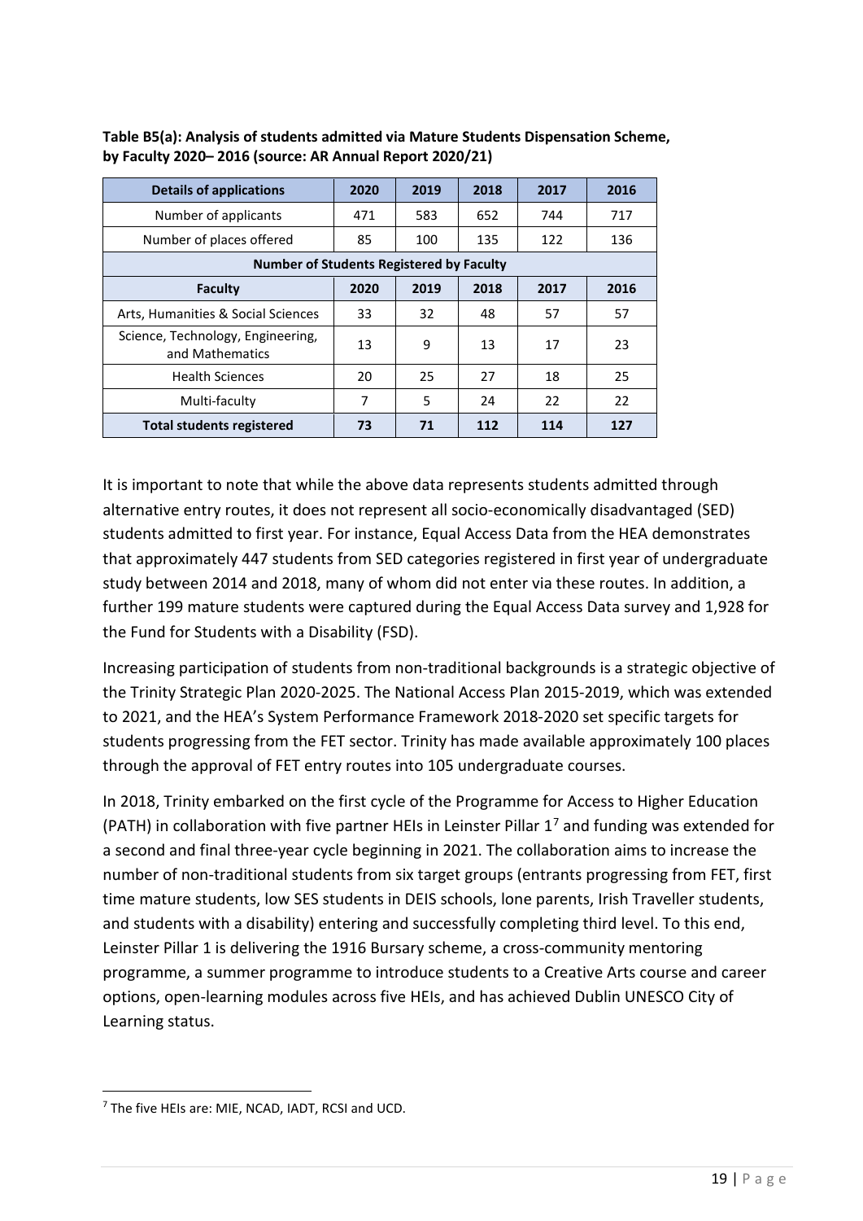**Table B5(a): Analysis of students admitted via Mature Students Dispensation Scheme, by Faculty 2020– 2016 (source: AR Annual Report 2020/21)**

| Details of applications | 2020 | 2019 | 2018 | 2017 | 2016 |
|---|---|---|---|---|---|
| Number of applicants | 471 | 583 | 652 | 744 | 717 |
| Number of places offered | 85 | 100 | 135 | 122 | 136 |
| **Number of Students Registered by Faculty** | | | | | |
| **Faculty** | **2020** | **2019** | **2018** | **2017** | **2016** |
| Arts, Humanities & Social Sciences | 33 | 32 | 48 | 57 | 57 |
| Science, Technology, Engineering, and Mathematics | 13 | 9 | 13 | 17 | 23 |
| Health Sciences | 20 | 25 | 27 | 18 | 25 |
| Multi-faculty | 7 | 5 | 24 | 22 | 22 |
| **Total students registered** | **73** | **71** | **112** | **114** | **127** |

It is important to note that while the above data represents students admitted through alternative entry routes, it does not represent all socio-economically disadvantaged (SED) students admitted to first year. For instance, Equal Access Data from the HEA demonstrates that approximately 447 students from SED categories registered in first year of undergraduate study between 2014 and 2018, many of whom did not enter via these routes. In addition, a further 199 mature students were captured during the Equal Access Data survey and 1,928 for the Fund for Students with a Disability (FSD).

Increasing participation of students from non-traditional backgrounds is a strategic objective of the Trinity Strategic Plan 2020-2025. The National Access Plan 2015-2019, which was extended to 2021, and the HEA's System Performance Framework 2018-2020 set specific targets for students progressing from the FET sector. Trinity has made available approximately 100 places through the approval of FET entry routes into 105 undergraduate courses.

In 2018, Trinity embarked on the first cycle of the Programme for Access to Higher Education (PATH) in collaboration with five partner HEIs in Leinster Pillar 1[7] and funding was extended for a second and final three-year cycle beginning in 2021. The collaboration aims to increase the number of non-traditional students from six target groups (entrants progressing from FET, first time mature students, low SES students in DEIS schools, lone parents, Irish Traveller students, and students with a disability) entering and successfully completing third level. To this end, Leinster Pillar 1 is delivering the 1916 Bursary scheme, a cross-community mentoring programme, a summer programme to introduce students to a Creative Arts course and career options, open-learning modules across five HEIs, and has achieved Dublin UNESCO City of Learning status.

[7] The five HEIs are: MIE, NCAD, IADT, RCSI and UCD.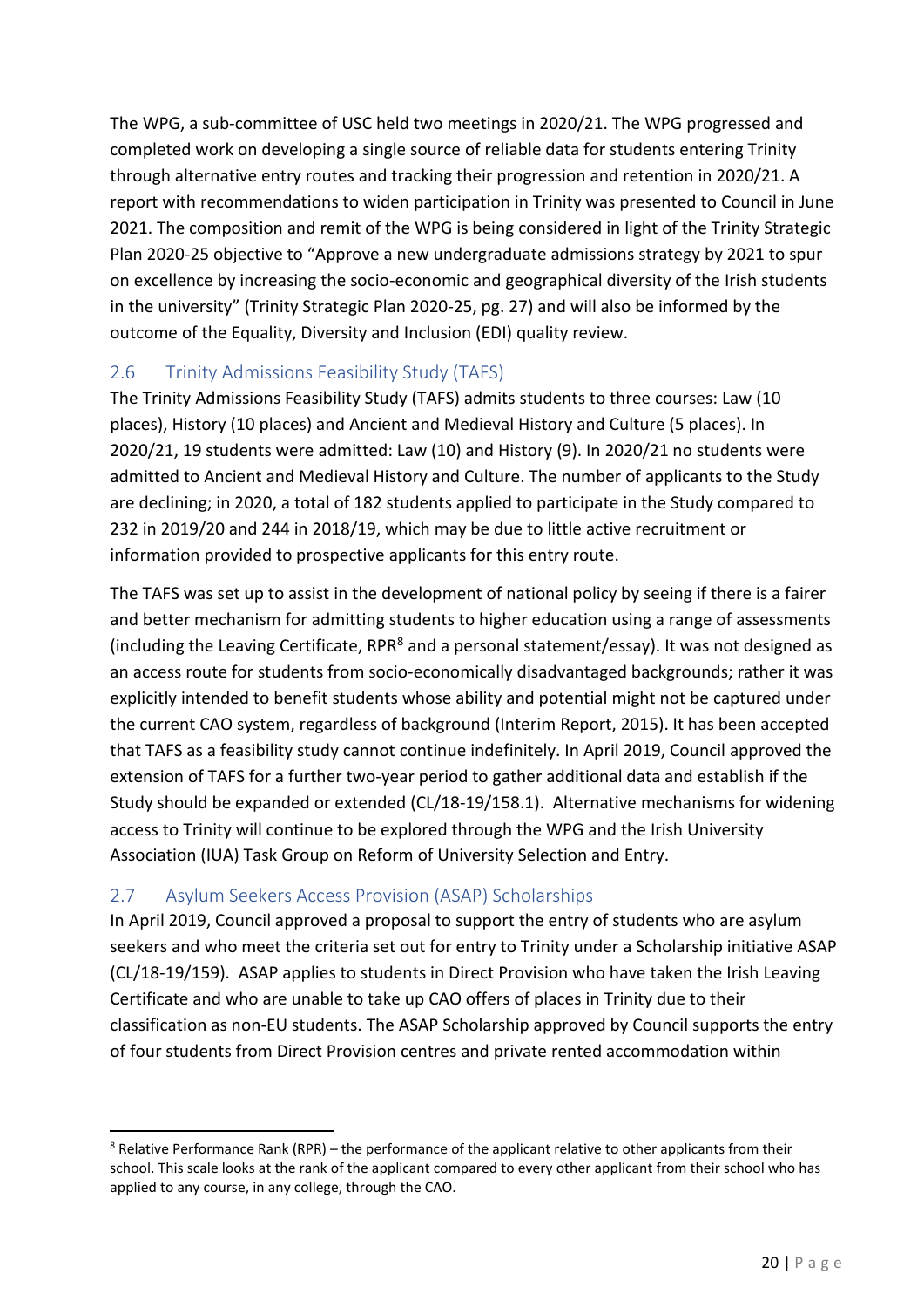The WPG, a sub-committee of USC held two meetings in 2020/21. The WPG progressed and completed work on developing a single source of reliable data for students entering Trinity through alternative entry routes and tracking their progression and retention in 2020/21. A report with recommendations to widen participation in Trinity was presented to Council in June 2021. The composition and remit of the WPG is being considered in light of the Trinity Strategic Plan 2020-25 objective to "Approve a new undergraduate admissions strategy by 2021 to spur on excellence by increasing the socio-economic and geographical diversity of the Irish students in the university" (Trinity Strategic Plan 2020-25, pg. 27) and will also be informed by the outcome of the Equality, Diversity and Inclusion (EDI) quality review.

## 2.6 Trinity Admissions Feasibility Study (TAFS)

The Trinity Admissions Feasibility Study (TAFS) admits students to three courses: Law (10 places), History (10 places) and Ancient and Medieval History and Culture (5 places). In 2020/21, 19 students were admitted: Law (10) and History (9). In 2020/21 no students were admitted to Ancient and Medieval History and Culture. The number of applicants to the Study are declining; in 2020, a total of 182 students applied to participate in the Study compared to 232 in 2019/20 and 244 in 2018/19, which may be due to little active recruitment or information provided to prospective applicants for this entry route.

The TAFS was set up to assist in the development of national policy by seeing if there is a fairer and better mechanism for admitting students to higher education using a range of assessments (including the Leaving Certificate, RPR[8] and a personal statement/essay). It was not designed as an access route for students from socio-economically disadvantaged backgrounds; rather it was explicitly intended to benefit students whose ability and potential might not be captured under the current CAO system, regardless of background (Interim Report, 2015). It has been accepted that TAFS as a feasibility study cannot continue indefinitely. In April 2019, Council approved the extension of TAFS for a further two-year period to gather additional data and establish if the Study should be expanded or extended (CL/18-19/158.1). Alternative mechanisms for widening access to Trinity will continue to be explored through the WPG and the Irish University Association (IUA) Task Group on Reform of University Selection and Entry.

## 2.7 Asylum Seekers Access Provision (ASAP) Scholarships

In April 2019, Council approved a proposal to support the entry of students who are asylum seekers and who meet the criteria set out for entry to Trinity under a Scholarship initiative ASAP (CL/18-19/159). ASAP applies to students in Direct Provision who have taken the Irish Leaving Certificate and who are unable to take up CAO offers of places in Trinity due to their classification as non-EU students. The ASAP Scholarship approved by Council supports the entry of four students from Direct Provision centres and private rented accommodation within

[8] Relative Performance Rank (RPR) – the performance of the applicant relative to other applicants from their school. This scale looks at the rank of the applicant compared to every other applicant from their school who has applied to any course, in any college, through the CAO.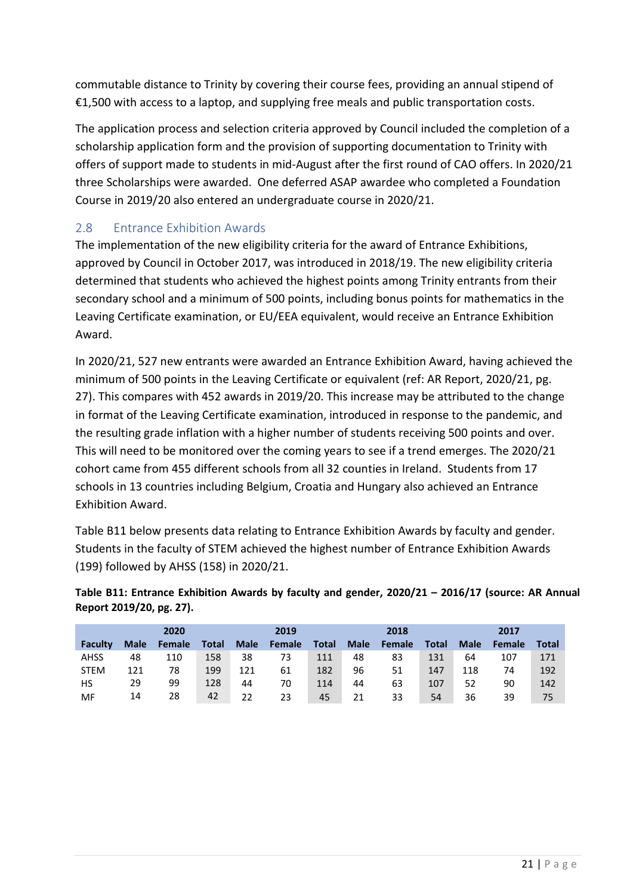commutable distance to Trinity by covering their course fees, providing an annual stipend of €1,500 with access to a laptop, and supplying free meals and public transportation costs.

The application process and selection criteria approved by Council included the completion of a scholarship application form and the provision of supporting documentation to Trinity with offers of support made to students in mid-August after the first round of CAO offers. In 2020/21 three Scholarships were awarded. One deferred ASAP awardee who completed a Foundation Course in 2019/20 also entered an undergraduate course in 2020/21.

## 2.8 Entrance Exhibition Awards

The implementation of the new eligibility criteria for the award of Entrance Exhibitions, approved by Council in October 2017, was introduced in 2018/19. The new eligibility criteria determined that students who achieved the highest points among Trinity entrants from their secondary school and a minimum of 500 points, including bonus points for mathematics in the Leaving Certificate examination, or EU/EEA equivalent, would receive an Entrance Exhibition Award.

In 2020/21, 527 new entrants were awarded an Entrance Exhibition Award, having achieved the minimum of 500 points in the Leaving Certificate or equivalent (ref: AR Report, 2020/21, pg. 27). This compares with 452 awards in 2019/20. This increase may be attributed to the change in format of the Leaving Certificate examination, introduced in response to the pandemic, and the resulting grade inflation with a higher number of students receiving 500 points and over. This will need to be monitored over the coming years to see if a trend emerges. The 2020/21 cohort came from 455 different schools from all 32 counties in Ireland. Students from 17 schools in 13 countries including Belgium, Croatia and Hungary also achieved an Entrance Exhibition Award.

Table B11 below presents data relating to Entrance Exhibition Awards by faculty and gender. Students in the faculty of STEM achieved the highest number of Entrance Exhibition Awards (199) followed by AHSS (158) in 2020/21.

**Table B11: Entrance Exhibition Awards by faculty and gender, 2020/21 – 2016/17 (source: AR Annual Report 2019/20, pg. 27).**

| | 2020 | | | 2019 | | | 2018 | | | 2017 | | |
|---|---|---|---|---|---|---|---|---|---|---|---|---|
| **Faculty** | **Male** | **Female** | **Total** | **Male** | **Female** | **Total** | **Male** | **Female** | **Total** | **Male** | **Female** | **Total** |
| AHSS | 48 | 110 | 158 | 38 | 73 | 111 | 48 | 83 | 131 | 64 | 107 | 171 |
| STEM | 121 | 78 | 199 | 121 | 61 | 182 | 96 | 51 | 147 | 118 | 74 | 192 |
| HS | 29 | 99 | 128 | 44 | 70 | 114 | 44 | 63 | 107 | 52 | 90 | 142 |
| MF | 14 | 28 | 42 | 22 | 23 | 45 | 21 | 33 | 54 | 36 | 39 | 75 |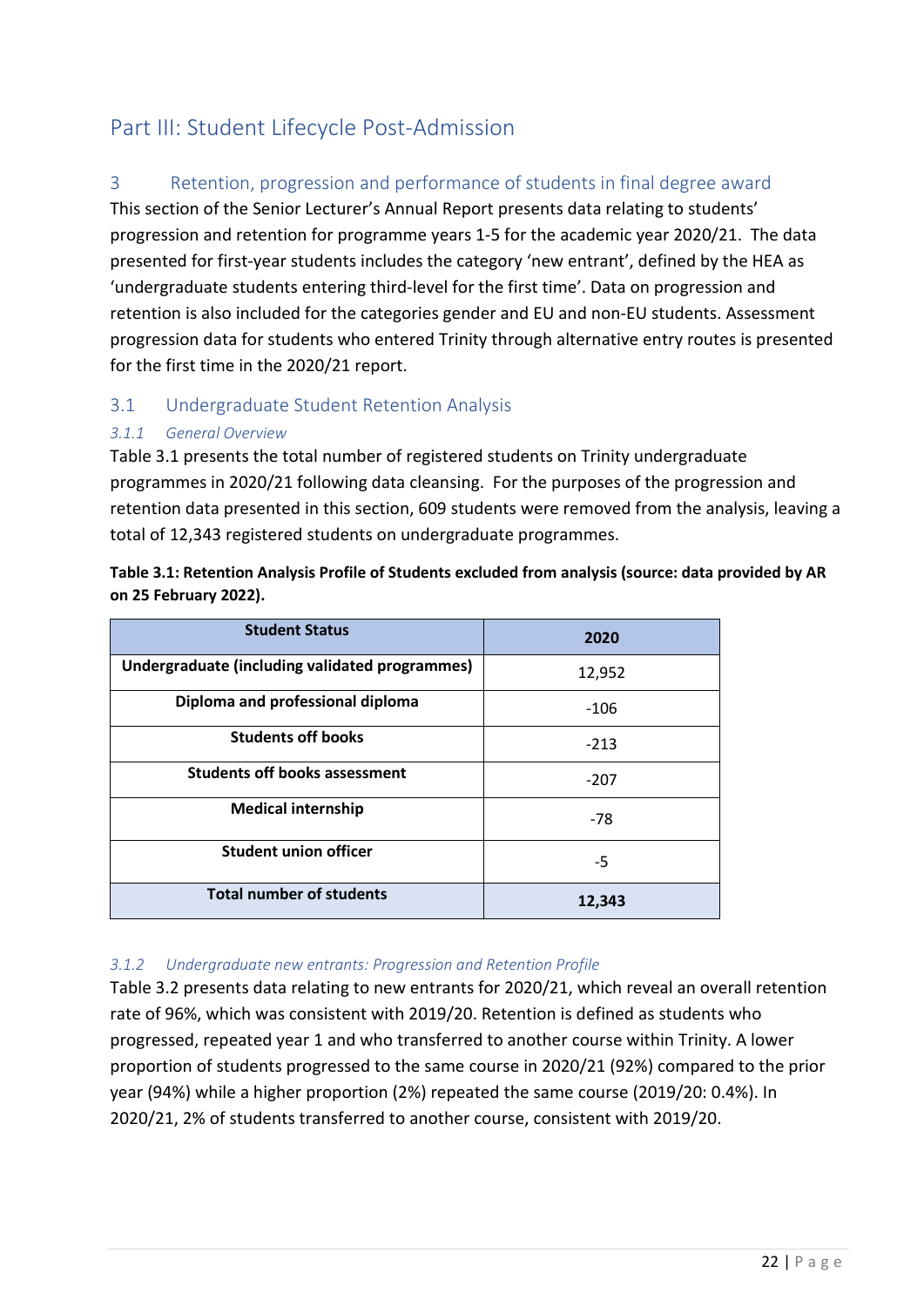# Part III: Student Lifecycle Post-Admission

## 3 Retention, progression and performance of students in final degree award

This section of the Senior Lecturer's Annual Report presents data relating to students' progression and retention for programme years 1-5 for the academic year 2020/21. The data presented for first-year students includes the category 'new entrant', defined by the HEA as 'undergraduate students entering third-level for the first time'. Data on progression and retention is also included for the categories gender and EU and non-EU students. Assessment progression data for students who entered Trinity through alternative entry routes is presented for the first time in the 2020/21 report.

### 3.1 Undergraduate Student Retention Analysis

#### *3.1.1 General Overview*

Table 3.1 presents the total number of registered students on Trinity undergraduate programmes in 2020/21 following data cleansing. For the purposes of the progression and retention data presented in this section, 609 students were removed from the analysis, leaving a total of 12,343 registered students on undergraduate programmes.

**Table 3.1: Retention Analysis Profile of Students excluded from analysis (source: data provided by AR on 25 February 2022).**

| Student Status | 2020 |
|---|---|
| Undergraduate (including validated programmes) | 12,952 |
| Diploma and professional diploma | -106 |
| Students off books | -213 |
| Students off books assessment | -207 |
| Medical internship | -78 |
| Student union officer | -5 |
| **Total number of students** | **12,343** |

#### *3.1.2 Undergraduate new entrants: Progression and Retention Profile*

Table 3.2 presents data relating to new entrants for 2020/21, which reveal an overall retention rate of 96%, which was consistent with 2019/20. Retention is defined as students who progressed, repeated year 1 and who transferred to another course within Trinity. A lower proportion of students progressed to the same course in 2020/21 (92%) compared to the prior year (94%) while a higher proportion (2%) repeated the same course (2019/20: 0.4%). In 2020/21, 2% of students transferred to another course, consistent with 2019/20.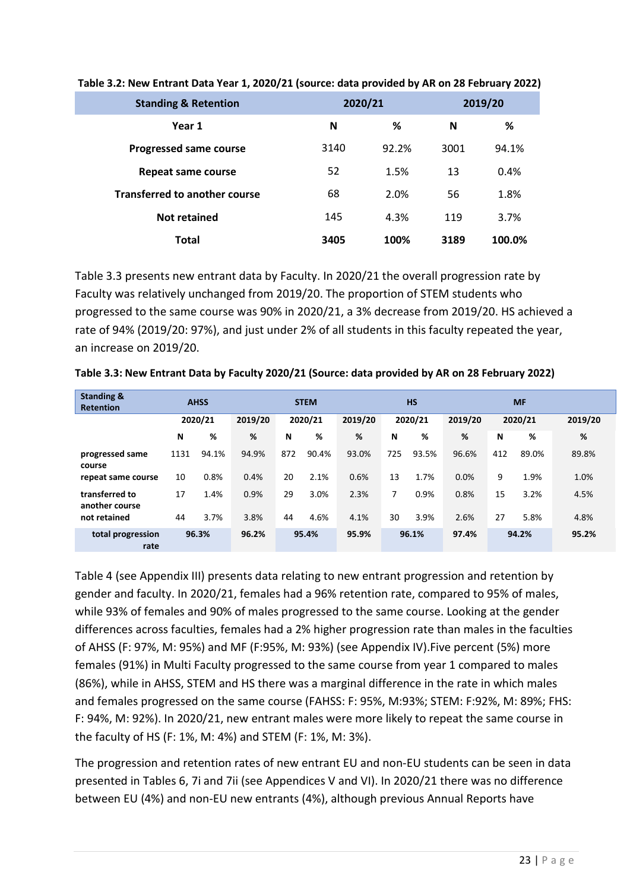**Table 3.2: New Entrant Data Year 1, 2020/21 (source: data provided by AR on 28 February 2022)**

| Standing & Retention | 2020/21 | | 2019/20 | |
|---|---|---|---|---|
| Year 1 | N | % | N | % |
| Progressed same course | 3140 | 92.2% | 3001 | 94.1% |
| Repeat same course | 52 | 1.5% | 13 | 0.4% |
| Transferred to another course | 68 | 2.0% | 56 | 1.8% |
| Not retained | 145 | 4.3% | 119 | 3.7% |
| **Total** | **3405** | **100%** | **3189** | **100.0%** |

Table 3.3 presents new entrant data by Faculty. In 2020/21 the overall progression rate by Faculty was relatively unchanged from 2019/20. The proportion of STEM students who progressed to the same course was 90% in 2020/21, a 3% decrease from 2019/20. HS achieved a rate of 94% (2019/20: 97%), and just under 2% of all students in this faculty repeated the year, an increase on 2019/20.

**Table 3.3: New Entrant Data by Faculty 2020/21 (Source: data provided by AR on 28 February 2022)**

| Standing & Retention | AHSS | | | STEM | | | HS | | | MF | | |
|---|---|---|---|---|---|---|---|---|---|---|---|---|
| | 2020/21 | | 2019/20 | 2020/21 | | 2019/20 | 2020/21 | | 2019/20 | 2020/21 | | 2019/20 |
| | N | % | % | N | % | % | N | % | % | N | % | % |
| progressed same course | 1131 | 94.1% | 94.9% | 872 | 90.4% | 93.0% | 725 | 93.5% | 96.6% | 412 | 89.0% | 89.8% |
| repeat same course | 10 | 0.8% | 0.4% | 20 | 2.1% | 0.6% | 13 | 1.7% | 0.0% | 9 | 1.9% | 1.0% |
| transferred to another course | 17 | 1.4% | 0.9% | 29 | 3.0% | 2.3% | 7 | 0.9% | 0.8% | 15 | 3.2% | 4.5% |
| not retained | 44 | 3.7% | 3.8% | 44 | 4.6% | 4.1% | 30 | 3.9% | 2.6% | 27 | 5.8% | 4.8% |
| **total progression rate** | **96.3%** | | **96.2%** | **95.4%** | | **95.9%** | **96.1%** | | **97.4%** | **94.2%** | | **95.2%** |

Table 4 (see Appendix III) presents data relating to new entrant progression and retention by gender and faculty. In 2020/21, females had a 96% retention rate, compared to 95% of males, while 93% of females and 90% of males progressed to the same course. Looking at the gender differences across faculties, females had a 2% higher progression rate than males in the faculties of AHSS (F: 97%, M: 95%) and MF (F:95%, M: 93%) (see Appendix IV).Five percent (5%) more females (91%) in Multi Faculty progressed to the same course from year 1 compared to males (86%), while in AHSS, STEM and HS there was a marginal difference in the rate in which males and females progressed on the same course (FAHSS: F: 95%, M:93%; STEM: F:92%, M: 89%; FHS: F: 94%, M: 92%). In 2020/21, new entrant males were more likely to repeat the same course in the faculty of HS (F: 1%, M: 4%) and STEM (F: 1%, M: 3%).

The progression and retention rates of new entrant EU and non-EU students can be seen in data presented in Tables 6, 7i and 7ii (see Appendices V and VI). In 2020/21 there was no difference between EU (4%) and non-EU new entrants (4%), although previous Annual Reports have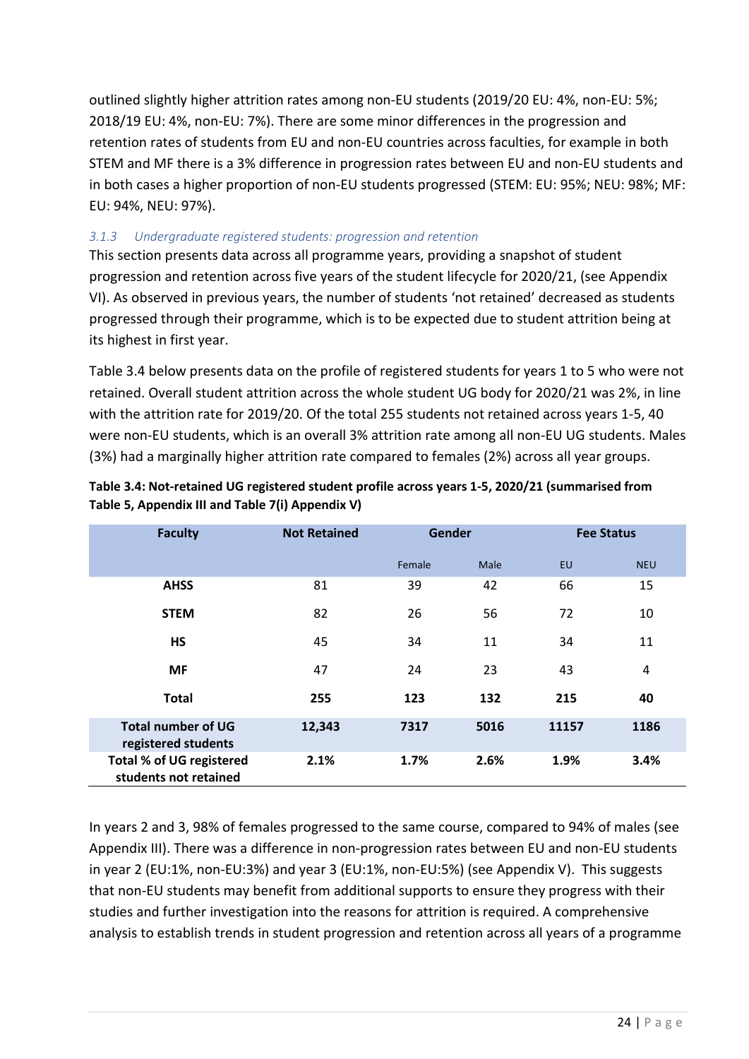outlined slightly higher attrition rates among non-EU students (2019/20 EU: 4%, non-EU: 5%; 2018/19 EU: 4%, non-EU: 7%). There are some minor differences in the progression and retention rates of students from EU and non-EU countries across faculties, for example in both STEM and MF there is a 3% difference in progression rates between EU and non-EU students and in both cases a higher proportion of non-EU students progressed (STEM: EU: 95%; NEU: 98%; MF: EU: 94%, NEU: 97%).

### *3.1.3 Undergraduate registered students: progression and retention*

This section presents data across all programme years, providing a snapshot of student progression and retention across five years of the student lifecycle for 2020/21, (see Appendix VI). As observed in previous years, the number of students 'not retained' decreased as students progressed through their programme, which is to be expected due to student attrition being at its highest in first year.

Table 3.4 below presents data on the profile of registered students for years 1 to 5 who were not retained. Overall student attrition across the whole student UG body for 2020/21 was 2%, in line with the attrition rate for 2019/20. Of the total 255 students not retained across years 1-5, 40 were non-EU students, which is an overall 3% attrition rate among all non-EU UG students. Males (3%) had a marginally higher attrition rate compared to females (2%) across all year groups.

**Table 3.4: Not-retained UG registered student profile across years 1-5, 2020/21 (summarised from Table 5, Appendix III and Table 7(i) Appendix V)**

| Faculty | Not Retained | Gender | | Fee Status | |
|---|---|---|---|---|---|
| | | Female | Male | EU | NEU |
| **AHSS** | 81 | 39 | 42 | 66 | 15 |
| **STEM** | 82 | 26 | 56 | 72 | 10 |
| **HS** | 45 | 34 | 11 | 34 | 11 |
| **MF** | 47 | 24 | 23 | 43 | 4 |
| **Total** | **255** | **123** | **132** | **215** | **40** |
| **Total number of UG registered students** | **12,343** | **7317** | **5016** | **11157** | **1186** |
| **Total % of UG registered students not retained** | **2.1%** | **1.7%** | **2.6%** | **1.9%** | **3.4%** |

In years 2 and 3, 98% of females progressed to the same course, compared to 94% of males (see Appendix III). There was a difference in non-progression rates between EU and non-EU students in year 2 (EU:1%, non-EU:3%) and year 3 (EU:1%, non-EU:5%) (see Appendix V). This suggests that non-EU students may benefit from additional supports to ensure they progress with their studies and further investigation into the reasons for attrition is required. A comprehensive analysis to establish trends in student progression and retention across all years of a programme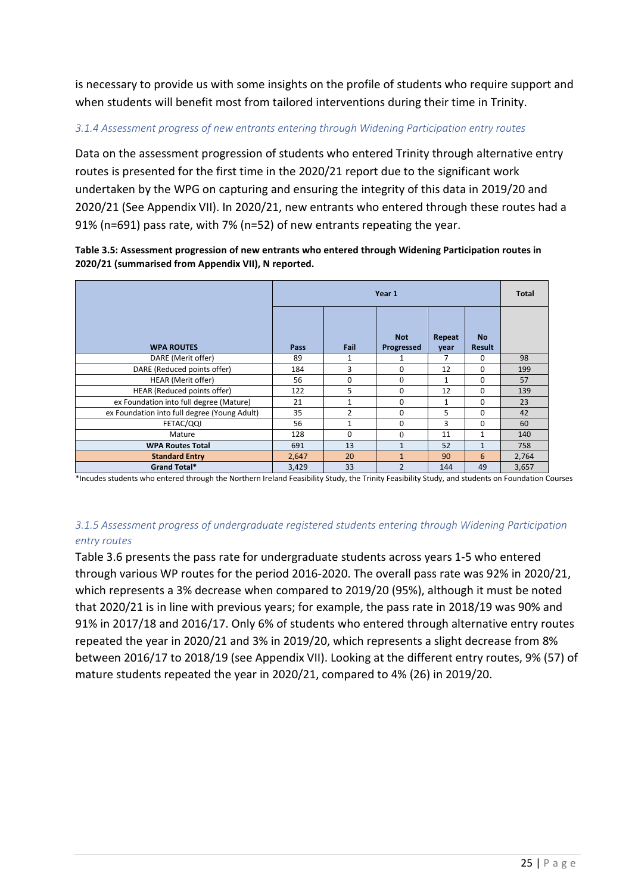is necessary to provide us with some insights on the profile of students who require support and when students will benefit most from tailored interventions during their time in Trinity.

### *3.1.4 Assessment progress of new entrants entering through Widening Participation entry routes*

Data on the assessment progression of students who entered Trinity through alternative entry routes is presented for the first time in the 2020/21 report due to the significant work undertaken by the WPG on capturing and ensuring the integrity of this data in 2019/20 and 2020/21 (See Appendix VII). In 2020/21, new entrants who entered through these routes had a 91% (n=691) pass rate, with 7% (n=52) of new entrants repeating the year.

**Table 3.5: Assessment progression of new entrants who entered through Widening Participation routes in 2020/21 (summarised from Appendix VII), N reported.**

| | Year 1 | | | | | Total |
|---|---|---|---|---|---|---|
| **WPA ROUTES** | **Pass** | **Fail** | **Not Progressed** | **Repeat year** | **No Result** | |
| DARE (Merit offer) | 89 | 1 | 1 | 7 | 0 | 98 |
| DARE (Reduced points offer) | 184 | 3 | 0 | 12 | 0 | 199 |
| HEAR (Merit offer) | 56 | 0 | 0 | 1 | 0 | 57 |
| HEAR (Reduced points offer) | 122 | 5 | 0 | 12 | 0 | 139 |
| ex Foundation into full degree (Mature) | 21 | 1 | 0 | 1 | 0 | 23 |
| ex Foundation into full degree (Young Adult) | 35 | 2 | 0 | 5 | 0 | 42 |
| FETAC/QQI | 56 | 1 | 0 | 3 | 0 | 60 |
| Mature | 128 | 0 | 0 | 11 | 1 | 140 |
| **WPA Routes Total** | 691 | 13 | 1 | 52 | 1 | 758 |
| **Standard Entry** | 2,647 | 20 | 1 | 90 | 6 | 2,764 |
| **Grand Total*** | 3,429 | 33 | 2 | 144 | 49 | 3,657 |

*Incudes students who entered through the Northern Ireland Feasibility Study, the Trinity Feasibility Study, and students on Foundation Courses

### *3.1.5 Assessment progress of undergraduate registered students entering through Widening Participation entry routes*

Table 3.6 presents the pass rate for undergraduate students across years 1-5 who entered through various WP routes for the period 2016-2020. The overall pass rate was 92% in 2020/21, which represents a 3% decrease when compared to 2019/20 (95%), although it must be noted that 2020/21 is in line with previous years; for example, the pass rate in 2018/19 was 90% and 91% in 2017/18 and 2016/17. Only 6% of students who entered through alternative entry routes repeated the year in 2020/21 and 3% in 2019/20, which represents a slight decrease from 8% between 2016/17 to 2018/19 (see Appendix VII). Looking at the different entry routes, 9% (57) of mature students repeated the year in 2020/21, compared to 4% (26) in 2019/20.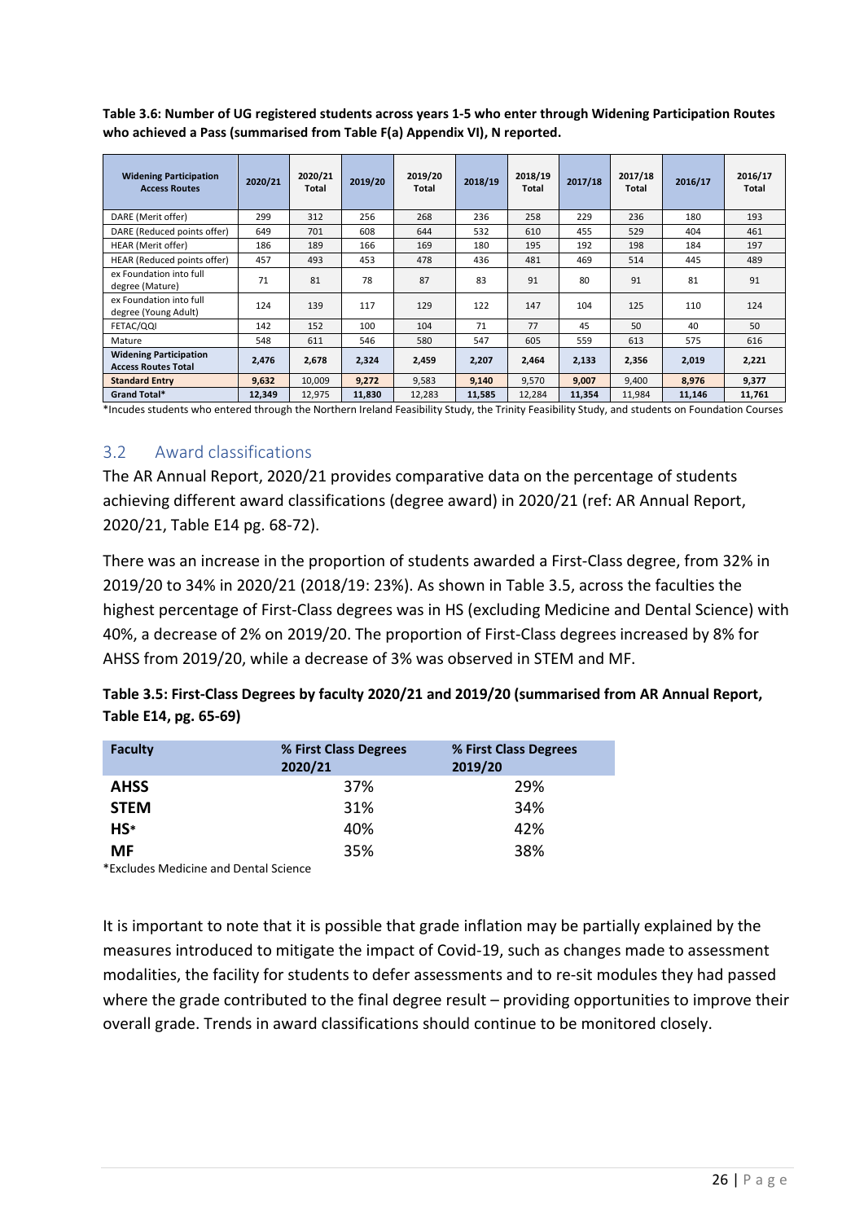**Table 3.6: Number of UG registered students across years 1-5 who enter through Widening Participation Routes who achieved a Pass (summarised from Table F(a) Appendix VI), N reported.**

| Widening Participation Access Routes | 2020/21 | 2020/21 Total | 2019/20 | 2019/20 Total | 2018/19 | 2018/19 Total | 2017/18 | 2017/18 Total | 2016/17 | 2016/17 Total |
|---|---|---|---|---|---|---|---|---|---|---|
| DARE (Merit offer) | 299 | 312 | 256 | 268 | 236 | 258 | 229 | 236 | 180 | 193 |
| DARE (Reduced points offer) | 649 | 701 | 608 | 644 | 532 | 610 | 455 | 529 | 404 | 461 |
| HEAR (Merit offer) | 186 | 189 | 166 | 169 | 180 | 195 | 192 | 198 | 184 | 197 |
| HEAR (Reduced points offer) | 457 | 493 | 453 | 478 | 436 | 481 | 469 | 514 | 445 | 489 |
| ex Foundation into full degree (Mature) | 71 | 81 | 78 | 87 | 83 | 91 | 80 | 91 | 81 | 91 |
| ex Foundation into full degree (Young Adult) | 124 | 139 | 117 | 129 | 122 | 147 | 104 | 125 | 110 | 124 |
| FETAC/QQI | 142 | 152 | 100 | 104 | 71 | 77 | 45 | 50 | 40 | 50 |
| Mature | 548 | 611 | 546 | 580 | 547 | 605 | 559 | 613 | 575 | 616 |
| **Widening Participation Access Routes Total** | **2,476** | **2,678** | **2,324** | **2,459** | **2,207** | **2,464** | **2,133** | **2,356** | **2,019** | **2,221** |
| **Standard Entry** | **9,632** | 10,009 | **9,272** | 9,583 | **9,140** | 9,570 | **9,007** | 9,400 | **8,976** | **9,377** |
| **Grand Total*** | **12,349** | 12,975 | **11,830** | 12,283 | **11,585** | 12,284 | **11,354** | 11,984 | **11,146** | **11,761** |

*Incudes students who entered through the Northern Ireland Feasibility Study, the Trinity Feasibility Study, and students on Foundation Courses

## 3.2 Award classifications

The AR Annual Report, 2020/21 provides comparative data on the percentage of students achieving different award classifications (degree award) in 2020/21 (ref: AR Annual Report, 2020/21, Table E14 pg. 68-72).

There was an increase in the proportion of students awarded a First-Class degree, from 32% in 2019/20 to 34% in 2020/21 (2018/19: 23%). As shown in Table 3.5, across the faculties the highest percentage of First-Class degrees was in HS (excluding Medicine and Dental Science) with 40%, a decrease of 2% on 2019/20. The proportion of First-Class degrees increased by 8% for AHSS from 2019/20, while a decrease of 3% was observed in STEM and MF.

**Table 3.5: First-Class Degrees by faculty 2020/21 and 2019/20 (summarised from AR Annual Report, Table E14, pg. 65-69)**

| Faculty | % First Class Degrees 2020/21 | % First Class Degrees 2019/20 |
|---|---|---|
| **AHSS** | 37% | 29% |
| **STEM** | 31% | 34% |
| **HS*** | 40% | 42% |
| **MF** | 35% | 38% |

*Excludes Medicine and Dental Science

It is important to note that it is possible that grade inflation may be partially explained by the measures introduced to mitigate the impact of Covid-19, such as changes made to assessment modalities, the facility for students to defer assessments and to re-sit modules they had passed where the grade contributed to the final degree result – providing opportunities to improve their overall grade. Trends in award classifications should continue to be monitored closely.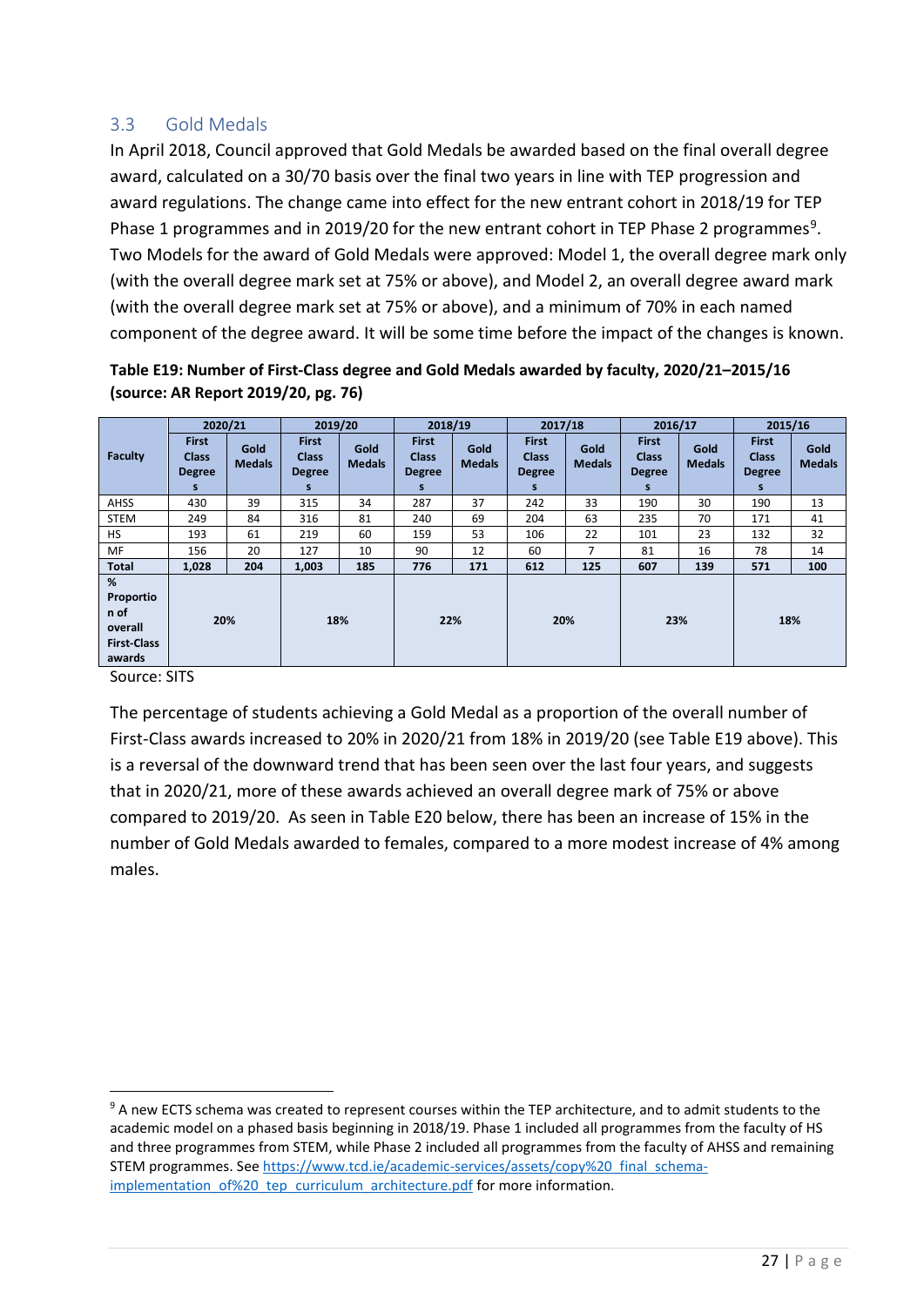### 3.3 Gold Medals

In April 2018, Council approved that Gold Medals be awarded based on the final overall degree award, calculated on a 30/70 basis over the final two years in line with TEP progression and award regulations. The change came into effect for the new entrant cohort in 2018/19 for TEP Phase 1 programmes and in 2019/20 for the new entrant cohort in TEP Phase 2 programmes[9]. Two Models for the award of Gold Medals were approved: Model 1, the overall degree mark only (with the overall degree mark set at 75% or above), and Model 2, an overall degree award mark (with the overall degree mark set at 75% or above), and a minimum of 70% in each named component of the degree award. It will be some time before the impact of the changes is known.

**Table E19: Number of First-Class degree and Gold Medals awarded by faculty, 2020/21–2015/16 (source: AR Report 2019/20, pg. 76)**

| Faculty | 2020/21 | | 2019/20 | | 2018/19 | | 2017/18 | | 2016/17 | | 2015/16 | |
|---|---|---|---|---|---|---|---|---|---|---|---|---|
| | First Class Degrees | Gold Medals | First Class Degrees | Gold Medals | First Class Degrees | Gold Medals | First Class Degrees | Gold Medals | First Class Degrees | Gold Medals | First Class Degrees | Gold Medals |
| AHSS | 430 | 39 | 315 | 34 | 287 | 37 | 242 | 33 | 190 | 30 | 190 | 13 |
| STEM | 249 | 84 | 316 | 81 | 240 | 69 | 204 | 63 | 235 | 70 | 171 | 41 |
| HS | 193 | 61 | 219 | 60 | 159 | 53 | 106 | 22 | 101 | 23 | 132 | 32 |
| MF | 156 | 20 | 127 | 10 | 90 | 12 | 60 | 7 | 81 | 16 | 78 | 14 |
| **Total** | **1,028** | **204** | **1,003** | **185** | **776** | **171** | **612** | **125** | **607** | **139** | **571** | **100** |
| **% Proportion of overall First-Class awards** | **20%** | | **18%** | | **22%** | | **20%** | | **23%** | | **18%** | |

Source: SITS

The percentage of students achieving a Gold Medal as a proportion of the overall number of First-Class awards increased to 20% in 2020/21 from 18% in 2019/20 (see Table E19 above). This is a reversal of the downward trend that has been seen over the last four years, and suggests that in 2020/21, more of these awards achieved an overall degree mark of 75% or above compared to 2019/20. As seen in Table E20 below, there has been an increase of 15% in the number of Gold Medals awarded to females, compared to a more modest increase of 4% among males.

[9] A new ECTS schema was created to represent courses within the TEP architecture, and to admit students to the academic model on a phased basis beginning in 2018/19. Phase 1 included all programmes from the faculty of HS and three programmes from STEM, while Phase 2 included all programmes from the faculty of AHSS and remaining STEM programmes. See https://www.tcd.ie/academic-services/assets/copy%20_final_schema-implementation_of%20_tep_curriculum_architecture.pdf for more information.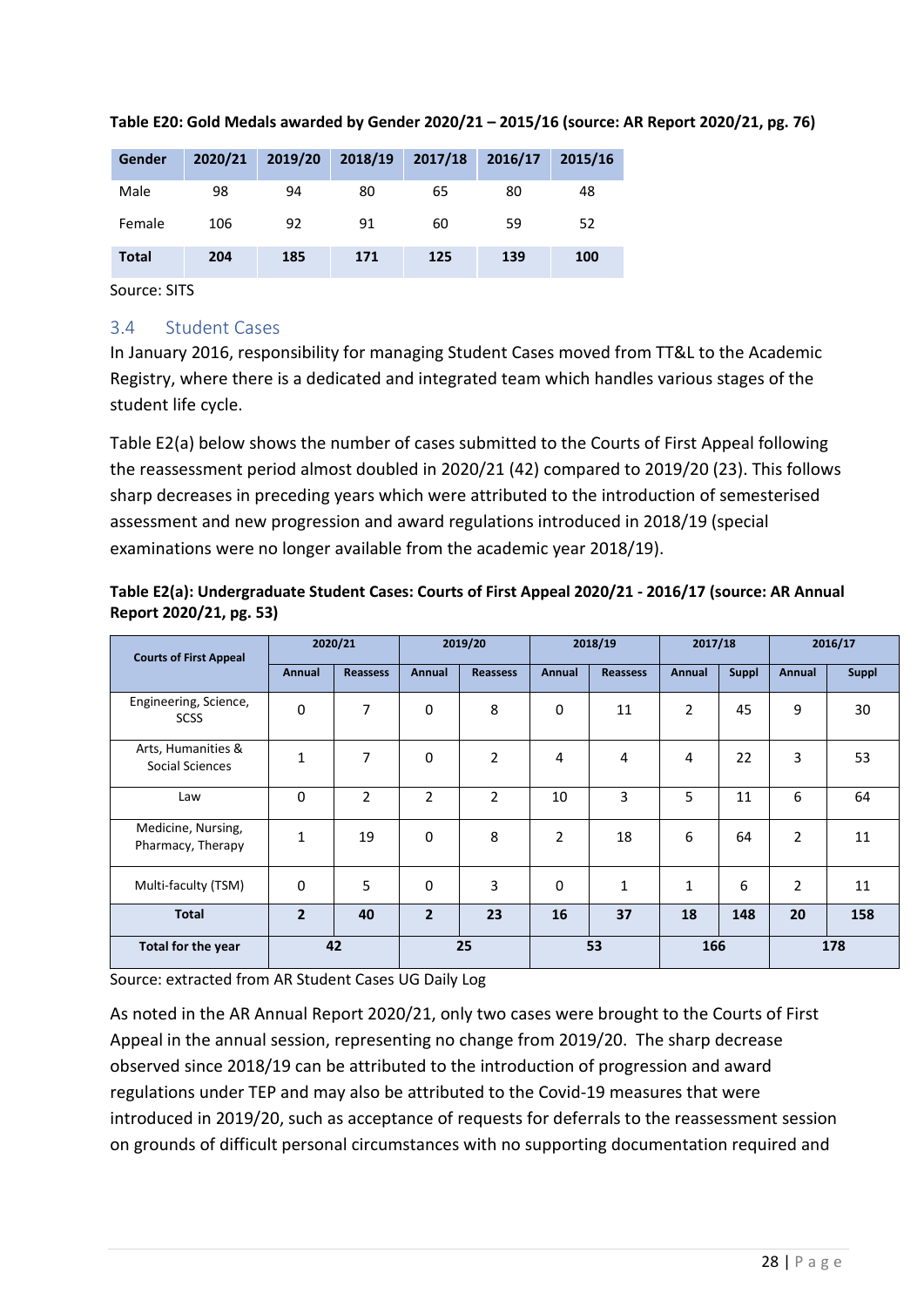**Table E20: Gold Medals awarded by Gender 2020/21 – 2015/16 (source: AR Report 2020/21, pg. 76)**

| Gender | 2020/21 | 2019/20 | 2018/19 | 2017/18 | 2016/17 | 2015/16 |
|---|---|---|---|---|---|---|
| Male | 98 | 94 | 80 | 65 | 80 | 48 |
| Female | 106 | 92 | 91 | 60 | 59 | 52 |
| **Total** | **204** | **185** | **171** | **125** | **139** | **100** |

Source: SITS

## 3.4 Student Cases

In January 2016, responsibility for managing Student Cases moved from TT&L to the Academic Registry, where there is a dedicated and integrated team which handles various stages of the student life cycle.

Table E2(a) below shows the number of cases submitted to the Courts of First Appeal following the reassessment period almost doubled in 2020/21 (42) compared to 2019/20 (23). This follows sharp decreases in preceding years which were attributed to the introduction of semesterised assessment and new progression and award regulations introduced in 2018/19 (special examinations were no longer available from the academic year 2018/19).

**Table E2(a): Undergraduate Student Cases: Courts of First Appeal 2020/21 - 2016/17 (source: AR Annual Report 2020/21, pg. 53)**

| Courts of First Appeal | 2020/21 | | 2019/20 | | 2018/19 | | 2017/18 | | 2016/17 | |
|---|---|---|---|---|---|---|---|---|---|---|
| | Annual | Reassess | Annual | Reassess | Annual | Reassess | Annual | Suppl | Annual | Suppl |
| Engineering, Science, SCSS | 0 | 7 | 0 | 8 | 0 | 11 | 2 | 45 | 9 | 30 |
| Arts, Humanities & Social Sciences | 1 | 7 | 0 | 2 | 4 | 4 | 4 | 22 | 3 | 53 |
| Law | 0 | 2 | 2 | 2 | 10 | 3 | 5 | 11 | 6 | 64 |
| Medicine, Nursing, Pharmacy, Therapy | 1 | 19 | 0 | 8 | 2 | 18 | 6 | 64 | 2 | 11 |
| Multi-faculty (TSM) | 0 | 5 | 0 | 3 | 0 | 1 | 1 | 6 | 2 | 11 |
| **Total** | **2** | **40** | **2** | **23** | **16** | **37** | **18** | **148** | **20** | **158** |
| **Total for the year** | **42** | | **25** | | **53** | | **166** | | **178** | |

Source: extracted from AR Student Cases UG Daily Log

As noted in the AR Annual Report 2020/21, only two cases were brought to the Courts of First Appeal in the annual session, representing no change from 2019/20. The sharp decrease observed since 2018/19 can be attributed to the introduction of progression and award regulations under TEP and may also be attributed to the Covid-19 measures that were introduced in 2019/20, such as acceptance of requests for deferrals to the reassessment session on grounds of difficult personal circumstances with no supporting documentation required and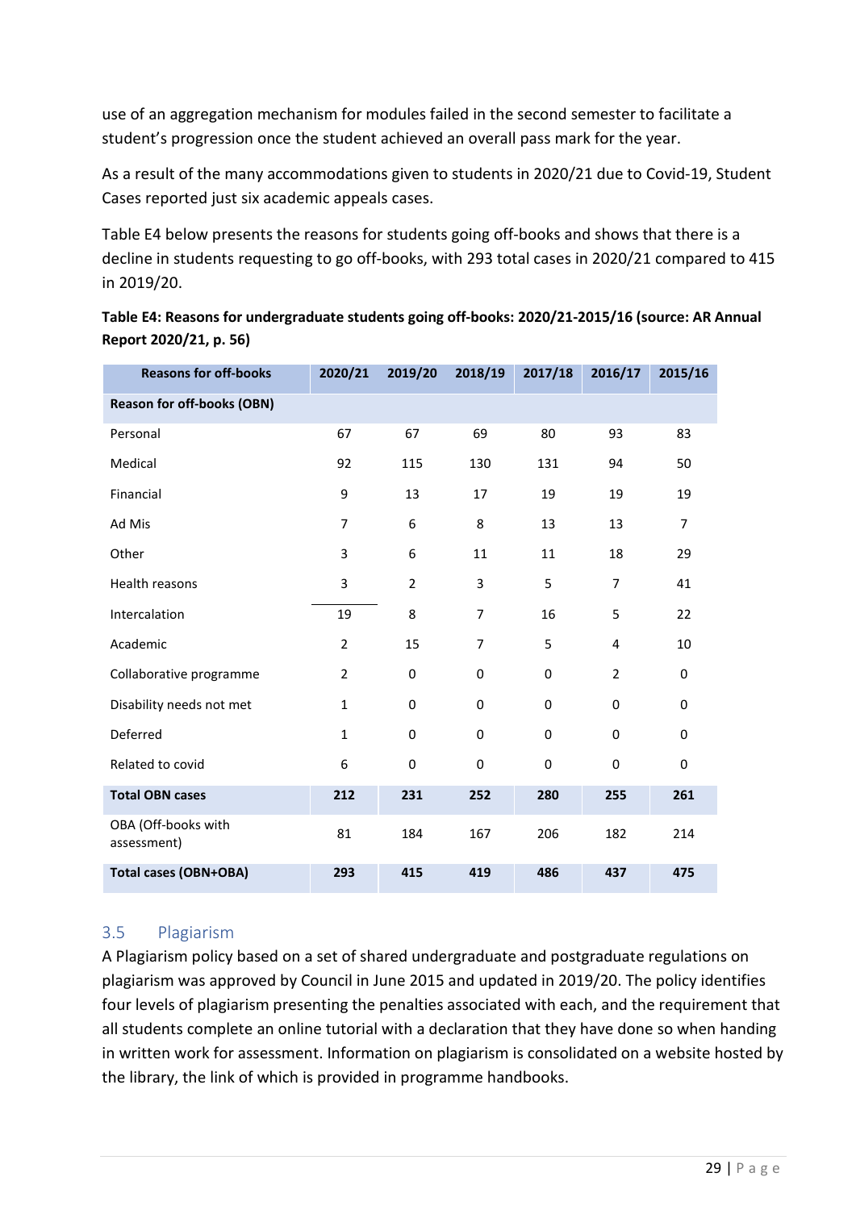use of an aggregation mechanism for modules failed in the second semester to facilitate a student's progression once the student achieved an overall pass mark for the year.

As a result of the many accommodations given to students in 2020/21 due to Covid-19, Student Cases reported just six academic appeals cases.

Table E4 below presents the reasons for students going off-books and shows that there is a decline in students requesting to go off-books, with 293 total cases in 2020/21 compared to 415 in 2019/20.

**Table E4: Reasons for undergraduate students going off-books: 2020/21-2015/16 (source: AR Annual Report 2020/21, p. 56)**

| Reasons for off-books | 2020/21 | 2019/20 | 2018/19 | 2017/18 | 2016/17 | 2015/16 |
|---|---|---|---|---|---|---|
| **Reason for off-books (OBN)** | | | | | | |
| Personal | 67 | 67 | 69 | 80 | 93 | 83 |
| Medical | 92 | 115 | 130 | 131 | 94 | 50 |
| Financial | 9 | 13 | 17 | 19 | 19 | 19 |
| Ad Mis | 7 | 6 | 8 | 13 | 13 | 7 |
| Other | 3 | 6 | 11 | 11 | 18 | 29 |
| Health reasons | 3 | 2 | 3 | 5 | 7 | 41 |
| Intercalation | 19 | 8 | 7 | 16 | 5 | 22 |
| Academic | 2 | 15 | 7 | 5 | 4 | 10 |
| Collaborative programme | 2 | 0 | 0 | 0 | 2 | 0 |
| Disability needs not met | 1 | 0 | 0 | 0 | 0 | 0 |
| Deferred | 1 | 0 | 0 | 0 | 0 | 0 |
| Related to covid | 6 | 0 | 0 | 0 | 0 | 0 |
| **Total OBN cases** | **212** | **231** | **252** | **280** | **255** | **261** |
| OBA (Off-books with assessment) | 81 | 184 | 167 | 206 | 182 | 214 |
| **Total cases (OBN+OBA)** | **293** | **415** | **419** | **486** | **437** | **475** |

## 3.5 Plagiarism

A Plagiarism policy based on a set of shared undergraduate and postgraduate regulations on plagiarism was approved by Council in June 2015 and updated in 2019/20. The policy identifies four levels of plagiarism presenting the penalties associated with each, and the requirement that all students complete an online tutorial with a declaration that they have done so when handing in written work for assessment. Information on plagiarism is consolidated on a website hosted by the library, the link of which is provided in programme handbooks.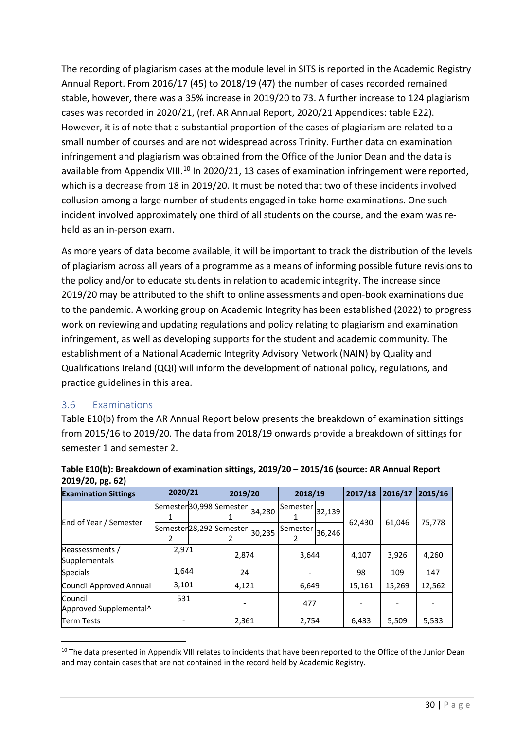The recording of plagiarism cases at the module level in SITS is reported in the Academic Registry Annual Report. From 2016/17 (45) to 2018/19 (47) the number of cases recorded remained stable, however, there was a 35% increase in 2019/20 to 73. A further increase to 124 plagiarism cases was recorded in 2020/21, (ref. AR Annual Report, 2020/21 Appendices: table E22). However, it is of note that a substantial proportion of the cases of plagiarism are related to a small number of courses and are not widespread across Trinity. Further data on examination infringement and plagiarism was obtained from the Office of the Junior Dean and the data is available from Appendix VIII.[10] In 2020/21, 13 cases of examination infringement were reported, which is a decrease from 18 in 2019/20. It must be noted that two of these incidents involved collusion among a large number of students engaged in take-home examinations. One such incident involved approximately one third of all students on the course, and the exam was re-held as an in-person exam.

As more years of data become available, it will be important to track the distribution of the levels of plagiarism across all years of a programme as a means of informing possible future revisions to the policy and/or to educate students in relation to academic integrity. The increase since 2019/20 may be attributed to the shift to online assessments and open-book examinations due to the pandemic. A working group on Academic Integrity has been established (2022) to progress work on reviewing and updating regulations and policy relating to plagiarism and examination infringement, as well as developing supports for the student and academic community. The establishment of a National Academic Integrity Advisory Network (NAIN) by Quality and Qualifications Ireland (QQI) will inform the development of national policy, regulations, and practice guidelines in this area.

## 3.6 Examinations

Table E10(b) from the AR Annual Report below presents the breakdown of examination sittings from 2015/16 to 2019/20. The data from 2018/19 onwards provide a breakdown of sittings for semester 1 and semester 2.

**Table E10(b): Breakdown of examination sittings, 2019/20 – 2015/16 (source: AR Annual Report 2019/20, pg. 62)**

| Examination Sittings | 2020/21 | | 2019/20 | | 2018/19 | | 2017/18 | 2016/17 | 2015/16 |
|---|---|---|---|---|---|---|---|---|---|
| End of Year / Semester | Semester 1 | 30,998 | Semester 1 | 34,280 | Semester 1 | 32,139 | 62,430 | 61,046 | 75,778 |
| | Semester 2 | 28,292 | Semester 2 | 30,235 | Semester 2 | 36,246 | | | |
| Reassessments / Supplementals | 2,971 | | 2,874 | | 3,644 | | 4,107 | 3,926 | 4,260 |
| Specials | 1,644 | | 24 | | - | | 98 | 109 | 147 |
| Council Approved Annual | 3,101 | | 4,121 | | 6,649 | | 15,161 | 15,269 | 12,562 |
| Council Approved Supplemental^ | 531 | | - | | 477 | | - | - | - |
| Term Tests | - | | 2,361 | | 2,754 | | 6,433 | 5,509 | 5,533 |

[10] The data presented in Appendix VIII relates to incidents that have been reported to the Office of the Junior Dean and may contain cases that are not contained in the record held by Academic Registry.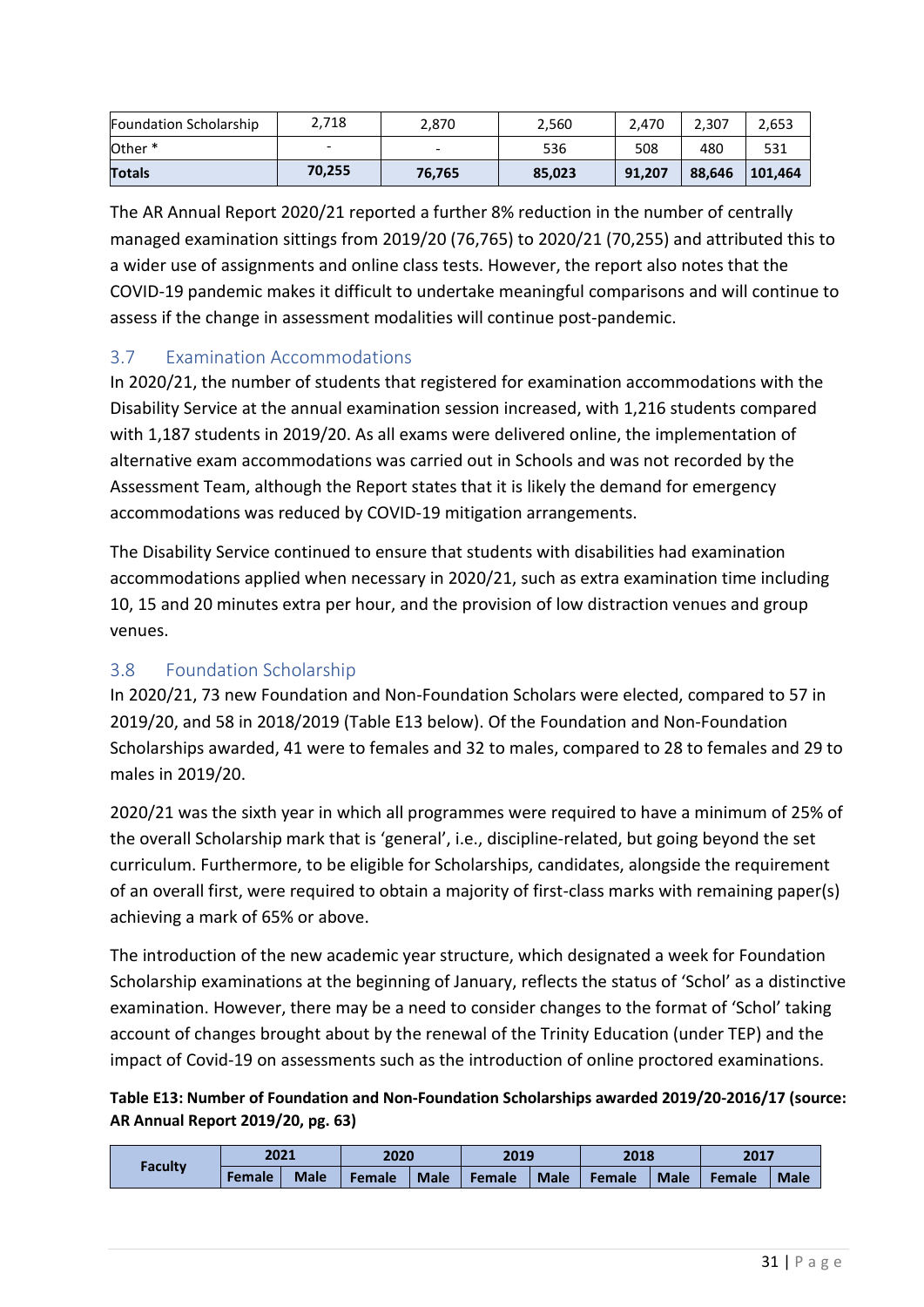| | | | | | | |
|---|---|---|---|---|---|---|
| Foundation Scholarship | 2,718 | 2,870 | 2,560 | 2,470 | 2,307 | 2,653 |
| Other * | - | - | 536 | 508 | 480 | 531 |
| **Totals** | **70,255** | **76,765** | **85,023** | **91,207** | **88,646** | **101,464** |

The AR Annual Report 2020/21 reported a further 8% reduction in the number of centrally managed examination sittings from 2019/20 (76,765) to 2020/21 (70,255) and attributed this to a wider use of assignments and online class tests. However, the report also notes that the COVID-19 pandemic makes it difficult to undertake meaningful comparisons and will continue to assess if the change in assessment modalities will continue post-pandemic.

## 3.7 Examination Accommodations

In 2020/21, the number of students that registered for examination accommodations with the Disability Service at the annual examination session increased, with 1,216 students compared with 1,187 students in 2019/20. As all exams were delivered online, the implementation of alternative exam accommodations was carried out in Schools and was not recorded by the Assessment Team, although the Report states that it is likely the demand for emergency accommodations was reduced by COVID-19 mitigation arrangements.

The Disability Service continued to ensure that students with disabilities had examination accommodations applied when necessary in 2020/21, such as extra examination time including 10, 15 and 20 minutes extra per hour, and the provision of low distraction venues and group venues.

## 3.8 Foundation Scholarship

In 2020/21, 73 new Foundation and Non-Foundation Scholars were elected, compared to 57 in 2019/20, and 58 in 2018/2019 (Table E13 below). Of the Foundation and Non-Foundation Scholarships awarded, 41 were to females and 32 to males, compared to 28 to females and 29 to males in 2019/20.

2020/21 was the sixth year in which all programmes were required to have a minimum of 25% of the overall Scholarship mark that is 'general', i.e., discipline-related, but going beyond the set curriculum. Furthermore, to be eligible for Scholarships, candidates, alongside the requirement of an overall first, were required to obtain a majority of first-class marks with remaining paper(s) achieving a mark of 65% or above.

The introduction of the new academic year structure, which designated a week for Foundation Scholarship examinations at the beginning of January, reflects the status of 'Schol' as a distinctive examination. However, there may be a need to consider changes to the format of 'Schol' taking account of changes brought about by the renewal of the Trinity Education (under TEP) and the impact of Covid-19 on assessments such as the introduction of online proctored examinations.

**Table E13: Number of Foundation and Non-Foundation Scholarships awarded 2019/20-2016/17 (source: AR Annual Report 2019/20, pg. 63)**

| Faculty | 2021 | | 2020 | | 2019 | | 2018 | | 2017 | |
|---|---|---|---|---|---|---|---|---|---|---|
| | Female | Male | Female | Male | Female | Male | Female | Male | Female | Male |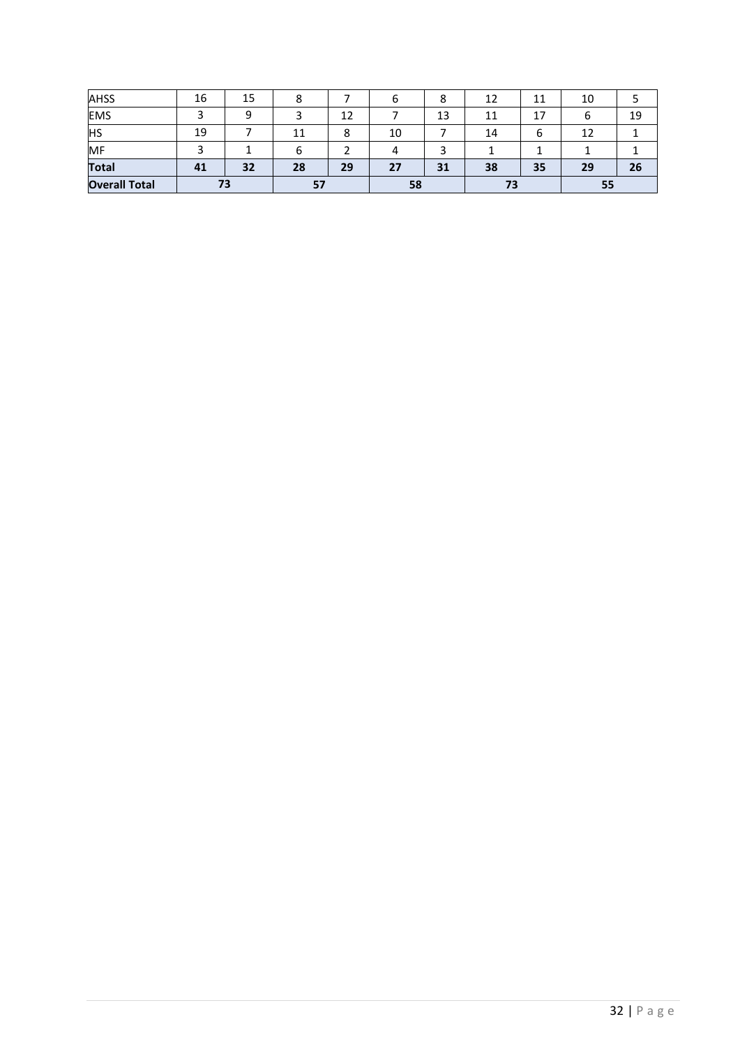| | | | | | | | | | | |
|---|---|---|---|---|---|---|---|---|---|---|
| AHSS | 16 | 15 | 8 | 7 | 6 | 8 | 12 | 11 | 10 | 5 |
| EMS | 3 | 9 | 3 | 12 | 7 | 13 | 11 | 17 | 6 | 19 |
| HS | 19 | 7 | 11 | 8 | 10 | 7 | 14 | 6 | 12 | 1 |
| MF | 3 | 1 | 6 | 2 | 4 | 3 | 1 | 1 | 1 | 1 |
| **Total** | **41** | **32** | **28** | **29** | **27** | **31** | **38** | **35** | **29** | **26** |
| **Overall Total** | **73** | | **57** | | **58** | | **73** | | **55** | |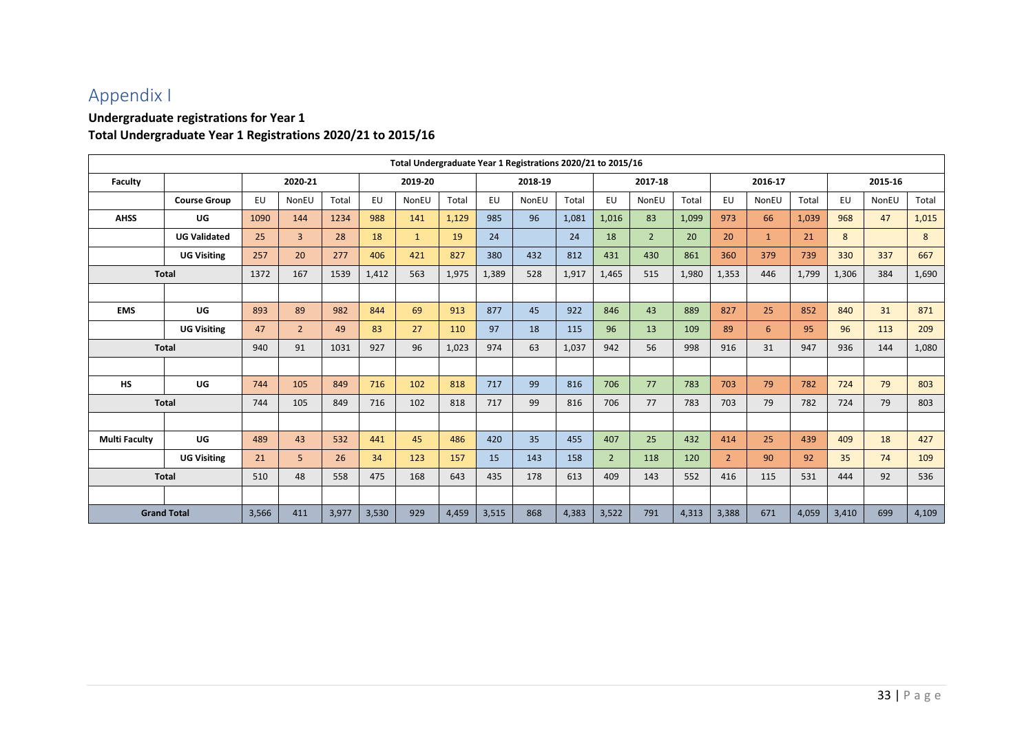# Appendix I

**Undergraduate registrations for Year 1**
**Total Undergraduate Year 1 Registrations 2020/21 to 2015/16**

| Total Undergraduate Year 1 Registrations 2020/21 to 2015/16 | | | | | | | | | | | | | | | | | | | |
|---|---|---|---|---|---|---|---|---|---|---|---|---|---|---|---|---|---|---|---|
| **Faculty** | | **2020-21** | | | **2019-20** | | | **2018-19** | | | **2017-18** | | | **2016-17** | | | **2015-16** | | |
| | **Course Group** | EU | NonEU | Total | EU | NonEU | Total | EU | NonEU | Total | EU | NonEU | Total | EU | NonEU | Total | EU | NonEU | Total |
| **AHSS** | **UG** | 1090 | 144 | 1234 | 988 | 141 | 1,129 | 985 | 96 | 1,081 | 1,016 | 83 | 1,099 | 973 | 66 | 1,039 | 968 | 47 | 1,015 |
| | **UG Validated** | 25 | 3 | 28 | 18 | 1 | 19 | 24 | | 24 | 18 | 2 | 20 | 20 | 1 | 21 | 8 | | 8 |
| | **UG Visiting** | 257 | 20 | 277 | 406 | 421 | 827 | 380 | 432 | 812 | 431 | 430 | 861 | 360 | 379 | 739 | 330 | 337 | 667 |
| **Total** | | 1372 | 167 | 1539 | 1,412 | 563 | 1,975 | 1,389 | 528 | 1,917 | 1,465 | 515 | 1,980 | 1,353 | 446 | 1,799 | 1,306 | 384 | 1,690 |
| | | | | | | | | | | | | | | | | | | | |
| **EMS** | **UG** | 893 | 89 | 982 | 844 | 69 | 913 | 877 | 45 | 922 | 846 | 43 | 889 | 827 | 25 | 852 | 840 | 31 | 871 |
| | **UG Visiting** | 47 | 2 | 49 | 83 | 27 | 110 | 97 | 18 | 115 | 96 | 13 | 109 | 89 | 6 | 95 | 96 | 113 | 209 |
| **Total** | | 940 | 91 | 1031 | 927 | 96 | 1,023 | 974 | 63 | 1,037 | 942 | 56 | 998 | 916 | 31 | 947 | 936 | 144 | 1,080 |
| | | | | | | | | | | | | | | | | | | | |
| **HS** | **UG** | 744 | 105 | 849 | 716 | 102 | 818 | 717 | 99 | 816 | 706 | 77 | 783 | 703 | 79 | 782 | 724 | 79 | 803 |
| **Total** | | 744 | 105 | 849 | 716 | 102 | 818 | 717 | 99 | 816 | 706 | 77 | 783 | 703 | 79 | 782 | 724 | 79 | 803 |
| | | | | | | | | | | | | | | | | | | | |
| **Multi Faculty** | **UG** | 489 | 43 | 532 | 441 | 45 | 486 | 420 | 35 | 455 | 407 | 25 | 432 | 414 | 25 | 439 | 409 | 18 | 427 |
| | **UG Visiting** | 21 | 5 | 26 | 34 | 123 | 157 | 15 | 143 | 158 | 2 | 118 | 120 | 2 | 90 | 92 | 35 | 74 | 109 |
| **Total** | | 510 | 48 | 558 | 475 | 168 | 643 | 435 | 178 | 613 | 409 | 143 | 552 | 416 | 115 | 531 | 444 | 92 | 536 |
| | | | | | | | | | | | | | | | | | | | |
| **Grand Total** | | 3,566 | 411 | 3,977 | 3,530 | 929 | 4,459 | 3,515 | 868 | 4,383 | 3,522 | 791 | 4,313 | 3,388 | 671 | 4,059 | 3,410 | 699 | 4,109 |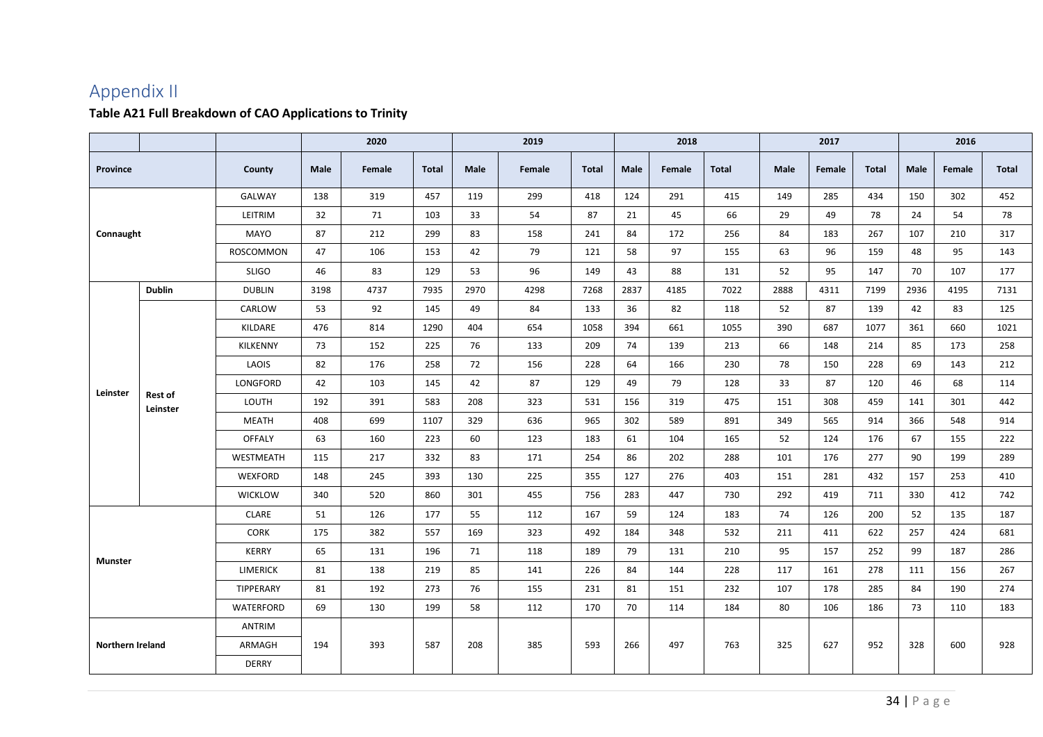# Appendix II

**Table A21 Full Breakdown of CAO Applications to Trinity**

| | | | 2020 | | | 2019 | | | 2018 | | | 2017 | | | 2016 | | |
|---|---|---|---|---|---|---|---|---|---|---|---|---|---|---|---|---|---|
| Province | | County | Male | Female | Total | Male | Female | Total | Male | Female | Total | Male | Female | Total | Male | Female | Total |
| Connaught | | GALWAY | 138 | 319 | 457 | 119 | 299 | 418 | 124 | 291 | 415 | 149 | 285 | 434 | 150 | 302 | 452 |
| | | LEITRIM | 32 | 71 | 103 | 33 | 54 | 87 | 21 | 45 | 66 | 29 | 49 | 78 | 24 | 54 | 78 |
| | | MAYO | 87 | 212 | 299 | 83 | 158 | 241 | 84 | 172 | 256 | 84 | 183 | 267 | 107 | 210 | 317 |
| | | ROSCOMMON | 47 | 106 | 153 | 42 | 79 | 121 | 58 | 97 | 155 | 63 | 96 | 159 | 48 | 95 | 143 |
| | | SLIGO | 46 | 83 | 129 | 53 | 96 | 149 | 43 | 88 | 131 | 52 | 95 | 147 | 70 | 107 | 177 |
| Leinster | Dublin | DUBLIN | 3198 | 4737 | 7935 | 2970 | 4298 | 7268 | 2837 | 4185 | 7022 | 2888 | 4311 | 7199 | 2936 | 4195 | 7131 |
| | Rest of Leinster | CARLOW | 53 | 92 | 145 | 49 | 84 | 133 | 36 | 82 | 118 | 52 | 87 | 139 | 42 | 83 | 125 |
| | | KILDARE | 476 | 814 | 1290 | 404 | 654 | 1058 | 394 | 661 | 1055 | 390 | 687 | 1077 | 361 | 660 | 1021 |
| | | KILKENNY | 73 | 152 | 225 | 76 | 133 | 209 | 74 | 139 | 213 | 66 | 148 | 214 | 85 | 173 | 258 |
| | | LAOIS | 82 | 176 | 258 | 72 | 156 | 228 | 64 | 166 | 230 | 78 | 150 | 228 | 69 | 143 | 212 |
| | | LONGFORD | 42 | 103 | 145 | 42 | 87 | 129 | 49 | 79 | 128 | 33 | 87 | 120 | 46 | 68 | 114 |
| | | LOUTH | 192 | 391 | 583 | 208 | 323 | 531 | 156 | 319 | 475 | 151 | 308 | 459 | 141 | 301 | 442 |
| | | MEATH | 408 | 699 | 1107 | 329 | 636 | 965 | 302 | 589 | 891 | 349 | 565 | 914 | 366 | 548 | 914 |
| | | OFFALY | 63 | 160 | 223 | 60 | 123 | 183 | 61 | 104 | 165 | 52 | 124 | 176 | 67 | 155 | 222 |
| | | WESTMEATH | 115 | 217 | 332 | 83 | 171 | 254 | 86 | 202 | 288 | 101 | 176 | 277 | 90 | 199 | 289 |
| | | WEXFORD | 148 | 245 | 393 | 130 | 225 | 355 | 127 | 276 | 403 | 151 | 281 | 432 | 157 | 253 | 410 |
| | | WICKLOW | 340 | 520 | 860 | 301 | 455 | 756 | 283 | 447 | 730 | 292 | 419 | 711 | 330 | 412 | 742 |
| Munster | | CLARE | 51 | 126 | 177 | 55 | 112 | 167 | 59 | 124 | 183 | 74 | 126 | 200 | 52 | 135 | 187 |
| | | CORK | 175 | 382 | 557 | 169 | 323 | 492 | 184 | 348 | 532 | 211 | 411 | 622 | 257 | 424 | 681 |
| | | KERRY | 65 | 131 | 196 | 71 | 118 | 189 | 79 | 131 | 210 | 95 | 157 | 252 | 99 | 187 | 286 |
| | | LIMERICK | 81 | 138 | 219 | 85 | 141 | 226 | 84 | 144 | 228 | 117 | 161 | 278 | 111 | 156 | 267 |
| | | TIPPERARY | 81 | 192 | 273 | 76 | 155 | 231 | 81 | 151 | 232 | 107 | 178 | 285 | 84 | 190 | 274 |
| | | WATERFORD | 69 | 130 | 199 | 58 | 112 | 170 | 70 | 114 | 184 | 80 | 106 | 186 | 73 | 110 | 183 |
| Northern Ireland | | ANTRIM | 194 | 393 | 587 | 208 | 385 | 593 | 266 | 497 | 763 | 325 | 627 | 952 | 328 | 600 | 928 |
| | | ARMAGH | | | | | | | | | | | | | | | |
| | | DERRY | | | | | | | | | | | | | | | |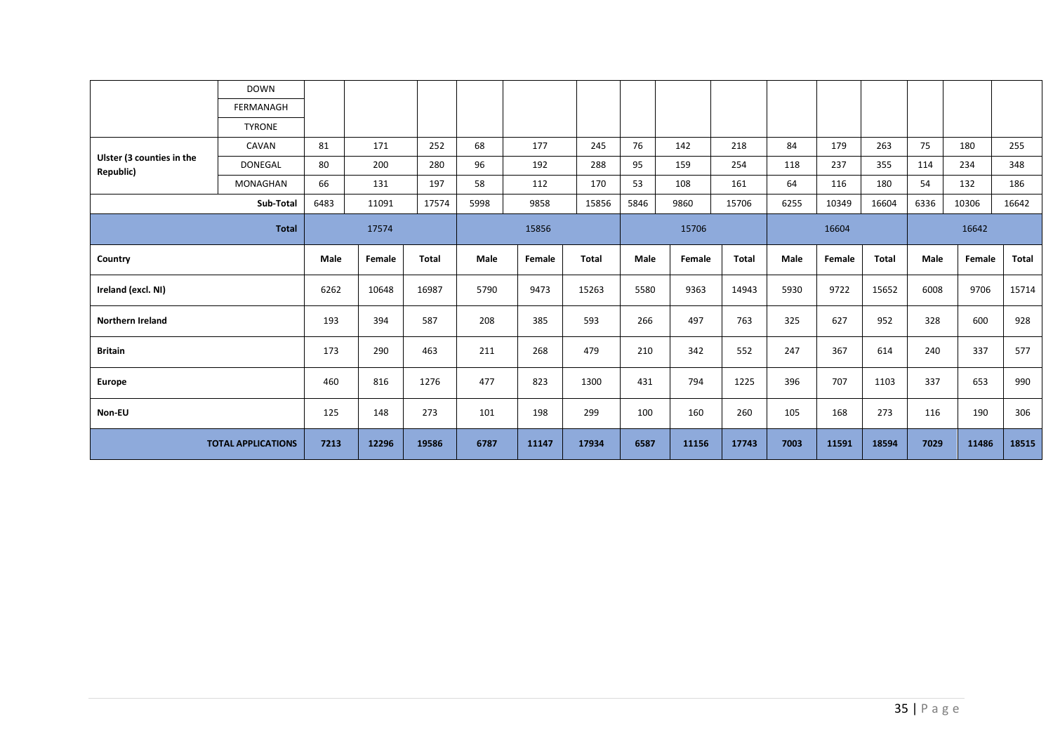| | | | | | | | | | | | | | | | | |
|---|---|---|---|---|---|---|---|---|---|---|---|---|---|---|---|---|
| | DOWN | | | | | | | | | | | | | | | |
| | FERMANAGH | | | | | | | | | | | | | | | |
| | TYRONE | | | | | | | | | | | | | | | |
| Ulster (3 counties in the Republic) | CAVAN | 81 | 171 | 252 | 68 | 177 | 245 | 76 | 142 | 218 | 84 | 179 | 263 | 75 | 180 | 255 |
| | DONEGAL | 80 | 200 | 280 | 96 | 192 | 288 | 95 | 159 | 254 | 118 | 237 | 355 | 114 | 234 | 348 |
| | MONAGHAN | 66 | 131 | 197 | 58 | 112 | 170 | 53 | 108 | 161 | 64 | 116 | 180 | 54 | 132 | 186 |
| | **Sub-Total** | 6483 | 11091 | 17574 | 5998 | 9858 | 15856 | 5846 | 9860 | 15706 | 6255 | 10349 | 16604 | 6336 | 10306 | 16642 |
| | **Total** | 17574 | | | 15856 | | | 15706 | | | 16604 | | | 16642 | | |
| **Country** | | **Male** | **Female** | **Total** | **Male** | **Female** | **Total** | **Male** | **Female** | **Total** | **Male** | **Female** | **Total** | **Male** | **Female** | **Total** |
| **Ireland (excl. NI)** | | 6262 | 10648 | 16987 | 5790 | 9473 | 15263 | 5580 | 9363 | 14943 | 5930 | 9722 | 15652 | 6008 | 9706 | 15714 |
| **Northern Ireland** | | 193 | 394 | 587 | 208 | 385 | 593 | 266 | 497 | 763 | 325 | 627 | 952 | 328 | 600 | 928 |
| **Britain** | | 173 | 290 | 463 | 211 | 268 | 479 | 210 | 342 | 552 | 247 | 367 | 614 | 240 | 337 | 577 |
| **Europe** | | 460 | 816 | 1276 | 477 | 823 | 1300 | 431 | 794 | 1225 | 396 | 707 | 1103 | 337 | 653 | 990 |
| **Non-EU** | | 125 | 148 | 273 | 101 | 198 | 299 | 100 | 160 | 260 | 105 | 168 | 273 | 116 | 190 | 306 |
| | **TOTAL APPLICATIONS** | **7213** | **12296** | **19586** | **6787** | **11147** | **17934** | **6587** | **11156** | **17743** | **7003** | **11591** | **18594** | **7029** | **11486** | **18515** |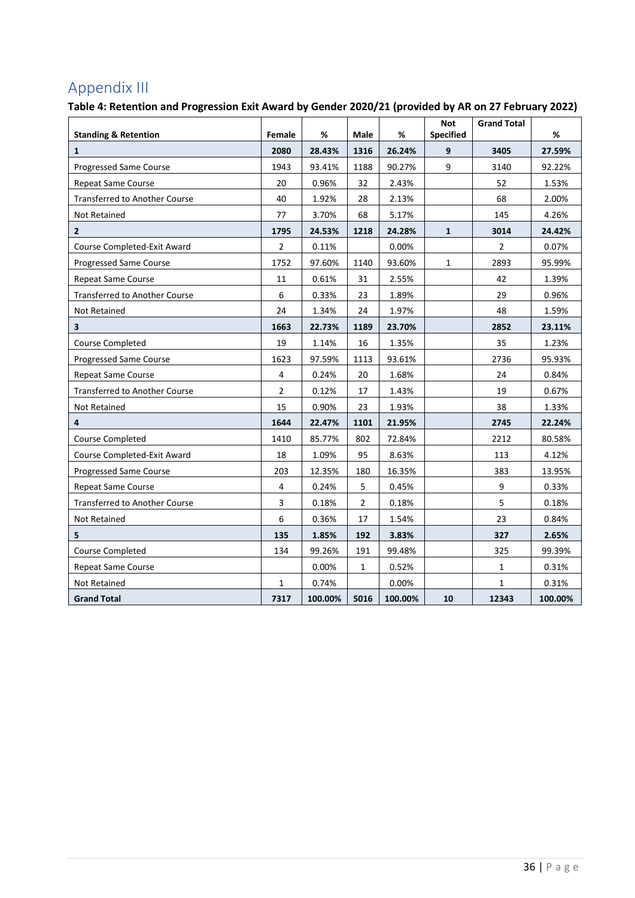# Appendix III

**Table 4: Retention and Progression Exit Award by Gender 2020/21 (provided by AR on 27 February 2022)**

| Standing & Retention | Female | % | Male | % | Not Specified | Grand Total | % |
|---|---|---|---|---|---|---|---|
| **1** | **2080** | **28.43%** | **1316** | **26.24%** | **9** | **3405** | **27.59%** |
| Progressed Same Course | 1943 | 93.41% | 1188 | 90.27% | 9 | 3140 | 92.22% |
| Repeat Same Course | 20 | 0.96% | 32 | 2.43% | | 52 | 1.53% |
| Transferred to Another Course | 40 | 1.92% | 28 | 2.13% | | 68 | 2.00% |
| Not Retained | 77 | 3.70% | 68 | 5.17% | | 145 | 4.26% |
| **2** | **1795** | **24.53%** | **1218** | **24.28%** | **1** | **3014** | **24.42%** |
| Course Completed-Exit Award | 2 | 0.11% | | 0.00% | | 2 | 0.07% |
| Progressed Same Course | 1752 | 97.60% | 1140 | 93.60% | 1 | 2893 | 95.99% |
| Repeat Same Course | 11 | 0.61% | 31 | 2.55% | | 42 | 1.39% |
| Transferred to Another Course | 6 | 0.33% | 23 | 1.89% | | 29 | 0.96% |
| Not Retained | 24 | 1.34% | 24 | 1.97% | | 48 | 1.59% |
| **3** | **1663** | **22.73%** | **1189** | **23.70%** | | **2852** | **23.11%** |
| Course Completed | 19 | 1.14% | 16 | 1.35% | | 35 | 1.23% |
| Progressed Same Course | 1623 | 97.59% | 1113 | 93.61% | | 2736 | 95.93% |
| Repeat Same Course | 4 | 0.24% | 20 | 1.68% | | 24 | 0.84% |
| Transferred to Another Course | 2 | 0.12% | 17 | 1.43% | | 19 | 0.67% |
| Not Retained | 15 | 0.90% | 23 | 1.93% | | 38 | 1.33% |
| **4** | **1644** | **22.47%** | **1101** | **21.95%** | | **2745** | **22.24%** |
| Course Completed | 1410 | 85.77% | 802 | 72.84% | | 2212 | 80.58% |
| Course Completed-Exit Award | 18 | 1.09% | 95 | 8.63% | | 113 | 4.12% |
| Progressed Same Course | 203 | 12.35% | 180 | 16.35% | | 383 | 13.95% |
| Repeat Same Course | 4 | 0.24% | 5 | 0.45% | | 9 | 0.33% |
| Transferred to Another Course | 3 | 0.18% | 2 | 0.18% | | 5 | 0.18% |
| Not Retained | 6 | 0.36% | 17 | 1.54% | | 23 | 0.84% |
| **5** | **135** | **1.85%** | **192** | **3.83%** | | **327** | **2.65%** |
| Course Completed | 134 | 99.26% | 191 | 99.48% | | 325 | 99.39% |
| Repeat Same Course | | 0.00% | 1 | 0.52% | | 1 | 0.31% |
| Not Retained | 1 | 0.74% | | 0.00% | | 1 | 0.31% |
| **Grand Total** | **7317** | **100.00%** | **5016** | **100.00%** | **10** | **12343** | **100.00%** |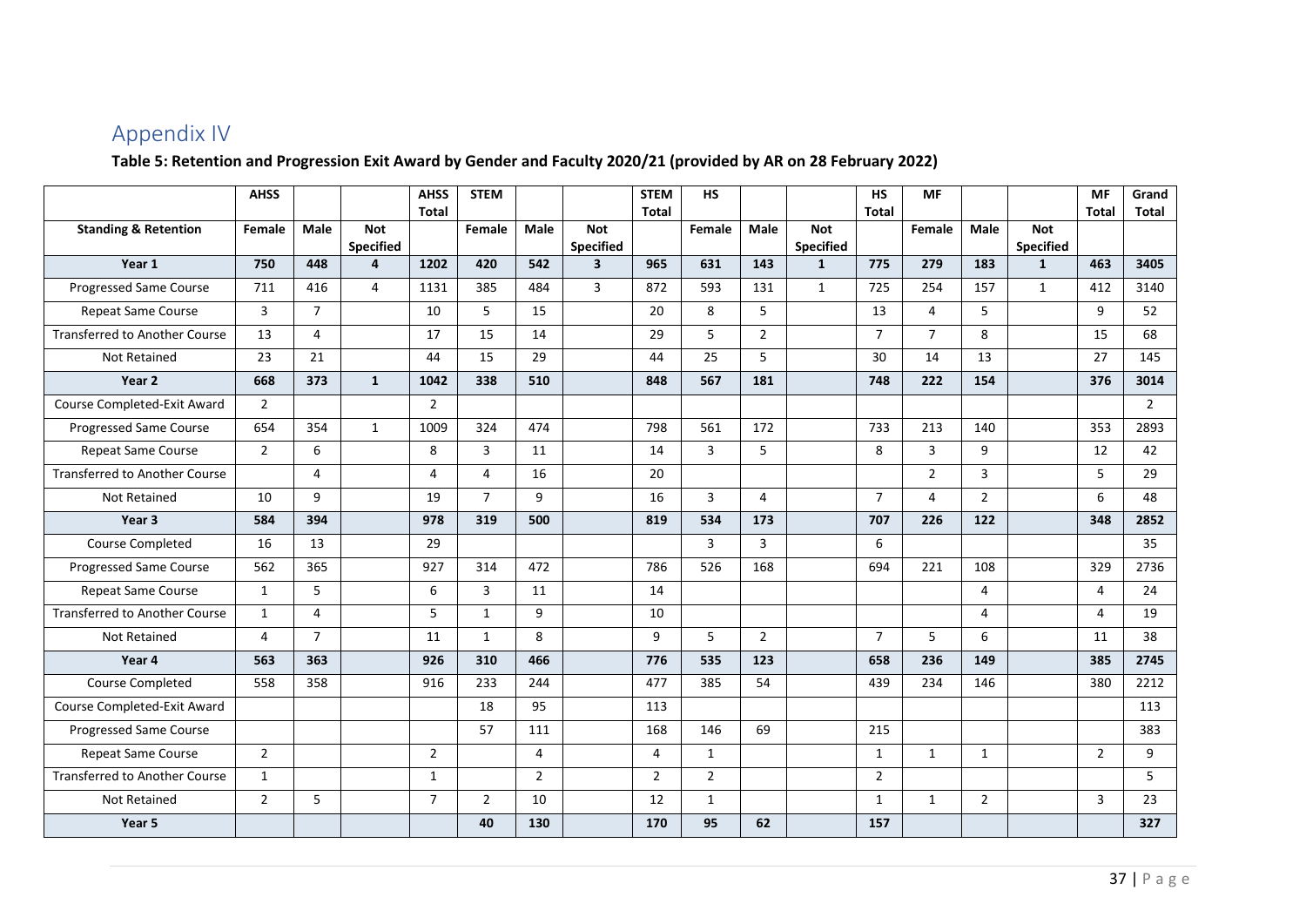# Appendix IV

**Table 5: Retention and Progression Exit Award by Gender and Faculty 2020/21 (provided by AR on 28 February 2022)**

| | AHSS | | | AHSS Total | STEM | | | STEM Total | HS | | | HS Total | MF | | | MF Total | Grand Total |
|---|---|---|---|---|---|---|---|---|---|---|---|---|---|---|---|---|---|
| **Standing & Retention** | **Female** | **Male** | **Not Specified** | | **Female** | **Male** | **Not Specified** | | **Female** | **Male** | **Not Specified** | | **Female** | **Male** | **Not Specified** | | |
| **Year 1** | **750** | **448** | **4** | **1202** | **420** | **542** | **3** | **965** | **631** | **143** | **1** | **775** | **279** | **183** | **1** | **463** | **3405** |
| Progressed Same Course | 711 | 416 | 4 | 1131 | 385 | 484 | 3 | 872 | 593 | 131 | 1 | 725 | 254 | 157 | 1 | 412 | 3140 |
| Repeat Same Course | 3 | 7 | | 10 | 5 | 15 | | 20 | 8 | 5 | | 13 | 4 | 5 | | 9 | 52 |
| Transferred to Another Course | 13 | 4 | | 17 | 15 | 14 | | 29 | 5 | 2 | | 7 | 7 | 8 | | 15 | 68 |
| Not Retained | 23 | 21 | | 44 | 15 | 29 | | 44 | 25 | 5 | | 30 | 14 | 13 | | 27 | 145 |
| **Year 2** | **668** | **373** | **1** | **1042** | **338** | **510** | | **848** | **567** | **181** | | **748** | **222** | **154** | | **376** | **3014** |
| Course Completed-Exit Award | 2 | | | 2 | | | | | | | | | | | | | 2 |
| Progressed Same Course | 654 | 354 | 1 | 1009 | 324 | 474 | | 798 | 561 | 172 | | 733 | 213 | 140 | | 353 | 2893 |
| Repeat Same Course | 2 | 6 | | 8 | 3 | 11 | | 14 | 3 | 5 | | 8 | 3 | 9 | | 12 | 42 |
| Transferred to Another Course | | 4 | | 4 | 4 | 16 | | 20 | | | | | 2 | 3 | | 5 | 29 |
| Not Retained | 10 | 9 | | 19 | 7 | 9 | | 16 | 3 | 4 | | 7 | 4 | 2 | | 6 | 48 |
| **Year 3** | **584** | **394** | | **978** | **319** | **500** | | **819** | **534** | **173** | | **707** | **226** | **122** | | **348** | **2852** |
| Course Completed | 16 | 13 | | 29 | | | | | 3 | 3 | | 6 | | | | | 35 |
| Progressed Same Course | 562 | 365 | | 927 | 314 | 472 | | 786 | 526 | 168 | | 694 | 221 | 108 | | 329 | 2736 |
| Repeat Same Course | 1 | 5 | | 6 | 3 | 11 | | 14 | | | | | | 4 | | 4 | 24 |
| Transferred to Another Course | 1 | 4 | | 5 | 1 | 9 | | 10 | | | | | | 4 | | 4 | 19 |
| Not Retained | 4 | 7 | | 11 | 1 | 8 | | 9 | 5 | 2 | | 7 | 5 | 6 | | 11 | 38 |
| **Year 4** | **563** | **363** | | **926** | **310** | **466** | | **776** | **535** | **123** | | **658** | **236** | **149** | | **385** | **2745** |
| Course Completed | 558 | 358 | | 916 | 233 | 244 | | 477 | 385 | 54 | | 439 | 234 | 146 | | 380 | 2212 |
| Course Completed-Exit Award | | | | | 18 | 95 | | 113 | | | | | | | | | 113 |
| Progressed Same Course | | | | | 57 | 111 | | 168 | 146 | 69 | | 215 | | | | | 383 |
| Repeat Same Course | 2 | | | 2 | | 4 | | 4 | 1 | | | 1 | 1 | 1 | | 2 | 9 |
| Transferred to Another Course | 1 | | | 1 | | 2 | | 2 | 2 | | | 2 | | | | | 5 |
| Not Retained | 2 | 5 | | 7 | 2 | 10 | | 12 | 1 | | | 1 | 1 | 2 | | 3 | 23 |
| **Year 5** | | | | | **40** | **130** | | **170** | **95** | **62** | | **157** | | | | | **327** |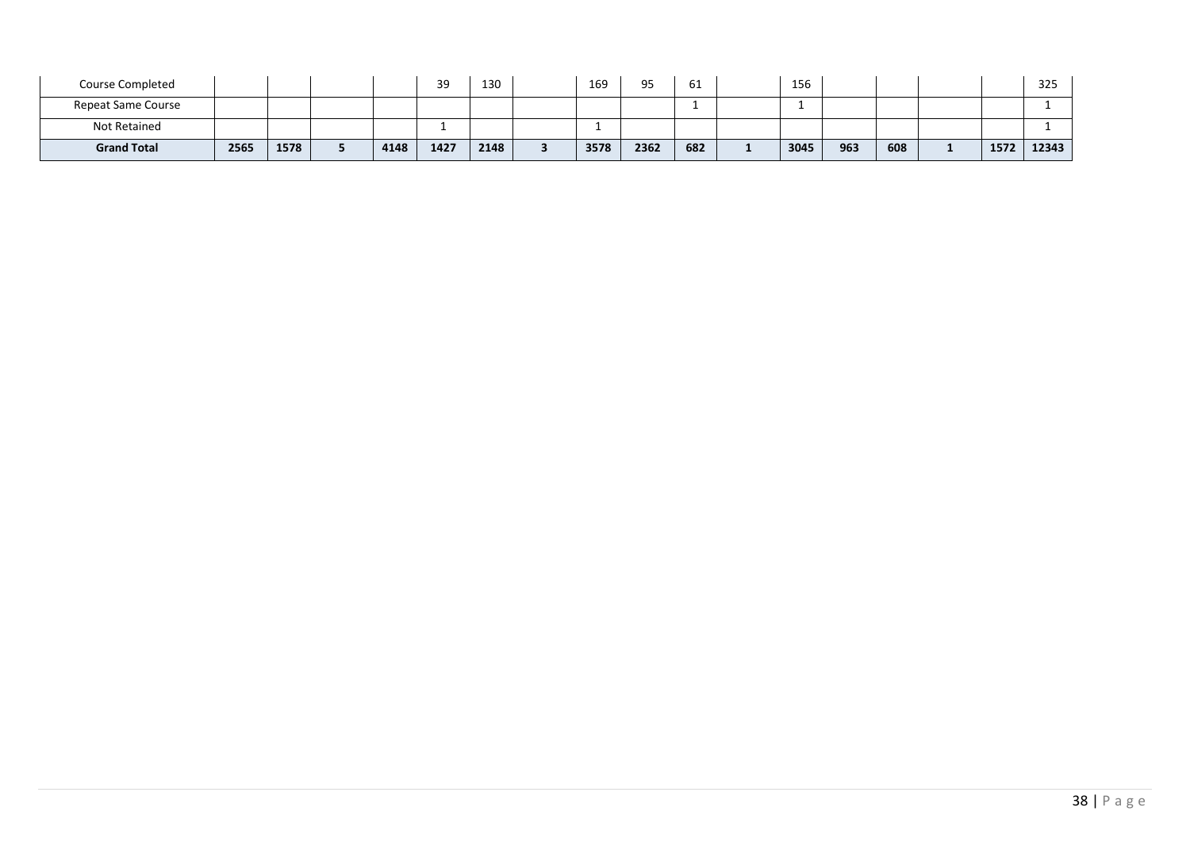| | | | | | | | | | | | | | | | | | |
|---|---|---|---|---|---|---|---|---|---|---|---|---|---|---|---|---|---|
| Course Completed | | | | | 39 | 130 | | 169 | 95 | 61 | | 156 | | | | | 325 |
| Repeat Same Course | | | | | | | | | | 1 | | 1 | | | | | 1 |
| Not Retained | | | | | 1 | | | 1 | | | | | | | | | 1 |
| **Grand Total** | **2565** | **1578** | **5** | **4148** | **1427** | **2148** | **3** | **3578** | **2362** | **682** | **1** | **3045** | **963** | **608** | **1** | **1572** | **12343** |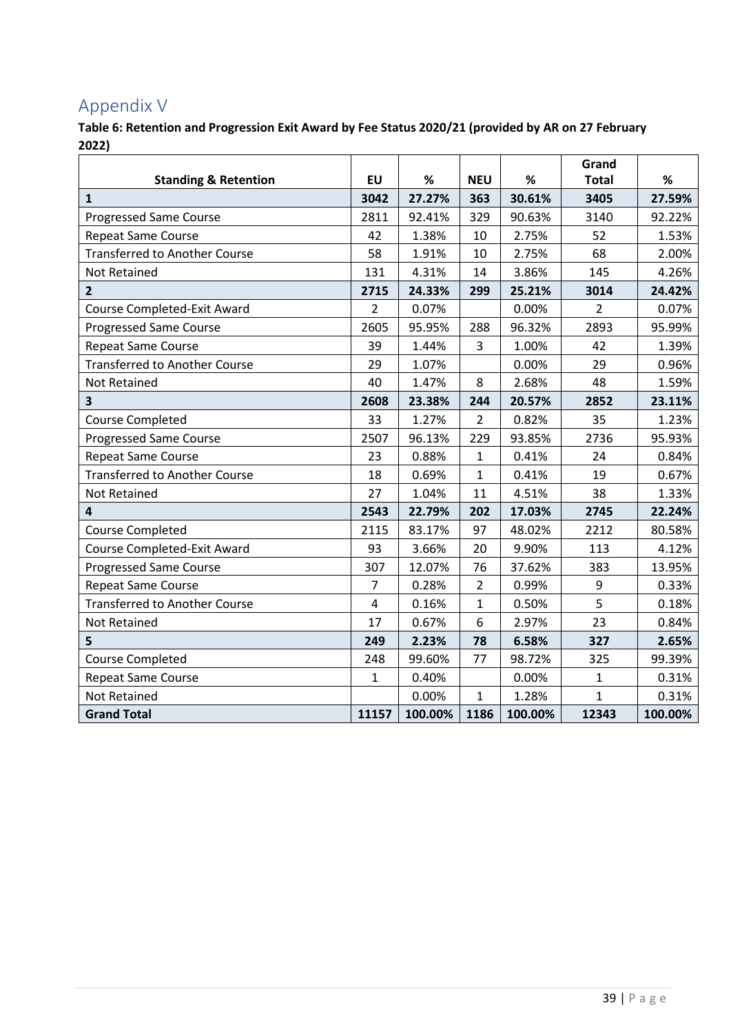## Appendix V

**Table 6: Retention and Progression Exit Award by Fee Status 2020/21 (provided by AR on 27 February 2022)**

| Standing & Retention | EU | % | NEU | % | Grand Total | % |
|---|---|---|---|---|---|---|
| **1** | **3042** | **27.27%** | **363** | **30.61%** | **3405** | **27.59%** |
| Progressed Same Course | 2811 | 92.41% | 329 | 90.63% | 3140 | 92.22% |
| Repeat Same Course | 42 | 1.38% | 10 | 2.75% | 52 | 1.53% |
| Transferred to Another Course | 58 | 1.91% | 10 | 2.75% | 68 | 2.00% |
| Not Retained | 131 | 4.31% | 14 | 3.86% | 145 | 4.26% |
| **2** | **2715** | **24.33%** | **299** | **25.21%** | **3014** | **24.42%** |
| Course Completed-Exit Award | 2 | 0.07% | | 0.00% | 2 | 0.07% |
| Progressed Same Course | 2605 | 95.95% | 288 | 96.32% | 2893 | 95.99% |
| Repeat Same Course | 39 | 1.44% | 3 | 1.00% | 42 | 1.39% |
| Transferred to Another Course | 29 | 1.07% | | 0.00% | 29 | 0.96% |
| Not Retained | 40 | 1.47% | 8 | 2.68% | 48 | 1.59% |
| **3** | **2608** | **23.38%** | **244** | **20.57%** | **2852** | **23.11%** |
| Course Completed | 33 | 1.27% | 2 | 0.82% | 35 | 1.23% |
| Progressed Same Course | 2507 | 96.13% | 229 | 93.85% | 2736 | 95.93% |
| Repeat Same Course | 23 | 0.88% | 1 | 0.41% | 24 | 0.84% |
| Transferred to Another Course | 18 | 0.69% | 1 | 0.41% | 19 | 0.67% |
| Not Retained | 27 | 1.04% | 11 | 4.51% | 38 | 1.33% |
| **4** | **2543** | **22.79%** | **202** | **17.03%** | **2745** | **22.24%** |
| Course Completed | 2115 | 83.17% | 97 | 48.02% | 2212 | 80.58% |
| Course Completed-Exit Award | 93 | 3.66% | 20 | 9.90% | 113 | 4.12% |
| Progressed Same Course | 307 | 12.07% | 76 | 37.62% | 383 | 13.95% |
| Repeat Same Course | 7 | 0.28% | 2 | 0.99% | 9 | 0.33% |
| Transferred to Another Course | 4 | 0.16% | 1 | 0.50% | 5 | 0.18% |
| Not Retained | 17 | 0.67% | 6 | 2.97% | 23 | 0.84% |
| **5** | **249** | **2.23%** | **78** | **6.58%** | **327** | **2.65%** |
| Course Completed | 248 | 99.60% | 77 | 98.72% | 325 | 99.39% |
| Repeat Same Course | 1 | 0.40% | | 0.00% | 1 | 0.31% |
| Not Retained | | 0.00% | 1 | 1.28% | 1 | 0.31% |
| **Grand Total** | **11157** | **100.00%** | **1186** | **100.00%** | **12343** | **100.00%** |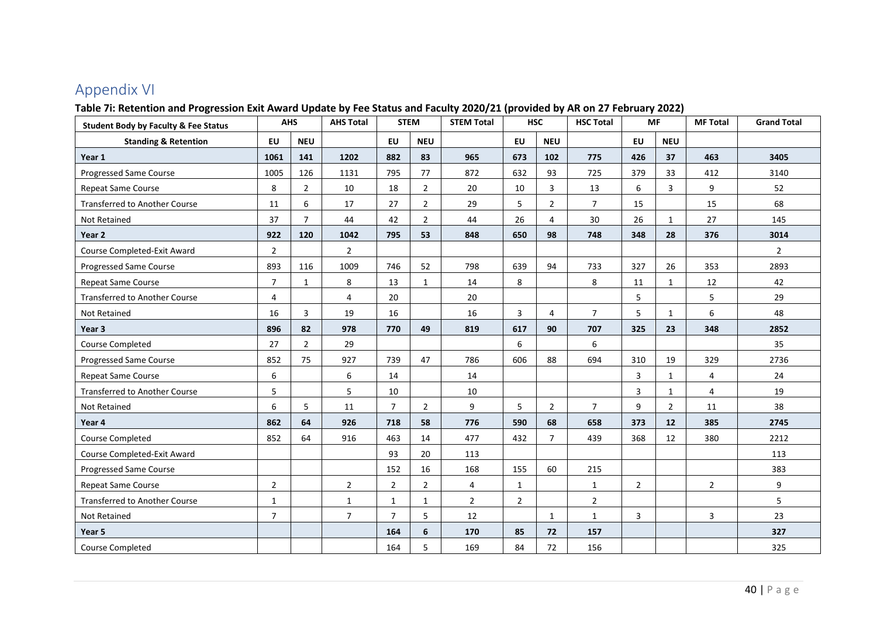# Appendix VI

**Table 7i: Retention and Progression Exit Award Update by Fee Status and Faculty 2020/21 (provided by AR on 27 February 2022)**

| Student Body by Faculty & Fee Status | AHS | | AHS Total | STEM | | STEM Total | HSC | | HSC Total | MF | | MF Total | Grand Total |
|---|---|---|---|---|---|---|---|---|---|---|---|---|---|
| **Standing & Retention** | **EU** | **NEU** | | **EU** | **NEU** | | **EU** | **NEU** | | **EU** | **NEU** | | |
| **Year 1** | **1061** | **141** | **1202** | **882** | **83** | **965** | **673** | **102** | **775** | **426** | **37** | **463** | **3405** |
| Progressed Same Course | 1005 | 126 | 1131 | 795 | 77 | 872 | 632 | 93 | 725 | 379 | 33 | 412 | 3140 |
| Repeat Same Course | 8 | 2 | 10 | 18 | 2 | 20 | 10 | 3 | 13 | 6 | 3 | 9 | 52 |
| Transferred to Another Course | 11 | 6 | 17 | 27 | 2 | 29 | 5 | 2 | 7 | 15 | | 15 | 68 |
| Not Retained | 37 | 7 | 44 | 42 | 2 | 44 | 26 | 4 | 30 | 26 | 1 | 27 | 145 |
| **Year 2** | **922** | **120** | **1042** | **795** | **53** | **848** | **650** | **98** | **748** | **348** | **28** | **376** | **3014** |
| Course Completed-Exit Award | 2 | | 2 | | | | | | | | | | 2 |
| Progressed Same Course | 893 | 116 | 1009 | 746 | 52 | 798 | 639 | 94 | 733 | 327 | 26 | 353 | 2893 |
| Repeat Same Course | 7 | 1 | 8 | 13 | 1 | 14 | 8 | | 8 | 11 | 1 | 12 | 42 |
| Transferred to Another Course | 4 | | 4 | 20 | | 20 | | | | 5 | | 5 | 29 |
| Not Retained | 16 | 3 | 19 | 16 | | 16 | 3 | 4 | 7 | 5 | 1 | 6 | 48 |
| **Year 3** | **896** | **82** | **978** | **770** | **49** | **819** | **617** | **90** | **707** | **325** | **23** | **348** | **2852** |
| Course Completed | 27 | 2 | 29 | | | | 6 | | 6 | | | | 35 |
| Progressed Same Course | 852 | 75 | 927 | 739 | 47 | 786 | 606 | 88 | 694 | 310 | 19 | 329 | 2736 |
| Repeat Same Course | 6 | | 6 | 14 | | 14 | | | | 3 | 1 | 4 | 24 |
| Transferred to Another Course | 5 | | 5 | 10 | | 10 | | | | 3 | 1 | 4 | 19 |
| Not Retained | 6 | 5 | 11 | 7 | 2 | 9 | 5 | 2 | 7 | 9 | 2 | 11 | 38 |
| **Year 4** | **862** | **64** | **926** | **718** | **58** | **776** | **590** | **68** | **658** | **373** | **12** | **385** | **2745** |
| Course Completed | 852 | 64 | 916 | 463 | 14 | 477 | 432 | 7 | 439 | 368 | 12 | 380 | 2212 |
| Course Completed-Exit Award | | | | 93 | 20 | 113 | | | | | | | 113 |
| Progressed Same Course | | | | 152 | 16 | 168 | 155 | 60 | 215 | | | | 383 |
| Repeat Same Course | 2 | | 2 | 2 | 2 | 4 | 1 | | 1 | 2 | | 2 | 9 |
| Transferred to Another Course | 1 | | 1 | 1 | 1 | 2 | 2 | | 2 | | | | 5 |
| Not Retained | 7 | | 7 | 7 | 5 | 12 | | 1 | 1 | 3 | | 3 | 23 |
| **Year 5** | | | | **164** | **6** | **170** | **85** | **72** | **157** | | | | **327** |
| Course Completed | | | | 164 | 5 | 169 | 84 | 72 | 156 | | | | 325 |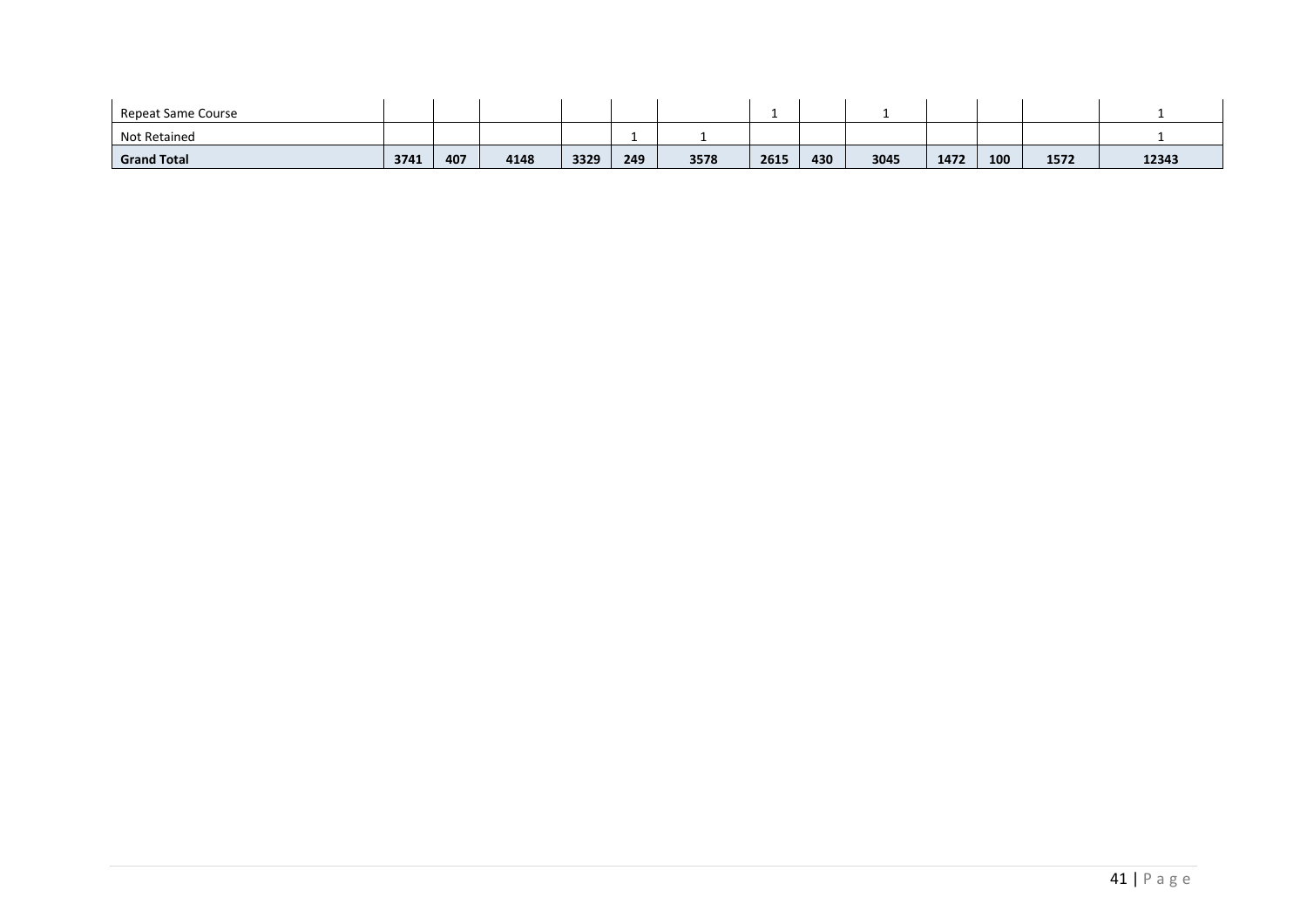| | | | | | | | | | | | | | |
|---|---|---|---|---|---|---|---|---|---|---|---|---|---|
| Repeat Same Course | | | | | | | 1 | | 1 | | | | 1 |
| Not Retained | | | | | 1 | 1 | | | | | | | 1 |
| **Grand Total** | **3741** | **407** | **4148** | **3329** | **249** | **3578** | **2615** | **430** | **3045** | **1472** | **100** | **1572** | **12343** |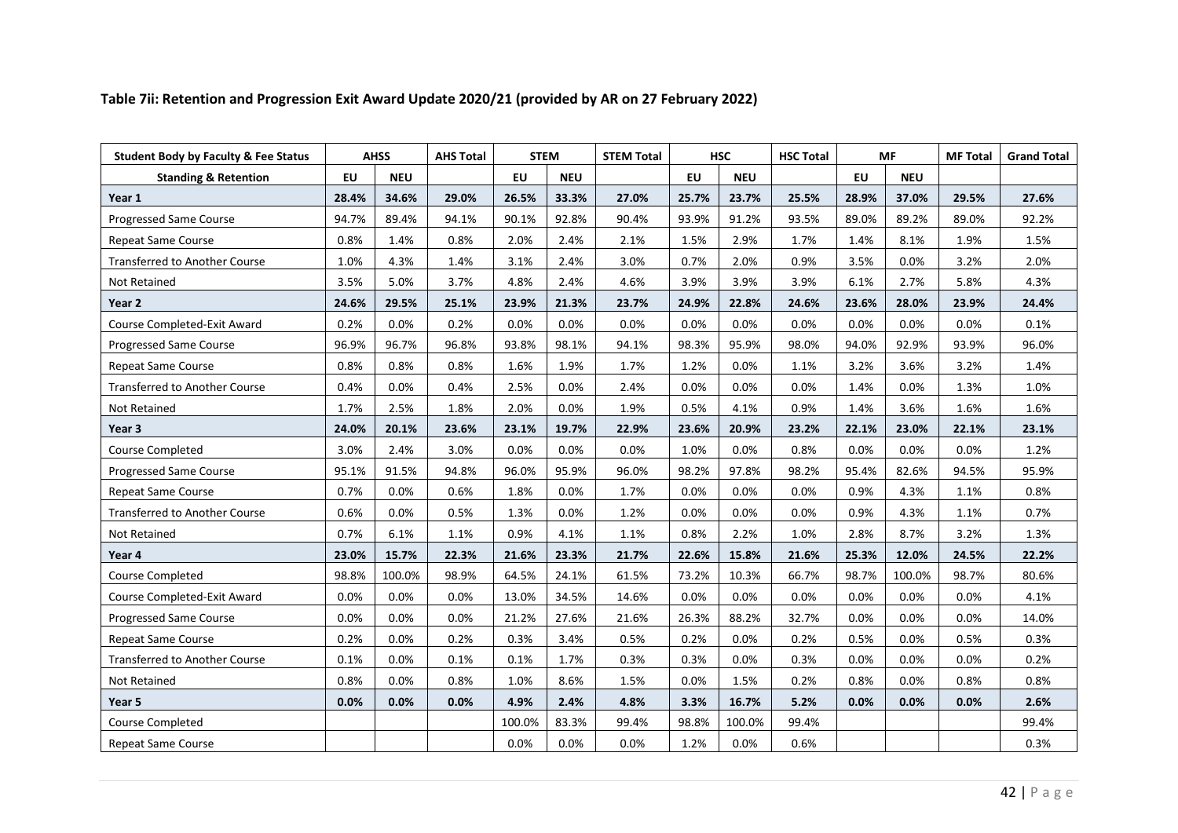**Table 7ii: Retention and Progression Exit Award Update 2020/21 (provided by AR on 27 February 2022)**

| Student Body by Faculty & Fee Status | AHSS | | AHS Total | STEM | | STEM Total | HSC | | HSC Total | MF | | MF Total | Grand Total |
|---|---|---|---|---|---|---|---|---|---|---|---|---|---|
| **Standing & Retention** | **EU** | **NEU** | | **EU** | **NEU** | | **EU** | **NEU** | | **EU** | **NEU** | | |
| **Year 1** | **28.4%** | **34.6%** | **29.0%** | **26.5%** | **33.3%** | **27.0%** | **25.7%** | **23.7%** | **25.5%** | **28.9%** | **37.0%** | **29.5%** | **27.6%** |
| Progressed Same Course | 94.7% | 89.4% | 94.1% | 90.1% | 92.8% | 90.4% | 93.9% | 91.2% | 93.5% | 89.0% | 89.2% | 89.0% | 92.2% |
| Repeat Same Course | 0.8% | 1.4% | 0.8% | 2.0% | 2.4% | 2.1% | 1.5% | 2.9% | 1.7% | 1.4% | 8.1% | 1.9% | 1.5% |
| Transferred to Another Course | 1.0% | 4.3% | 1.4% | 3.1% | 2.4% | 3.0% | 0.7% | 2.0% | 0.9% | 3.5% | 0.0% | 3.2% | 2.0% |
| Not Retained | 3.5% | 5.0% | 3.7% | 4.8% | 2.4% | 4.6% | 3.9% | 3.9% | 3.9% | 6.1% | 2.7% | 5.8% | 4.3% |
| **Year 2** | **24.6%** | **29.5%** | **25.1%** | **23.9%** | **21.3%** | **23.7%** | **24.9%** | **22.8%** | **24.6%** | **23.6%** | **28.0%** | **23.9%** | **24.4%** |
| Course Completed-Exit Award | 0.2% | 0.0% | 0.2% | 0.0% | 0.0% | 0.0% | 0.0% | 0.0% | 0.0% | 0.0% | 0.0% | 0.0% | 0.1% |
| Progressed Same Course | 96.9% | 96.7% | 96.8% | 93.8% | 98.1% | 94.1% | 98.3% | 95.9% | 98.0% | 94.0% | 92.9% | 93.9% | 96.0% |
| Repeat Same Course | 0.8% | 0.8% | 0.8% | 1.6% | 1.9% | 1.7% | 1.2% | 0.0% | 1.1% | 3.2% | 3.6% | 3.2% | 1.4% |
| Transferred to Another Course | 0.4% | 0.0% | 0.4% | 2.5% | 0.0% | 2.4% | 0.0% | 0.0% | 0.0% | 1.4% | 0.0% | 1.3% | 1.0% |
| Not Retained | 1.7% | 2.5% | 1.8% | 2.0% | 0.0% | 1.9% | 0.5% | 4.1% | 0.9% | 1.4% | 3.6% | 1.6% | 1.6% |
| **Year 3** | **24.0%** | **20.1%** | **23.6%** | **23.1%** | **19.7%** | **22.9%** | **23.6%** | **20.9%** | **23.2%** | **22.1%** | **23.0%** | **22.1%** | **23.1%** |
| Course Completed | 3.0% | 2.4% | 3.0% | 0.0% | 0.0% | 0.0% | 1.0% | 0.0% | 0.8% | 0.0% | 0.0% | 0.0% | 1.2% |
| Progressed Same Course | 95.1% | 91.5% | 94.8% | 96.0% | 95.9% | 96.0% | 98.2% | 97.8% | 98.2% | 95.4% | 82.6% | 94.5% | 95.9% |
| Repeat Same Course | 0.7% | 0.0% | 0.6% | 1.8% | 0.0% | 1.7% | 0.0% | 0.0% | 0.0% | 0.9% | 4.3% | 1.1% | 0.8% |
| Transferred to Another Course | 0.6% | 0.0% | 0.5% | 1.3% | 0.0% | 1.2% | 0.0% | 0.0% | 0.0% | 0.9% | 4.3% | 1.1% | 0.7% |
| Not Retained | 0.7% | 6.1% | 1.1% | 0.9% | 4.1% | 1.1% | 0.8% | 2.2% | 1.0% | 2.8% | 8.7% | 3.2% | 1.3% |
| **Year 4** | **23.0%** | **15.7%** | **22.3%** | **21.6%** | **23.3%** | **21.7%** | **22.6%** | **15.8%** | **21.6%** | **25.3%** | **12.0%** | **24.5%** | **22.2%** |
| Course Completed | 98.8% | 100.0% | 98.9% | 64.5% | 24.1% | 61.5% | 73.2% | 10.3% | 66.7% | 98.7% | 100.0% | 98.7% | 80.6% |
| Course Completed-Exit Award | 0.0% | 0.0% | 0.0% | 13.0% | 34.5% | 14.6% | 0.0% | 0.0% | 0.0% | 0.0% | 0.0% | 0.0% | 4.1% |
| Progressed Same Course | 0.0% | 0.0% | 0.0% | 21.2% | 27.6% | 21.6% | 26.3% | 88.2% | 32.7% | 0.0% | 0.0% | 0.0% | 14.0% |
| Repeat Same Course | 0.2% | 0.0% | 0.2% | 0.3% | 3.4% | 0.5% | 0.2% | 0.0% | 0.2% | 0.5% | 0.0% | 0.5% | 0.3% |
| Transferred to Another Course | 0.1% | 0.0% | 0.1% | 0.1% | 1.7% | 0.3% | 0.3% | 0.0% | 0.3% | 0.0% | 0.0% | 0.0% | 0.2% |
| Not Retained | 0.8% | 0.0% | 0.8% | 1.0% | 8.6% | 1.5% | 0.0% | 1.5% | 0.2% | 0.8% | 0.0% | 0.8% | 0.8% |
| **Year 5** | **0.0%** | **0.0%** | **0.0%** | **4.9%** | **2.4%** | **4.8%** | **3.3%** | **16.7%** | **5.2%** | **0.0%** | **0.0%** | **0.0%** | **2.6%** |
| Course Completed | | | | 100.0% | 83.3% | 99.4% | 98.8% | 100.0% | 99.4% | | | | 99.4% |
| Repeat Same Course | | | | 0.0% | 0.0% | 0.0% | 1.2% | 0.0% | 0.6% | | | | 0.3% |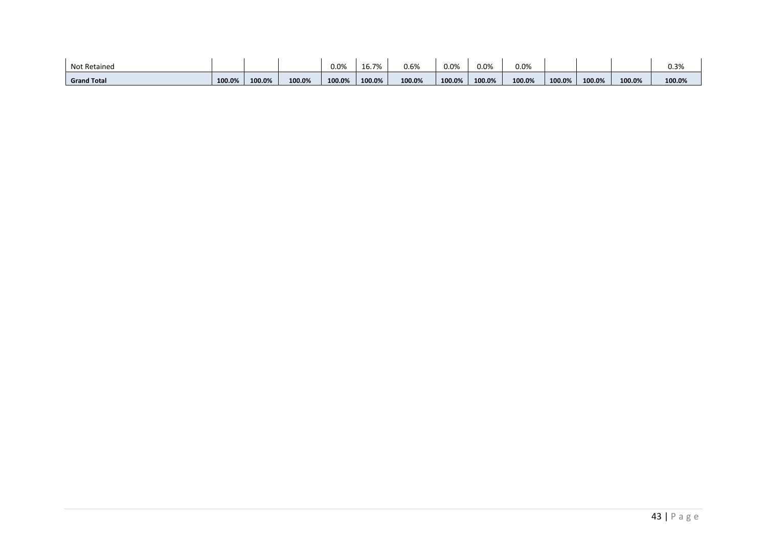| | | | | | | | | | | | | | |
|---|---|---|---|---|---|---|---|---|---|---|---|---|---|
| Not Retained | | | | 0.0% | 16.7% | 0.6% | 0.0% | 0.0% | 0.0% | | | | 0.3% |
| **Grand Total** | **100.0%** | **100.0%** | **100.0%** | **100.0%** | **100.0%** | **100.0%** | **100.0%** | **100.0%** | **100.0%** | **100.0%** | **100.0%** | **100.0%** | **100.0%** |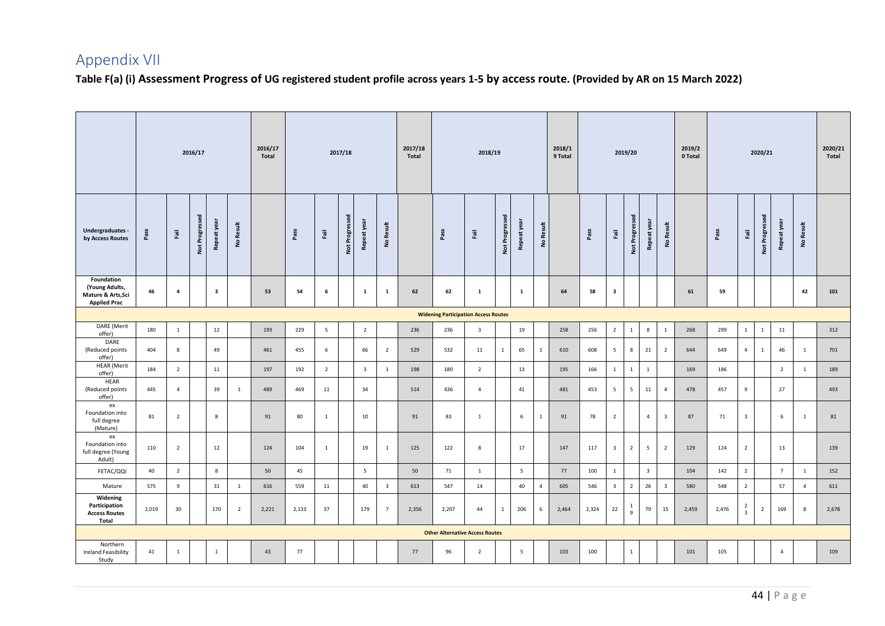# Appendix VII

**Table F(a) (i) Assessment Progress of UG registered student profile across years 1-5 by access route. (Provided by AR on 15 March 2022)**

| | 2016/17 | | | | | 2016/17 Total | 2017/18 | | | | | 2017/18 Total | 2018/19 | | | | | 2018/19 Total | 2019/20 | | | | | 2019/20 Total | 2020/21 | | | | | 2020/21 Total |
|---|---|---|---|---|---|---|---|---|---|---|---|---|---|---|---|---|---|---|---|---|---|---|---|---|---|---|---|---|---|---|
| **Undergraduates - by Access Routes** | **Pass** | **Fail** | **Not Progressed** | **Repeat year** | **No Result** | | **Pass** | **Fail** | **Not Progressed** | **Repeat year** | **No Result** | | **Pass** | **Fail** | **Not Progressed** | **Repeat year** | **No Result** | | **Pass** | **Fail** | **Not Progressed** | **Repeat year** | **No Result** | | **Pass** | **Fail** | **Not Progressed** | **Repeat year** | **No Result** | |
| **Foundation (Young Adults, Mature & Arts,Sci Applied Prac** | **46** | **4** | | **3** | | **53** | **54** | **6** | | **1** | **1** | **62** | **62** | **1** | | **1** | | **64** | **58** | **3** | | | | **61** | **59** | | | | **42** | **101** |
| **Widening Participation Access Routes** | | | | | | | | | | | | | | | | | | | | | | | | | | | | | | |
| DARE (Merit offer) | 180 | 1 | | 12 | | 193 | 229 | 5 | | 2 | | 236 | 236 | 3 | | 19 | | 258 | 256 | 2 | 1 | 8 | 1 | 268 | 299 | 1 | 1 | 11 | | 312 |
| DARE (Reduced points offer) | 404 | 8 | | 49 | | 461 | 455 | 6 | | 66 | 2 | 529 | 532 | 11 | 1 | 65 | 1 | 610 | 608 | 5 | 8 | 21 | 2 | 644 | 649 | 4 | 1 | 46 | 1 | 701 |
| HEAR (Merit offer) | 184 | 2 | | 11 | | 197 | 192 | 2 | | 3 | 1 | 198 | 180 | 2 | | 13 | | 195 | 166 | 1 | 1 | 1 | | 169 | 186 | | | 2 | 1 | 189 |
| HEAR (Reduced points offer) | 445 | 4 | | 39 | 1 | 489 | 469 | 11 | | 34 | | 514 | 436 | 4 | | 41 | | 481 | 453 | 5 | 5 | 11 | 4 | 478 | 457 | 9 | | 27 | | 493 |
| ex Foundation into full degree (Mature) | 81 | 2 | | 8 | | 91 | 80 | 1 | | 10 | | 91 | 83 | 1 | | 6 | 1 | 91 | 78 | 2 | | 4 | 3 | 87 | 71 | 3 | | 6 | 1 | 81 |
| ex Foundation into full degree (Young Adult) | 110 | 2 | | 12 | | 124 | 104 | 1 | | 19 | 1 | 125 | 122 | 8 | | 17 | | 147 | 117 | 3 | 2 | 5 | 2 | 129 | 124 | 2 | | 13 | | 139 |
| FETAC/QQI | 40 | 2 | | 8 | | 50 | 45 | | | 5 | | 50 | 71 | 1 | | 5 | | 77 | 100 | 1 | | 3 | | 104 | 142 | 2 | | 7 | 1 | 152 |
| Mature | 575 | 9 | | 31 | 1 | 616 | 559 | 11 | | 40 | 3 | 613 | 547 | 14 | | 40 | 4 | 605 | 546 | 3 | 2 | 26 | 3 | 580 | 548 | 2 | | 57 | 4 | 611 |
| **Widening Participation Access Routes Total** | 2,019 | 30 | | 170 | 2 | 2,221 | 2,133 | 37 | | 179 | 7 | 2,356 | 2,207 | 44 | 1 | 206 | 6 | 2,464 | 2,324 | 22 | 19 | 79 | 15 | 2,459 | 2,476 | 23 | 2 | 169 | 8 | 2,678 |
| **Other Alternative Access Routes** | | | | | | | | | | | | | | | | | | | | | | | | | | | | | | |
| Northern Ireland Feasibility Study | 41 | 1 | | 1 | | 43 | 77 | | | | | 77 | 96 | 2 | | 5 | | 103 | 100 | | 1 | | | 101 | 105 | | | 4 | | 109 |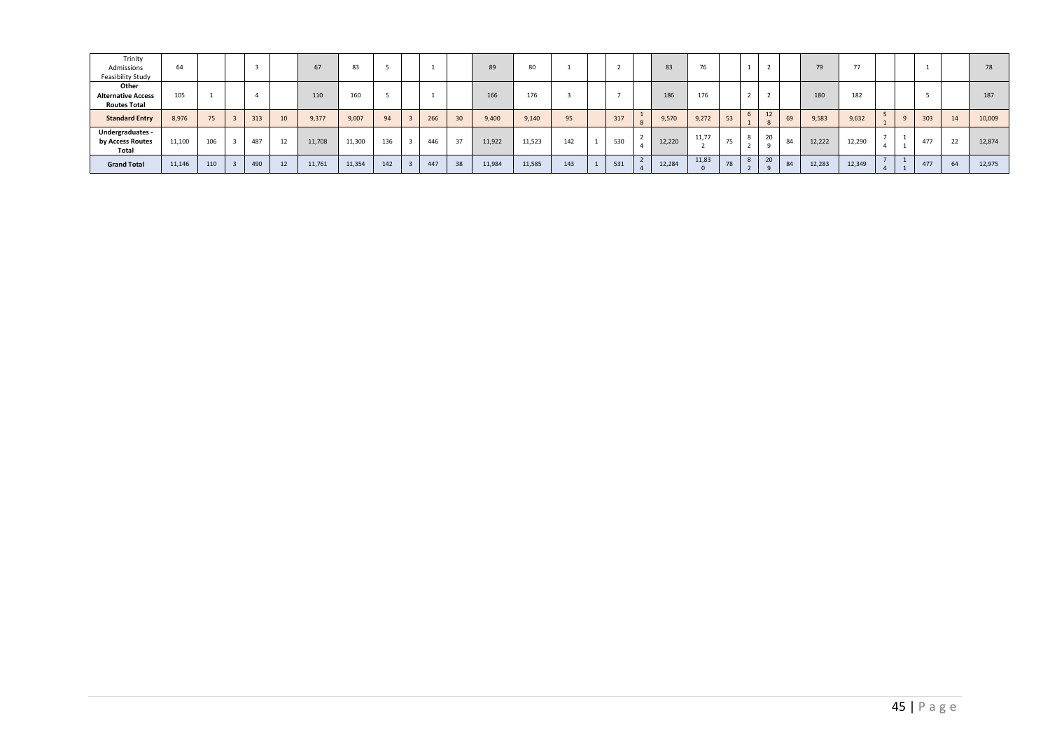| | | | | | | | | | | | | | | | | | | | | | | | | | | | | | | |
|---|---|---|---|---|---|---|---|---|---|---|---|---|---|---|---|---|---|---|---|---|---|---|---|---|---|---|---|---|---|---|
| Trinity Admissions Feasibility Study | 64 | | | 3 | | 67 | 83 | 5 | | 1 | | 89 | 80 | 1 | | 2 | | 83 | 76 | | 1 | 2 | | 79 | 77 | | | 1 | | 78 |
| **Other Alternative Access Routes Total** | 105 | 1 | | 4 | | 110 | 160 | 5 | | 1 | | 166 | 176 | 3 | | 7 | | 186 | 176 | | 2 | 2 | | 180 | 182 | | | 5 | | 187 |
| **Standard Entry** | 8,976 | 75 | 3 | 313 | 10 | 9,377 | 9,007 | 94 | 3 | 266 | 30 | 9,400 | 9,140 | 95 | | 317 | 18 | 9,570 | 9,272 | 53 | 61 | 128 | 69 | 9,583 | 9,632 | 51 | 9 | 303 | 14 | 10,009 |
| **Undergraduates - by Access Routes Total** | 11,100 | 106 | 3 | 487 | 12 | 11,708 | 11,300 | 136 | 3 | 446 | 37 | 11,922 | 11,523 | 142 | 1 | 530 | 24 | 12,220 | 11,772 | 75 | 82 | 209 | 84 | 12,222 | 12,290 | 74 | 11 | 477 | 22 | 12,874 |
| **Grand Total** | 11,146 | 110 | 3 | 490 | 12 | 11,761 | 11,354 | 142 | 3 | 447 | 38 | 11,984 | 11,585 | 143 | 1 | 531 | 24 | 12,284 | 11,830 | 78 | 82 | 209 | 84 | 12,283 | 12,349 | 74 | 11 | 477 | 64 | 12,975 |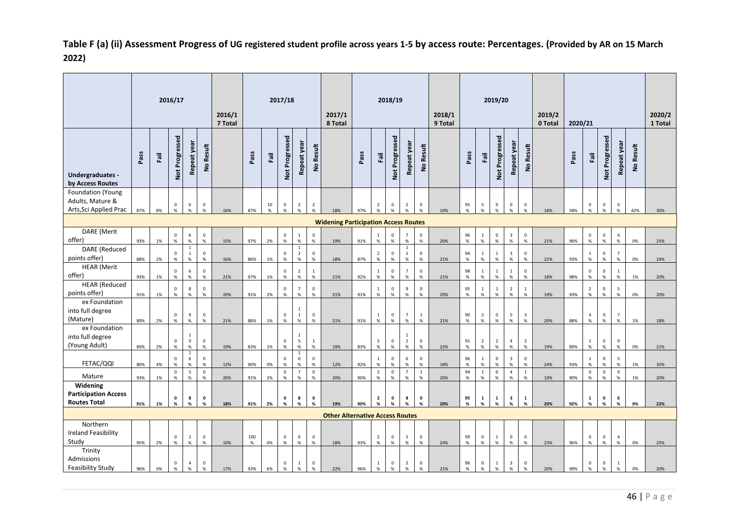**Table F (a) (ii) Assessment Progress of UG registered student profile across years 1-5 by access route: Percentages. (Provided by AR on 15 March 2022)**

| | 2016/17 | | | | | 2016/17 Total | 2017/18 | | | | | 2017/18 Total | 2018/19 | | | | | 2018/19 Total | 2019/20 | | | | | 2019/20 Total | 2020/21 | | | | | 2020/21 Total |
|---|---|---|---|---|---|---|---|---|---|---|---|---|---|---|---|---|---|---|---|---|---|---|---|---|---|---|---|---|---|---|
| **Undergraduates - by Access Routes** | **Pass** | **Fail** | **Not Progressed** | **Repeat year** | **No Result** | | **Pass** | **Fail** | **Not Progressed** | **Repeat year** | **No Result** | | **Pass** | **Fail** | **Not Progressed** | **Repeat year** | **No Result** | | **Pass** | **Fail** | **Not Progressed** | **Repeat year** | **No Result** | | **Pass** | **Fail** | **Not Progressed** | **Repeat year** | **No Result** | |
| Foundation (Young Adults, Mature & Arts,Sci Applied Prac | 87% | 8% | 0% | 6% | 0% | 16% | 87% | 10% | 0% | 2% | 2% | 18% | 97% | 2% | 0% | 2% | 0% | 19% | 95% | 5% | 0% | 0% | 0% | 18% | 58% | 0% | 0% | 0% | 42% | 30% |
| **Widening Participation Access Routes** | | | | | | | | | | | | | | | | | | | | | | | | | | | | | | |
| DARE (Merit offer) | 93% | 1% | 0% | 6% | 0% | 15% | 97% | 2% | 0% | 1% | 0% | 19% | 91% | 1% | 0% | 7% | 0% | 20% | 96% | 1% | 0% | 3% | 0% | 21% | 96% | 0% | 0% | 4% | 0% | 25% |
| DARE (Reduced points offer) | 88% | 2% | 0% | 11% | 0% | 16% | 86% | 1% | 0% | 12% | 0% | 18% | 87% | 2% | 0% | 11% | 0% | 21% | 94% | 1% | 1% | 3% | 0% | 22% | 93% | 1% | 0% | 7% | 0% | 24% |
| HEAR (Merit offer) | 93% | 1% | 0% | 6% | 0% | 21% | 97% | 1% | 0% | 2% | 1% | 21% | 92% | 1% | 0% | 7% | 0% | 21% | 98% | 1% | 1% | 1% | 0% | 18% | 98% | 0% | 0% | 1% | 1% | 20% |
| HEAR (Reduced points offer) | 91% | 1% | 0% | 8% | 0% | 20% | 91% | 2% | 0% | 7% | 0% | 21% | 91% | 1% | 0% | 9% | 0% | 20% | 95% | 1% | 1% | 2% | 1% | 19% | 93% | 2% | 0% | 5% | 0% | 20% |
| ex Foundation into full degree (Mature) | 89% | 2% | 0% | 9% | 0% | 21% | 88% | 1% | 0% | 11% | 0% | 21% | 91% | 1% | 0% | 7% | 1% | 21% | 90% | 2% | 0% | 5% | 3% | 20% | 88% | 4% | 0% | 7% | 1% | 18% |
| ex Foundation into full degree (Young Adult) | 89% | 2% | 0% | 10% | 0% | 19% | 83% | 1% | 0% | 15% | 1% | 19% | 83% | 5% | 0% | 12% | 0% | 22% | 91% | 2% | 2% | 4% | 2% | 19% | 89% | 1% | 0% | 9% | 0% | 21% |
| FETAC/QQI | 80% | 4% | 0% | 16% | 0% | 12% | 90% | 0% | 0% | 10% | 0% | 12% | 92% | 1% | 0% | 6% | 0% | 18% | 96% | 1% | 0% | 3% | 0% | 24% | 93% | 1% | 0% | 5% | 1% | 35% |
| Mature | 93% | 1% | 0% | 5% | 0% | 20% | 91% | 2% | 0% | 7% | 0% | 20% | 90% | 2% | 0% | 7% | 1% | 20% | 94% | 1% | 0% | 4% | 1% | 19% | 90% | 0% | 0% | 9% | 1% | 20% |
| **Widening Participation Access Routes Total** | **91%** | **1%** | **0%** | **8%** | **0%** | **18%** | **91%** | **2%** | **0%** | **8%** | **0%** | **19%** | **90%** | **2%** | **0%** | **8%** | **0%** | **20%** | **95%** | **1%** | **1%** | **3%** | **1%** | **20%** | **92%** | **1%** | **0%** | **6%** | **0%** | **22%** |
| **Other Alternative Access Routes** | | | | | | | | | | | | | | | | | | | | | | | | | | | | | | |
| Northern Ireland Feasibility Study | 95% | 2% | 0% | 2% | 0% | 10% | 100% | 0% | 0% | 0% | 0% | 18% | 93% | 2% | 0% | 5% | 0% | 24% | 99% | 0% | 1% | 0% | 0% | 23% | 96% | 0% | 0% | 4% | 0% | 25% |
| Trinity Admissions Feasibility Study | 96% | 0% | 0% | 4% | 0% | 17% | 93% | 6% | 0% | 1% | 0% | 22% | 96% | 1% | 0% | 2% | 0% | 21% | 96% | 0% | 1% | 3% | 0% | 20% | 99% | 0% | 0% | 1% | 0% | 20% |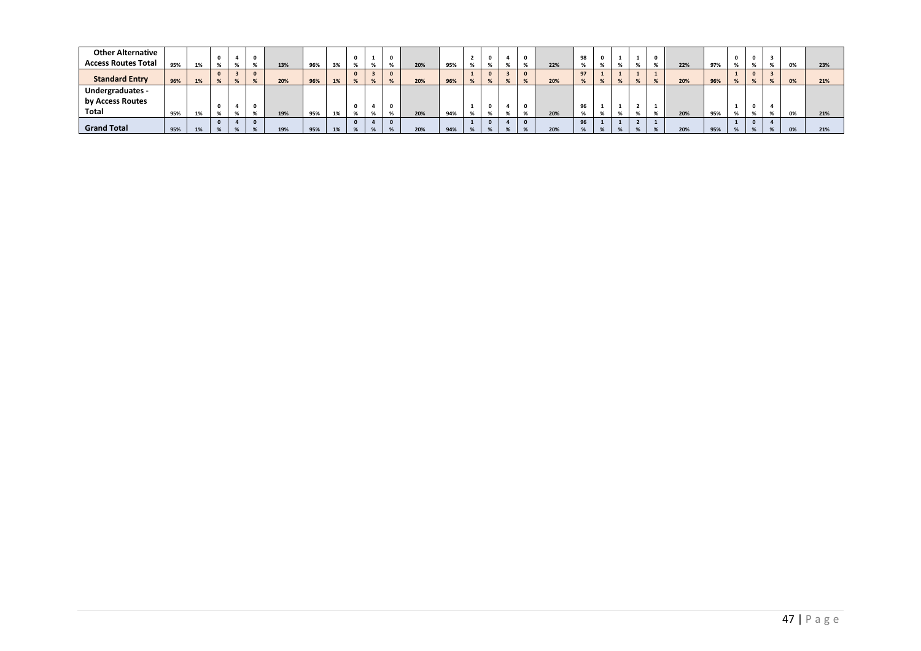| | | | | | | | | | | | | | | | | | | | | | | | | | | | | | | |
|---|---|---|---|---|---|---|---|---|---|---|---|---|---|---|---|---|---|---|---|---|---|---|---|---|---|---|---|---|---|---|
| **Other Alternative Access Routes Total** | 95% | 1% | 0% | 4% | 0% | 13% | 96% | 3% | 0% | 1% | 0% | 20% | 95% | 2% | 0% | 4% | 0% | 22% | 98% | 0% | 1% | 1% | 0% | 22% | 97% | 0% | 0% | 3% | 0% | 23% |
| **Standard Entry** | 96% | 1% | 0% | 3% | 0% | 20% | 96% | 1% | 0% | 3% | 0% | 20% | 96% | 1% | 0% | 3% | 0% | 20% | 97% | 1% | 1% | 1% | 1% | 20% | 96% | 1% | 0% | 3% | 0% | 21% |
| **Undergraduates - by Access Routes Total** | 95% | 1% | 0% | 4% | 0% | 19% | 95% | 1% | 0% | 4% | 0% | 20% | 94% | 1% | 0% | 4% | 0% | 20% | 96% | 1% | 1% | 2% | 1% | 20% | 95% | 1% | 0% | 4% | 0% | 21% |
| **Grand Total** | 95% | 1% | 0% | 4% | 0% | 19% | 95% | 1% | 0% | 4% | 0% | 20% | 94% | 1% | 0% | 4% | 0% | 20% | 96% | 1% | 1% | 2% | 1% | 20% | 95% | 1% | 0% | 4% | 0% | 21% |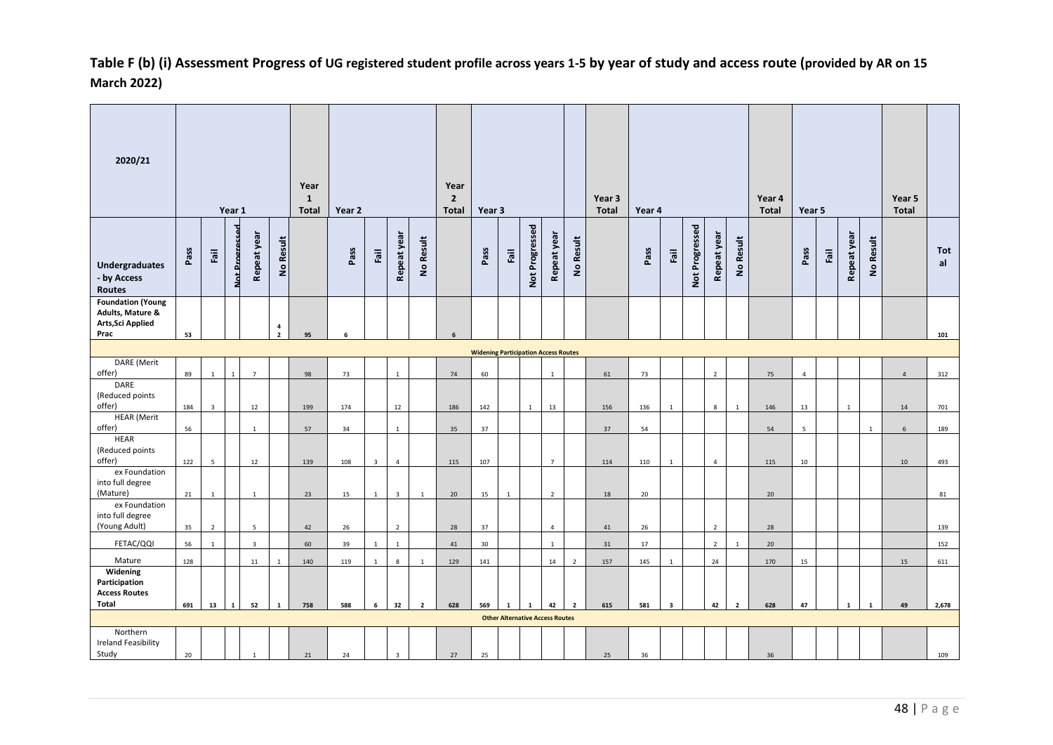**Table F (b) (i) Assessment Progress of UG registered student profile across years 1-5 by year of study and access route (provided by AR on 15 March 2022)**

| 2020/21 | Year 1 | | | | | Year 1 Total | Year 2 | | | | Year 2 Total | Year 3 | | | | | Year 3 Total | Year 4 | | | | | Year 4 Total | Year 5 | | | | Year 5 Total | |
|---|---|---|---|---|---|---|---|---|---|---|---|---|---|---|---|---|---|---|---|---|---|---|---|---|---|---|---|---|---|
| **Undergraduates - by Access Routes** | Pass | Fail | Not Progressed | Repeat year | No Result | | Pass | Fail | Repeat year | No Result | | Pass | Fail | Not Progressed | Repeat year | No Result | | Pass | Fail | Not Progressed | Repeat year | No Result | | Pass | Fail | Repeat year | No Result | | Total |
| **Foundation (Young Adults, Mature & Arts,Sci Applied Prac** | 53 | | | | 42 | 95 | 6 | | | | 6 | | | | | | | | | | | | | | | | | | 101 |
| **Widening Participation Access Routes** | | | | | | | | | | | | | | | | | | | | | | | | | | | | | |
| DARE (Merit offer) | 89 | 1 | 1 | 7 | | 98 | 73 | | 1 | | 74 | 60 | | | 1 | | 61 | 73 | | | 2 | | 75 | 4 | | | | 4 | 312 |
| DARE (Reduced points offer) | 184 | 3 | | 12 | | 199 | 174 | | 12 | | 186 | 142 | | 1 | 13 | | 156 | 136 | 1 | | 8 | 1 | 146 | 13 | | 1 | | 14 | 701 |
| HEAR (Merit offer) | 56 | | | 1 | | 57 | 34 | | 1 | | 35 | 37 | | | | | 37 | 54 | | | | | 54 | 5 | | | 1 | 6 | 189 |
| HEAR (Reduced points offer) | 122 | 5 | | 12 | | 139 | 108 | 3 | 4 | | 115 | 107 | | | 7 | | 114 | 110 | 1 | | 4 | | 115 | 10 | | | | 10 | 493 |
| ex Foundation into full degree (Mature) | 21 | 1 | | 1 | | 23 | 15 | 1 | 3 | 1 | 20 | 15 | 1 | | 2 | | 18 | 20 | | | | | 20 | | | | | | 81 |
| ex Foundation into full degree (Young Adult) | 35 | 2 | | 5 | | 42 | 26 | | 2 | | 28 | 37 | | | 4 | | 41 | 26 | | | 2 | | 28 | | | | | | 139 |
| FETAC/QQI | 56 | 1 | | 3 | | 60 | 39 | 1 | 1 | | 41 | 30 | | | 1 | | 31 | 17 | | | 2 | 1 | 20 | | | | | | 152 |
| Mature | 128 | | | 11 | 1 | 140 | 119 | 1 | 8 | 1 | 129 | 141 | | | 14 | 2 | 157 | 145 | 1 | | 24 | | 170 | 15 | | | | 15 | 611 |
| **Widening Participation Access Routes Total** | **691** | **13** | **1** | **52** | **1** | **758** | **588** | **6** | **32** | **2** | **628** | **569** | **1** | **1** | **42** | **2** | **615** | **581** | **3** | | **42** | **2** | **628** | **47** | | **1** | **1** | **49** | **2,678** |
| **Other Alternative Access Routes** | | | | | | | | | | | | | | | | | | | | | | | | | | | | | |
| Northern Ireland Feasibility Study | 20 | | | 1 | | 21 | 24 | | 3 | | 27 | 25 | | | | | 25 | 36 | | | | | 36 | | | | | | 109 |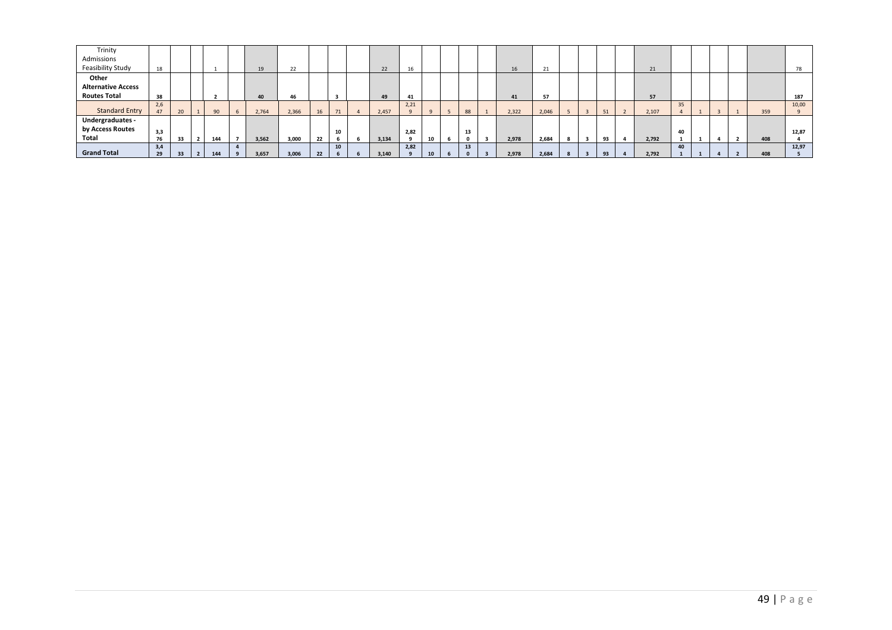| | | | | | | | | | | | | | | | | | | | | | | | | | | | | | |
|---|---|---|---|---|---|---|---|---|---|---|---|---|---|---|---|---|---|---|---|---|---|---|---|---|---|---|---|---|---|
| Trinity Admissions Feasibility Study | 18 | | | 1 | | 19 | 22 | | | | 22 | 16 | | | | | 16 | 21 | | | | | 21 | | | | | | 78 |
| **Other Alternative Access Routes Total** | **38** | | | **2** | | **40** | **46** | | **3** | | **49** | **41** | | | | | **41** | **57** | | | | | **57** | | | | | | **187** |
| Standard Entry | 2,647 | 20 | 1 | 90 | 6 | 2,764 | 2,366 | 16 | 71 | 4 | 2,457 | 2,219 | 9 | 5 | 88 | 1 | 2,322 | 2,046 | 5 | 3 | 51 | 2 | 2,107 | 354 | 1 | 3 | 1 | 359 | 10,009 |
| **Undergraduates - by Access Routes Total** | **3,376** | **33** | **2** | **144** | **7** | **3,562** | **3,000** | **22** | **106** | **6** | **3,134** | **2,829** | **10** | **6** | **130** | **3** | **2,978** | **2,684** | **8** | **3** | **93** | **4** | **2,792** | **401** | **1** | **4** | **2** | **408** | **12,874** |
| **Grand Total** | **3,429** | **33** | **2** | **144** | **49** | **3,657** | **3,006** | **22** | **106** | **6** | **3,140** | **2,829** | **10** | **6** | **130** | **3** | **2,978** | **2,684** | **8** | **3** | **93** | **4** | **2,792** | **401** | **1** | **4** | **2** | **408** | **12,975** |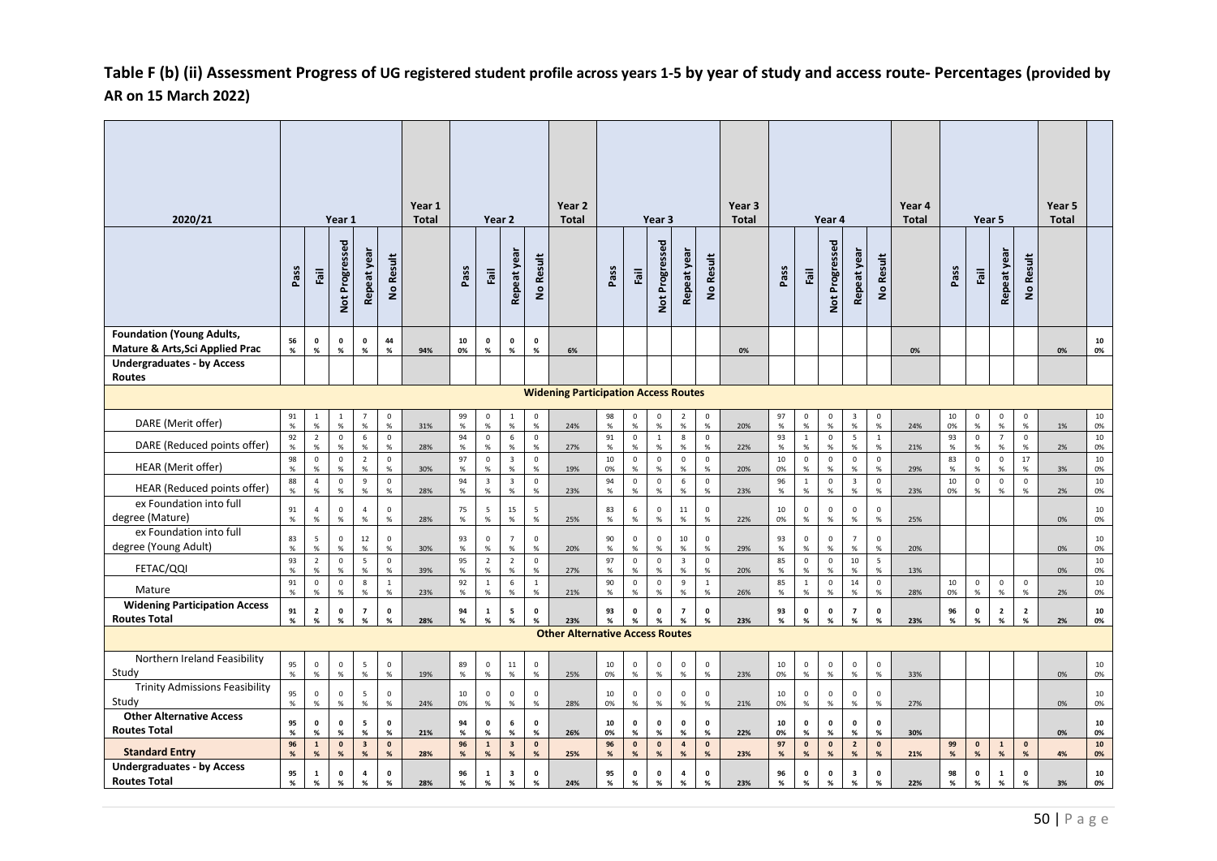## Table F (b) (ii) Assessment Progress of UG registered student profile across years 1-5 by year of study and access route- Percentages (provided by AR on 15 March 2022)

| 2020/21 | Year 1 | | | | | Year 1 Total | Year 2 | | | | Year 2 Total | Year 3 | | | | | Year 3 Total | Year 4 | | | | | Year 4 Total | Year 5 | | | | Year 5 Total | |
|---|---|---|---|---|---|---|---|---|---|---|---|---|---|---|---|---|---|---|---|---|---|---|---|---|---|---|---|---|---|
| | Pass | Fail | Not Progressed | Repeat year | No Result | | Pass | Fail | Repeat year | No Result | | Pass | Fail | Not Progressed | Repeat year | No Result | | Pass | Fail | Not Progressed | Repeat year | No Result | | Pass | Fail | Repeat year | No Result | | |
| **Foundation (Young Adults, Mature & Arts,Sci Applied Prac** | **56%** | **0%** | **0%** | **0%** | **44%** | **94%** | **100%** | **0%** | **0%** | **0%** | **6%** | | | | | | **0%** | | | | | | **0%** | | | | | **0%** | **100%** |
| **Undergraduates - by Access Routes** | | | | | | | | | | | | | | | | | | | | | | | | | | | | | |
| **Widening Participation Access Routes** | | | | | | | | | | | | | | | | | | | | | | | | | | | | | |
| DARE (Merit offer) | 91% | 1% | 1% | 7% | 0% | 31% | 99% | 0% | 1% | 0% | 24% | 98% | 0% | 0% | 2% | 0% | 20% | 97% | 0% | 0% | 3% | 0% | 24% | 100% | 0% | 0% | 0% | 1% | 100% |
| DARE (Reduced points offer) | 92% | 2% | 0% | 6% | 0% | 28% | 94% | 0% | 6% | 0% | 27% | 91% | 0% | 1% | 8% | 0% | 22% | 93% | 1% | 0% | 5% | 1% | 21% | 93% | 0% | 7% | 0% | 2% | 100% |
| HEAR (Merit offer) | 98% | 0% | 0% | 2% | 0% | 30% | 97% | 0% | 3% | 0% | 19% | 100% | 0% | 0% | 0% | 0% | 20% | 100% | 0% | 0% | 0% | 0% | 29% | 83% | 0% | 0% | 17% | 3% | 100% |
| HEAR (Reduced points offer) | 88% | 4% | 0% | 9% | 0% | 28% | 94% | 3% | 3% | 0% | 23% | 94% | 0% | 0% | 6% | 0% | 23% | 96% | 1% | 0% | 3% | 0% | 23% | 100% | 0% | 0% | 0% | 2% | 100% |
| ex Foundation into full degree (Mature) | 91% | 4% | 0% | 4% | 0% | 28% | 75% | 5% | 15% | 5% | 25% | 83% | 6% | 0% | 11% | 0% | 22% | 100% | 0% | 0% | 0% | 0% | 25% | | | | | 0% | 100% |
| ex Foundation into full degree (Young Adult) | 83% | 5% | 0% | 12% | 0% | 30% | 93% | 0% | 7% | 0% | 20% | 90% | 0% | 0% | 10% | 0% | 29% | 93% | 0% | 0% | 7% | 0% | 20% | | | | | 0% | 100% |
| FETAC/QQI | 93% | 2% | 0% | 5% | 0% | 39% | 95% | 2% | 2% | 0% | 27% | 97% | 0% | 0% | 3% | 0% | 20% | 85% | 0% | 0% | 10% | 5% | 13% | | | | | 0% | 100% |
| Mature | 91% | 0% | 0% | 8% | 1% | 23% | 92% | 1% | 6% | 1% | 21% | 90% | 0% | 0% | 9% | 1% | 26% | 85% | 1% | 0% | 14% | 0% | 28% | 100% | 0% | 0% | 0% | 2% | 100% |
| **Widening Participation Access Routes Total** | **91%** | **2%** | **0%** | **7%** | **0%** | **28%** | **94%** | **1%** | **5%** | **0%** | **23%** | **93%** | **0%** | **0%** | **7%** | **0%** | **23%** | **93%** | **0%** | **0%** | **7%** | **0%** | **23%** | **96%** | **0%** | **2%** | **2%** | **2%** | **100%** |
| **Other Alternative Access Routes** | | | | | | | | | | | | | | | | | | | | | | | | | | | | | |
| Northern Ireland Feasibility Study | 95% | 0% | 0% | 5% | 0% | 19% | 89% | 0% | 11% | 0% | 25% | 100% | 0% | 0% | 0% | 0% | 23% | 100% | 0% | 0% | 0% | 0% | 33% | | | | | 0% | 100% |
| Trinity Admissions Feasibility Study | 95% | 0% | 0% | 5% | 0% | 24% | 100% | 0% | 0% | 0% | 28% | 100% | 0% | 0% | 0% | 0% | 21% | 100% | 0% | 0% | 0% | 0% | 27% | | | | | 0% | 100% |
| **Other Alternative Access Routes Total** | **95%** | **0%** | **0%** | **5%** | **0%** | **21%** | **94%** | **0%** | **6%** | **0%** | **26%** | **100%** | **0%** | **0%** | **0%** | **0%** | **22%** | **100%** | **0%** | **0%** | **0%** | **0%** | **30%** | | | | | **0%** | **100%** |
| **Standard Entry** | **96%** | **1%** | **0%** | **3%** | **0%** | **28%** | **96%** | **1%** | **3%** | **0%** | **25%** | **96%** | **0%** | **0%** | **4%** | **0%** | **23%** | **97%** | **0%** | **0%** | **2%** | **0%** | **21%** | **99%** | **0%** | **1%** | **0%** | **4%** | **100%** |
| **Undergraduates - by Access Routes Total** | **95%** | **1%** | **0%** | **4%** | **0%** | **28%** | **96%** | **1%** | **3%** | **0%** | **24%** | **95%** | **0%** | **0%** | **4%** | **0%** | **23%** | **96%** | **0%** | **0%** | **3%** | **0%** | **22%** | **98%** | **0%** | **1%** | **0%** | **3%** | **100%** |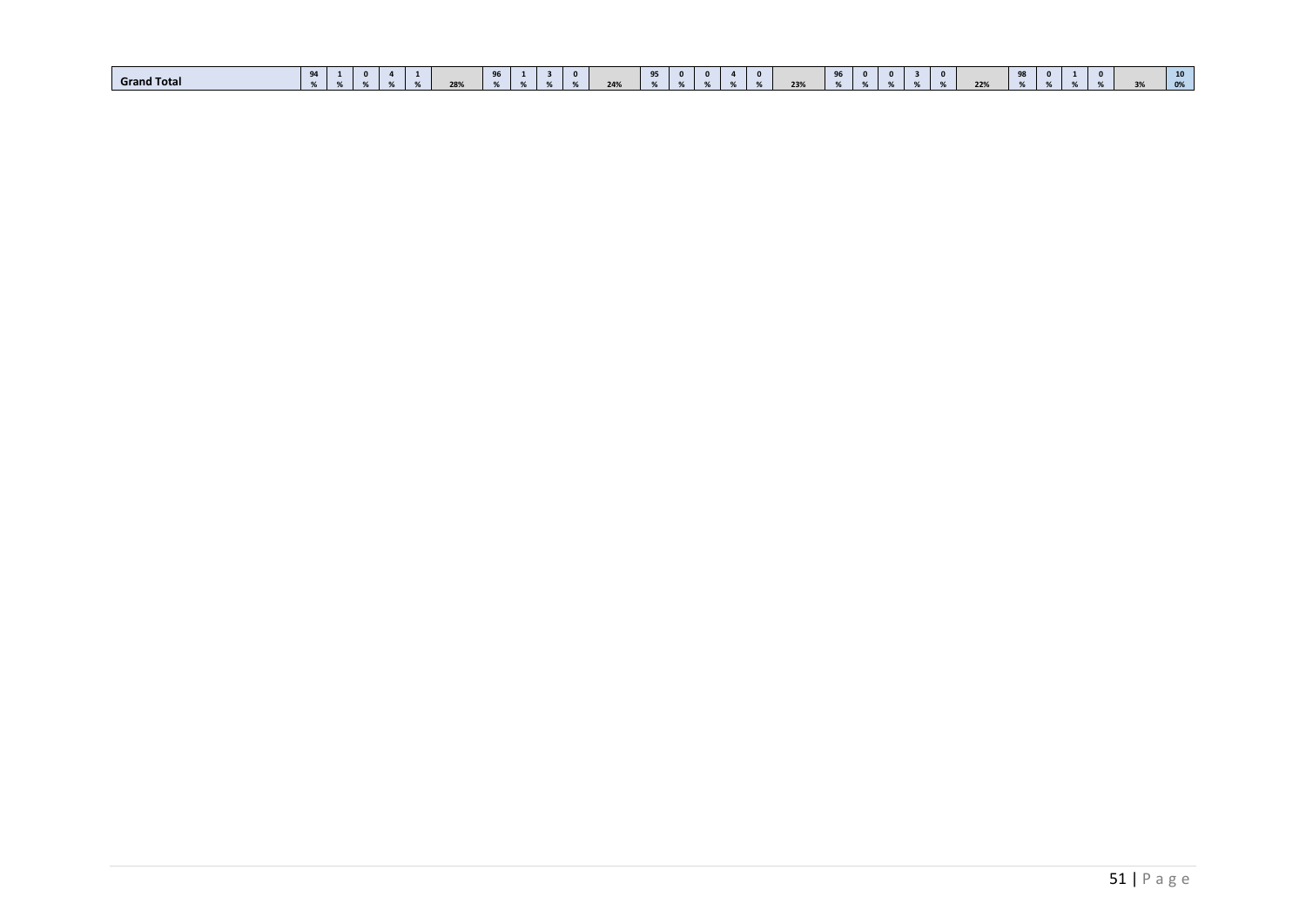| | | | | | | | | | | | | | | | | | | | | | | | | | | | | | | |
|---|---|---|---|---|---|---|---|---|---|---|---|---|---|---|---|---|---|---|---|---|---|---|---|---|---|---|---|---|---|---|
| **Grand Total** | **94%** | **1%** | **0%** | **4%** | **1%** | **28%** | **96%** | **1%** | **3%** | **0%** | **24%** | **95%** | **0%** | **0%** | **4%** | **0%** | **23%** | **96%** | **0%** | **0%** | **3%** | **0%** | **22%** | **98%** | **0%** | **1%** | **0%** | **3%** | **100%** | |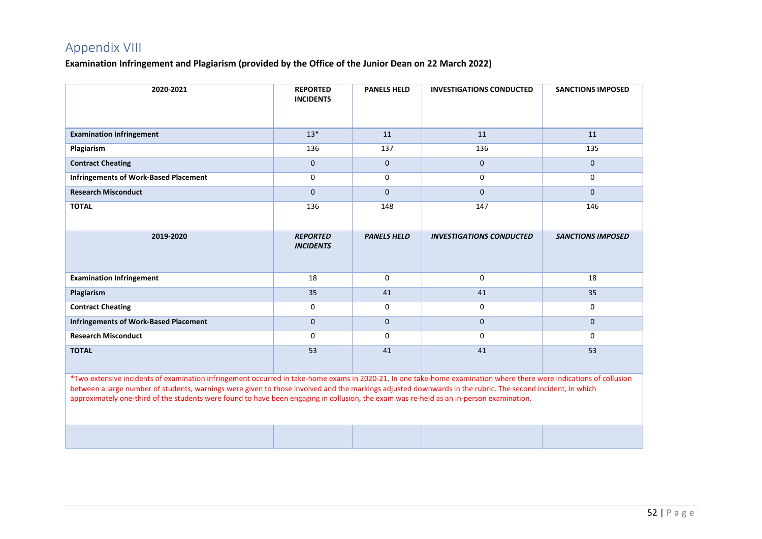# Appendix VIII

**Examination Infringement and Plagiarism (provided by the Office of the Junior Dean on 22 March 2022)**

| 2020-2021 | REPORTED INCIDENTS | PANELS HELD | INVESTIGATIONS CONDUCTED | SANCTIONS IMPOSED |
|---|---|---|---|---|
| **Examination Infringement** | 13* | 11 | 11 | 11 |
| **Plagiarism** | 136 | 137 | 136 | 135 |
| **Contract Cheating** | 0 | 0 | 0 | 0 |
| **Infringements of Work-Based Placement** | 0 | 0 | 0 | 0 |
| **Research Misconduct** | 0 | 0 | 0 | 0 |
| **TOTAL** | 136 | 148 | 147 | 146 |
| **2019-2020** | ***REPORTED INCIDENTS*** | ***PANELS HELD*** | ***INVESTIGATIONS CONDUCTED*** | ***SANCTIONS IMPOSED*** |
| **Examination Infringement** | 18 | 0 | 0 | 18 |
| **Plagiarism** | 35 | 41 | 41 | 35 |
| **Contract Cheating** | 0 | 0 | 0 | 0 |
| **Infringements of Work-Based Placement** | 0 | 0 | 0 | 0 |
| **Research Misconduct** | 0 | 0 | 0 | 0 |
| **TOTAL** | 53 | 41 | 41 | 53 |

*Two extensive incidents of examination infringement occurred in take-home exams in 2020-21. In one take-home examination where there were indications of collusion between a large number of students, warnings were given to those involved and the markings adjusted downwards in the rubric. The second incident, in which approximately one-third of the students were found to have been engaging in collusion, the exam was re-held as an in-person examination.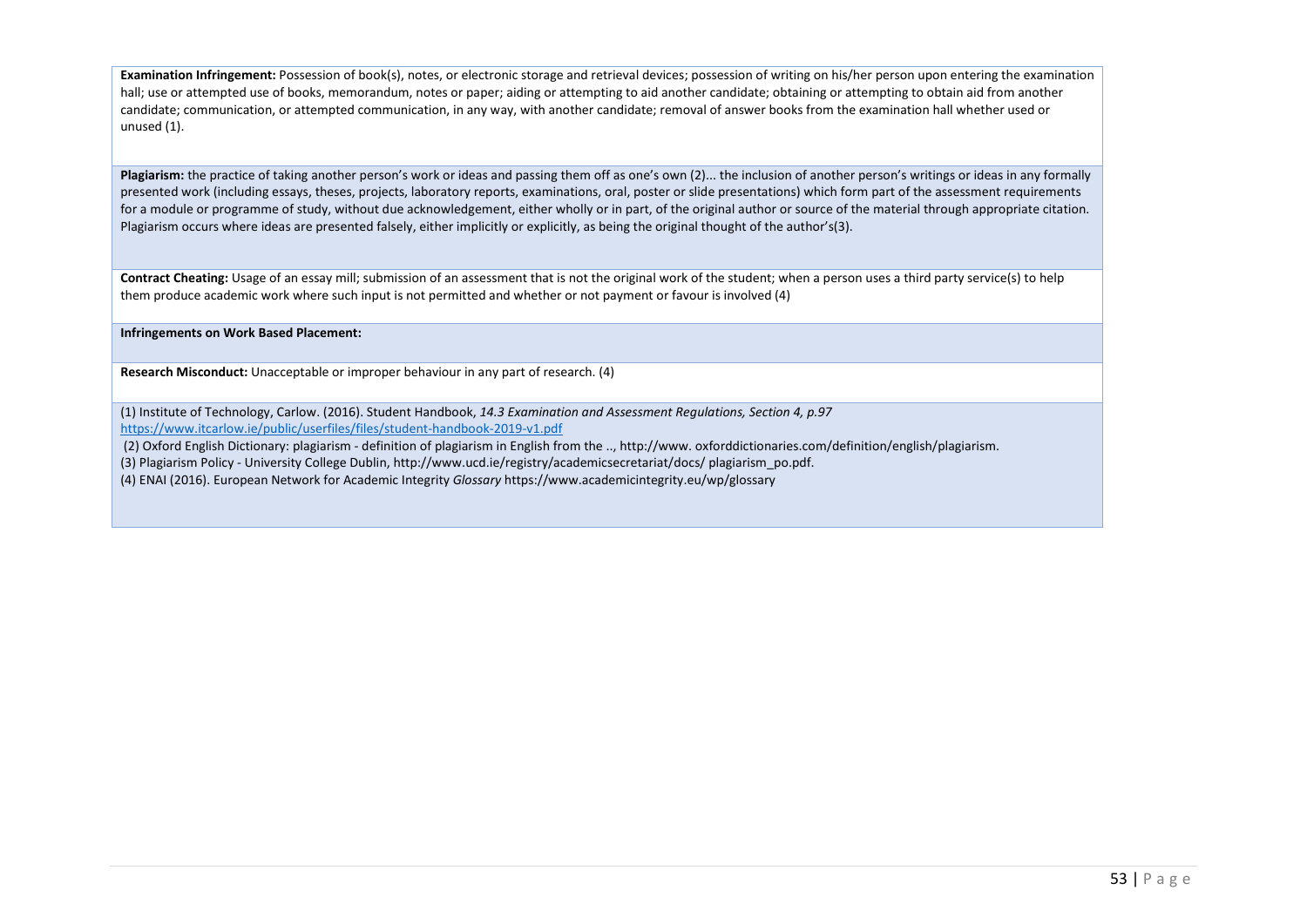**Examination Infringement:** Possession of book(s), notes, or electronic storage and retrieval devices; possession of writing on his/her person upon entering the examination hall; use or attempted use of books, memorandum, notes or paper; aiding or attempting to aid another candidate; obtaining or attempting to obtain aid from another candidate; communication, or attempted communication, in any way, with another candidate; removal of answer books from the examination hall whether used or unused (1).

**Plagiarism:** the practice of taking another person's work or ideas and passing them off as one's own (2)... the inclusion of another person's writings or ideas in any formally presented work (including essays, theses, projects, laboratory reports, examinations, oral, poster or slide presentations) which form part of the assessment requirements for a module or programme of study, without due acknowledgement, either wholly or in part, of the original author or source of the material through appropriate citation. Plagiarism occurs where ideas are presented falsely, either implicitly or explicitly, as being the original thought of the author's(3).

**Contract Cheating:** Usage of an essay mill; submission of an assessment that is not the original work of the student; when a person uses a third party service(s) to help them produce academic work where such input is not permitted and whether or not payment or favour is involved (4)

**Infringements on Work Based Placement:**

**Research Misconduct:** Unacceptable or improper behaviour in any part of research. (4)

(1) Institute of Technology, Carlow. (2016). Student Handbook, *14.3 Examination and Assessment Regulations, Section 4, p.97*
https://www.itcarlow.ie/public/userfiles/files/student-handbook-2019-v1.pdf

(2) Oxford English Dictionary: plagiarism - definition of plagiarism in English from the .., http://www. oxforddictionaries.com/definition/english/plagiarism.

(3) Plagiarism Policy - University College Dublin, http://www.ucd.ie/registry/academicsecretariat/docs/ plagiarism_po.pdf.

(4) ENAI (2016). European Network for Academic Integrity *Glossary* https://www.academicintegrity.eu/wp/glossary